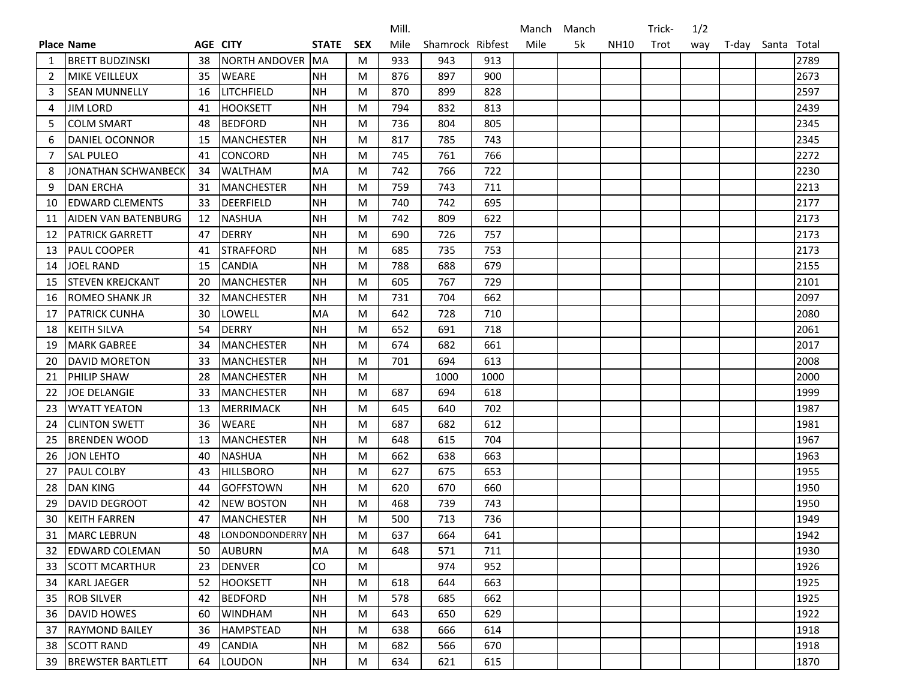| Place | Name | AGE | CITY | STATE | SEX | Mill. Mile | Shamrock | Ribfest | Manch Mile | Manch 5k | NH10 | Trick-Trot | 1/2 way | T-day | Santa | Total |
|---|---|---|---|---|---|---|---|---|---|---|---|---|---|---|---|---|
| 1 | BRETT BUDZINSKI | 38 | NORTH ANDOVER | MA | M | 933 | 943 | 913 | | | | | | | | 2789 |
| 2 | MIKE VEILLEUX | 35 | WEARE | NH | M | 876 | 897 | 900 | | | | | | | | 2673 |
| 3 | SEAN MUNNELLY | 16 | LITCHFIELD | NH | M | 870 | 899 | 828 | | | | | | | | 2597 |
| 4 | JIM LORD | 41 | HOOKSETT | NH | M | 794 | 832 | 813 | | | | | | | | 2439 |
| 5 | COLM SMART | 48 | BEDFORD | NH | M | 736 | 804 | 805 | | | | | | | | 2345 |
| 6 | DANIEL OCONNOR | 15 | MANCHESTER | NH | M | 817 | 785 | 743 | | | | | | | | 2345 |
| 7 | SAL PULEO | 41 | CONCORD | NH | M | 745 | 761 | 766 | | | | | | | | 2272 |
| 8 | JONATHAN SCHWANBECK | 34 | WALTHAM | MA | M | 742 | 766 | 722 | | | | | | | | 2230 |
| 9 | DAN ERCHA | 31 | MANCHESTER | NH | M | 759 | 743 | 711 | | | | | | | | 2213 |
| 10 | EDWARD CLEMENTS | 33 | DEERFIELD | NH | M | 740 | 742 | 695 | | | | | | | | 2177 |
| 11 | AIDEN VAN BATENBURG | 12 | NASHUA | NH | M | 742 | 809 | 622 | | | | | | | | 2173 |
| 12 | PATRICK GARRETT | 47 | DERRY | NH | M | 690 | 726 | 757 | | | | | | | | 2173 |
| 13 | PAUL COOPER | 41 | STRAFFORD | NH | M | 685 | 735 | 753 | | | | | | | | 2173 |
| 14 | JOEL RAND | 15 | CANDIA | NH | M | 788 | 688 | 679 | | | | | | | | 2155 |
| 15 | STEVEN KREJCKANT | 20 | MANCHESTER | NH | M | 605 | 767 | 729 | | | | | | | | 2101 |
| 16 | ROMEO SHANK JR | 32 | MANCHESTER | NH | M | 731 | 704 | 662 | | | | | | | | 2097 |
| 17 | PATRICK CUNHA | 30 | LOWELL | MA | M | 642 | 728 | 710 | | | | | | | | 2080 |
| 18 | KEITH SILVA | 54 | DERRY | NH | M | 652 | 691 | 718 | | | | | | | | 2061 |
| 19 | MARK GABREE | 34 | MANCHESTER | NH | M | 674 | 682 | 661 | | | | | | | | 2017 |
| 20 | DAVID MORETON | 33 | MANCHESTER | NH | M | 701 | 694 | 613 | | | | | | | | 2008 |
| 21 | PHILIP SHAW | 28 | MANCHESTER | NH | M | | 1000 | 1000 | | | | | | | | 2000 |
| 22 | JOE DELANGIE | 33 | MANCHESTER | NH | M | 687 | 694 | 618 | | | | | | | | 1999 |
| 23 | WYATT YEATON | 13 | MERRIMACK | NH | M | 645 | 640 | 702 | | | | | | | | 1987 |
| 24 | CLINTON SWETT | 36 | WEARE | NH | M | 687 | 682 | 612 | | | | | | | | 1981 |
| 25 | BRENDEN WOOD | 13 | MANCHESTER | NH | M | 648 | 615 | 704 | | | | | | | | 1967 |
| 26 | JON LEHTO | 40 | NASHUA | NH | M | 662 | 638 | 663 | | | | | | | | 1963 |
| 27 | PAUL COLBY | 43 | HILLSBORO | NH | M | 627 | 675 | 653 | | | | | | | | 1955 |
| 28 | DAN KING | 44 | GOFFSTOWN | NH | M | 620 | 670 | 660 | | | | | | | | 1950 |
| 29 | DAVID DEGROOT | 42 | NEW BOSTON | NH | M | 468 | 739 | 743 | | | | | | | | 1950 |
| 30 | KEITH FARREN | 47 | MANCHESTER | NH | M | 500 | 713 | 736 | | | | | | | | 1949 |
| 31 | MARC LEBRUN | 48 | LONDONDONDERRY | NH | M | 637 | 664 | 641 | | | | | | | | 1942 |
| 32 | EDWARD COLEMAN | 50 | AUBURN | MA | M | 648 | 571 | 711 | | | | | | | | 1930 |
| 33 | SCOTT MCARTHUR | 23 | DENVER | CO | M | | 974 | 952 | | | | | | | | 1926 |
| 34 | KARL JAEGER | 52 | HOOKSETT | NH | M | 618 | 644 | 663 | | | | | | | | 1925 |
| 35 | ROB SILVER | 42 | BEDFORD | NH | M | 578 | 685 | 662 | | | | | | | | 1925 |
| 36 | DAVID HOWES | 60 | WINDHAM | NH | M | 643 | 650 | 629 | | | | | | | | 1922 |
| 37 | RAYMOND BAILEY | 36 | HAMPSTEAD | NH | M | 638 | 666 | 614 | | | | | | | | 1918 |
| 38 | SCOTT RAND | 49 | CANDIA | NH | M | 682 | 566 | 670 | | | | | | | | 1918 |
| 39 | BREWSTER BARTLETT | 64 | LOUDON | NH | M | 634 | 621 | 615 | | | | | | | | 1870 |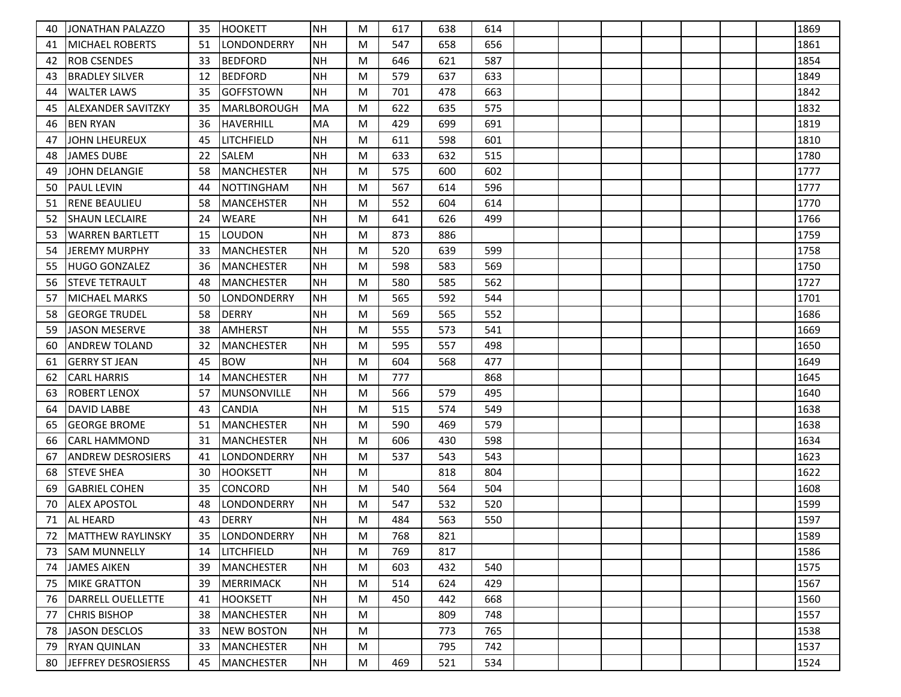| | | | | | | | | | | | | | | | | |
|---|---|---|---|---|---|---|---|---|---|---|---|---|---|---|---|---|
| 40 | JONATHAN PALAZZO | 35 | HOOKETT | NH | M | 617 | 638 | 614 | | | | | | | | 1869 |
| 41 | MICHAEL ROBERTS | 51 | LONDONDERRY | NH | M | 547 | 658 | 656 | | | | | | | | 1861 |
| 42 | ROB CSENDES | 33 | BEDFORD | NH | M | 646 | 621 | 587 | | | | | | | | 1854 |
| 43 | BRADLEY SILVER | 12 | BEDFORD | NH | M | 579 | 637 | 633 | | | | | | | | 1849 |
| 44 | WALTER LAWS | 35 | GOFFSTOWN | NH | M | 701 | 478 | 663 | | | | | | | | 1842 |
| 45 | ALEXANDER SAVITZKY | 35 | MARLBOROUGH | MA | M | 622 | 635 | 575 | | | | | | | | 1832 |
| 46 | BEN RYAN | 36 | HAVERHILL | MA | M | 429 | 699 | 691 | | | | | | | | 1819 |
| 47 | JOHN LHEUREUX | 45 | LITCHFIELD | NH | M | 611 | 598 | 601 | | | | | | | | 1810 |
| 48 | JAMES DUBE | 22 | SALEM | NH | M | 633 | 632 | 515 | | | | | | | | 1780 |
| 49 | JOHN DELANGIE | 58 | MANCHESTER | NH | M | 575 | 600 | 602 | | | | | | | | 1777 |
| 50 | PAUL LEVIN | 44 | NOTTINGHAM | NH | M | 567 | 614 | 596 | | | | | | | | 1777 |
| 51 | RENE BEAULIEU | 58 | MANCEHSTER | NH | M | 552 | 604 | 614 | | | | | | | | 1770 |
| 52 | SHAUN LECLAIRE | 24 | WEARE | NH | M | 641 | 626 | 499 | | | | | | | | 1766 |
| 53 | WARREN BARTLETT | 15 | LOUDON | NH | M | 873 | 886 | | | | | | | | | 1759 |
| 54 | JEREMY MURPHY | 33 | MANCHESTER | NH | M | 520 | 639 | 599 | | | | | | | | 1758 |
| 55 | HUGO GONZALEZ | 36 | MANCHESTER | NH | M | 598 | 583 | 569 | | | | | | | | 1750 |
| 56 | STEVE TETRAULT | 48 | MANCHESTER | NH | M | 580 | 585 | 562 | | | | | | | | 1727 |
| 57 | MICHAEL MARKS | 50 | LONDONDERRY | NH | M | 565 | 592 | 544 | | | | | | | | 1701 |
| 58 | GEORGE TRUDEL | 58 | DERRY | NH | M | 569 | 565 | 552 | | | | | | | | 1686 |
| 59 | JASON MESERVE | 38 | AMHERST | NH | M | 555 | 573 | 541 | | | | | | | | 1669 |
| 60 | ANDREW TOLAND | 32 | MANCHESTER | NH | M | 595 | 557 | 498 | | | | | | | | 1650 |
| 61 | GERRY ST JEAN | 45 | BOW | NH | M | 604 | 568 | 477 | | | | | | | | 1649 |
| 62 | CARL HARRIS | 14 | MANCHESTER | NH | M | 777 | | 868 | | | | | | | | 1645 |
| 63 | ROBERT LENOX | 57 | MUNSONVILLE | NH | M | 566 | 579 | 495 | | | | | | | | 1640 |
| 64 | DAVID LABBE | 43 | CANDIA | NH | M | 515 | 574 | 549 | | | | | | | | 1638 |
| 65 | GEORGE BROME | 51 | MANCHESTER | NH | M | 590 | 469 | 579 | | | | | | | | 1638 |
| 66 | CARL HAMMOND | 31 | MANCHESTER | NH | M | 606 | 430 | 598 | | | | | | | | 1634 |
| 67 | ANDREW DESROSIERS | 41 | LONDONDERRY | NH | M | 537 | 543 | 543 | | | | | | | | 1623 |
| 68 | STEVE SHEA | 30 | HOOKSETT | NH | M | | 818 | 804 | | | | | | | | 1622 |
| 69 | GABRIEL COHEN | 35 | CONCORD | NH | M | 540 | 564 | 504 | | | | | | | | 1608 |
| 70 | ALEX APOSTOL | 48 | LONDONDERRY | NH | M | 547 | 532 | 520 | | | | | | | | 1599 |
| 71 | AL HEARD | 43 | DERRY | NH | M | 484 | 563 | 550 | | | | | | | | 1597 |
| 72 | MATTHEW RAYLINSKY | 35 | LONDONDERRY | NH | M | 768 | 821 | | | | | | | | | 1589 |
| 73 | SAM MUNNELLY | 14 | LITCHFIELD | NH | M | 769 | 817 | | | | | | | | | 1586 |
| 74 | JAMES AIKEN | 39 | MANCHESTER | NH | M | 603 | 432 | 540 | | | | | | | | 1575 |
| 75 | MIKE GRATTON | 39 | MERRIMACK | NH | M | 514 | 624 | 429 | | | | | | | | 1567 |
| 76 | DARRELL OUELLETTE | 41 | HOOKSETT | NH | M | 450 | 442 | 668 | | | | | | | | 1560 |
| 77 | CHRIS BISHOP | 38 | MANCHESTER | NH | M | | 809 | 748 | | | | | | | | 1557 |
| 78 | JASON DESCLOS | 33 | NEW BOSTON | NH | M | | 773 | 765 | | | | | | | | 1538 |
| 79 | RYAN QUINLAN | 33 | MANCHESTER | NH | M | | 795 | 742 | | | | | | | | 1537 |
| 80 | JEFFREY DESROSIERSS | 45 | MANCHESTER | NH | M | 469 | 521 | 534 | | | | | | | | 1524 |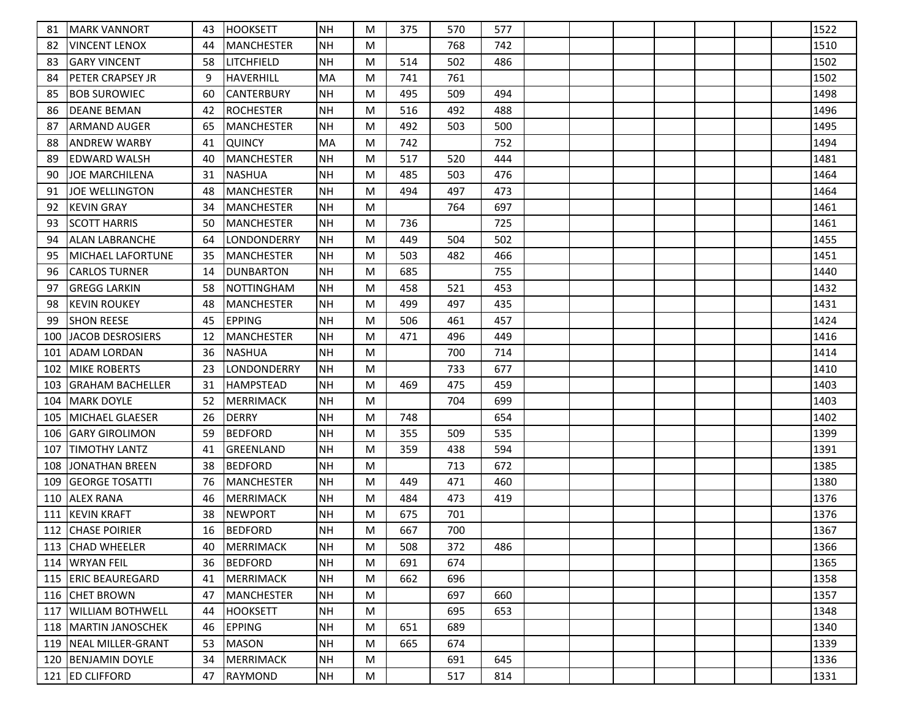| 81 | MARK VANNORT | 43 | HOOKSETT | NH | M | 375 | 570 | 577 | | | | | | | | 1522 |
|---|---|---|---|---|---|---|---|---|---|---|---|---|---|---|---|---|
| 82 | VINCENT LENOX | 44 | MANCHESTER | NH | M | | 768 | 742 | | | | | | | | 1510 |
| 83 | GARY VINCENT | 58 | LITCHFIELD | NH | M | 514 | 502 | 486 | | | | | | | | 1502 |
| 84 | PETER CRAPSEY JR | 9 | HAVERHILL | MA | M | 741 | 761 | | | | | | | | | 1502 |
| 85 | BOB SUROWIEC | 60 | CANTERBURY | NH | M | 495 | 509 | 494 | | | | | | | | 1498 |
| 86 | DEANE BEMAN | 42 | ROCHESTER | NH | M | 516 | 492 | 488 | | | | | | | | 1496 |
| 87 | ARMAND AUGER | 65 | MANCHESTER | NH | M | 492 | 503 | 500 | | | | | | | | 1495 |
| 88 | ANDREW WARBY | 41 | QUINCY | MA | M | 742 | | 752 | | | | | | | | 1494 |
| 89 | EDWARD WALSH | 40 | MANCHESTER | NH | M | 517 | 520 | 444 | | | | | | | | 1481 |
| 90 | JOE MARCHILENA | 31 | NASHUA | NH | M | 485 | 503 | 476 | | | | | | | | 1464 |
| 91 | JOE WELLINGTON | 48 | MANCHESTER | NH | M | 494 | 497 | 473 | | | | | | | | 1464 |
| 92 | KEVIN GRAY | 34 | MANCHESTER | NH | M | | 764 | 697 | | | | | | | | 1461 |
| 93 | SCOTT HARRIS | 50 | MANCHESTER | NH | M | 736 | | 725 | | | | | | | | 1461 |
| 94 | ALAN LABRANCHE | 64 | LONDONDERRY | NH | M | 449 | 504 | 502 | | | | | | | | 1455 |
| 95 | MICHAEL LAFORTUNE | 35 | MANCHESTER | NH | M | 503 | 482 | 466 | | | | | | | | 1451 |
| 96 | CARLOS TURNER | 14 | DUNBARTON | NH | M | 685 | | 755 | | | | | | | | 1440 |
| 97 | GREGG LARKIN | 58 | NOTTINGHAM | NH | M | 458 | 521 | 453 | | | | | | | | 1432 |
| 98 | KEVIN ROUKEY | 48 | MANCHESTER | NH | M | 499 | 497 | 435 | | | | | | | | 1431 |
| 99 | SHON REESE | 45 | EPPING | NH | M | 506 | 461 | 457 | | | | | | | | 1424 |
| 100 | JACOB DESROSIERS | 12 | MANCHESTER | NH | M | 471 | 496 | 449 | | | | | | | | 1416 |
| 101 | ADAM LORDAN | 36 | NASHUA | NH | M | | 700 | 714 | | | | | | | | 1414 |
| 102 | MIKE ROBERTS | 23 | LONDONDERRY | NH | M | | 733 | 677 | | | | | | | | 1410 |
| 103 | GRAHAM BACHELLER | 31 | HAMPSTEAD | NH | M | 469 | 475 | 459 | | | | | | | | 1403 |
| 104 | MARK DOYLE | 52 | MERRIMACK | NH | M | | 704 | 699 | | | | | | | | 1403 |
| 105 | MICHAEL GLAESER | 26 | DERRY | NH | M | 748 | | 654 | | | | | | | | 1402 |
| 106 | GARY GIROLIMON | 59 | BEDFORD | NH | M | 355 | 509 | 535 | | | | | | | | 1399 |
| 107 | TIMOTHY LANTZ | 41 | GREENLAND | NH | M | 359 | 438 | 594 | | | | | | | | 1391 |
| 108 | JONATHAN BREEN | 38 | BEDFORD | NH | M | | 713 | 672 | | | | | | | | 1385 |
| 109 | GEORGE TOSATTI | 76 | MANCHESTER | NH | M | 449 | 471 | 460 | | | | | | | | 1380 |
| 110 | ALEX RANA | 46 | MERRIMACK | NH | M | 484 | 473 | 419 | | | | | | | | 1376 |
| 111 | KEVIN KRAFT | 38 | NEWPORT | NH | M | 675 | 701 | | | | | | | | | 1376 |
| 112 | CHASE POIRIER | 16 | BEDFORD | NH | M | 667 | 700 | | | | | | | | | 1367 |
| 113 | CHAD WHEELER | 40 | MERRIMACK | NH | M | 508 | 372 | 486 | | | | | | | | 1366 |
| 114 | WRYAN FEIL | 36 | BEDFORD | NH | M | 691 | 674 | | | | | | | | | 1365 |
| 115 | ERIC BEAUREGARD | 41 | MERRIMACK | NH | M | 662 | 696 | | | | | | | | | 1358 |
| 116 | CHET BROWN | 47 | MANCHESTER | NH | M | | 697 | 660 | | | | | | | | 1357 |
| 117 | WILLIAM BOTHWELL | 44 | HOOKSETT | NH | M | | 695 | 653 | | | | | | | | 1348 |
| 118 | MARTIN JANOSCHEK | 46 | EPPING | NH | M | 651 | 689 | | | | | | | | | 1340 |
| 119 | NEAL MILLER-GRANT | 53 | MASON | NH | M | 665 | 674 | | | | | | | | | 1339 |
| 120 | BENJAMIN DOYLE | 34 | MERRIMACK | NH | M | | 691 | 645 | | | | | | | | 1336 |
| 121 | ED CLIFFORD | 47 | RAYMOND | NH | M | | 517 | 814 | | | | | | | | 1331 |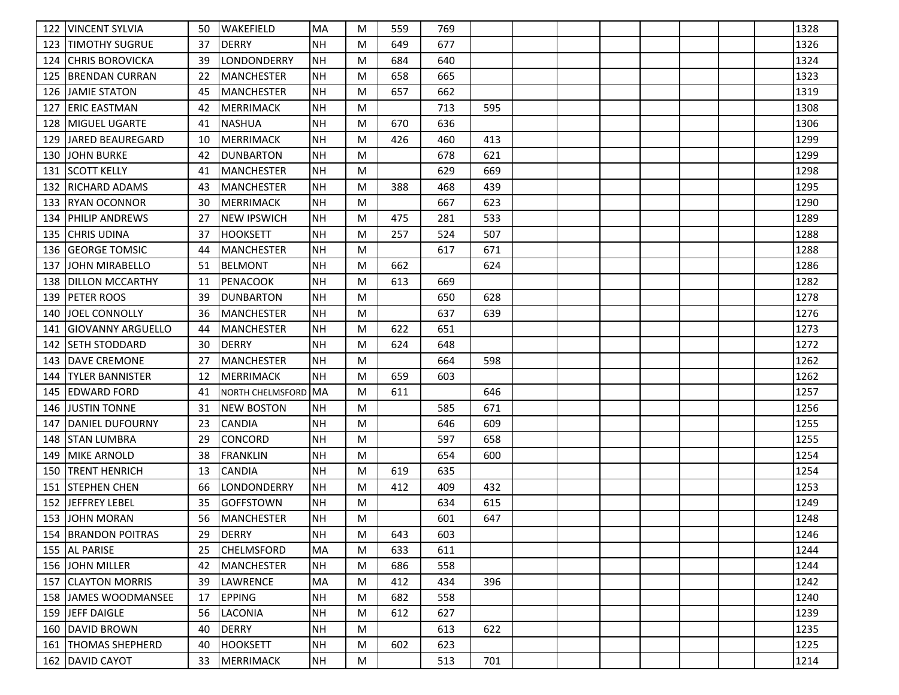| | | | | | | | | | | | | | | | | |
|---|---|---|---|---|---|---|---|---|---|---|---|---|---|---|---|---|
| 122 | VINCENT SYLVIA | 50 | WAKEFIELD | MA | M | 559 | 769 | | | | | | | | | 1328 |
| 123 | TIMOTHY SUGRUE | 37 | DERRY | NH | M | 649 | 677 | | | | | | | | | 1326 |
| 124 | CHRIS BOROVICKA | 39 | LONDONDERRY | NH | M | 684 | 640 | | | | | | | | | 1324 |
| 125 | BRENDAN CURRAN | 22 | MANCHESTER | NH | M | 658 | 665 | | | | | | | | | 1323 |
| 126 | JAMIE STATON | 45 | MANCHESTER | NH | M | 657 | 662 | | | | | | | | | 1319 |
| 127 | ERIC EASTMAN | 42 | MERRIMACK | NH | M | | 713 | 595 | | | | | | | | 1308 |
| 128 | MIGUEL UGARTE | 41 | NASHUA | NH | M | 670 | 636 | | | | | | | | | 1306 |
| 129 | JARED BEAUREGARD | 10 | MERRIMACK | NH | M | 426 | 460 | 413 | | | | | | | | 1299 |
| 130 | JOHN BURKE | 42 | DUNBARTON | NH | M | | 678 | 621 | | | | | | | | 1299 |
| 131 | SCOTT KELLY | 41 | MANCHESTER | NH | M | | 629 | 669 | | | | | | | | 1298 |
| 132 | RICHARD ADAMS | 43 | MANCHESTER | NH | M | 388 | 468 | 439 | | | | | | | | 1295 |
| 133 | RYAN OCONNOR | 30 | MERRIMACK | NH | M | | 667 | 623 | | | | | | | | 1290 |
| 134 | PHILIP ANDREWS | 27 | NEW IPSWICH | NH | M | 475 | 281 | 533 | | | | | | | | 1289 |
| 135 | CHRIS UDINA | 37 | HOOKSETT | NH | M | 257 | 524 | 507 | | | | | | | | 1288 |
| 136 | GEORGE TOMSIC | 44 | MANCHESTER | NH | M | | 617 | 671 | | | | | | | | 1288 |
| 137 | JOHN MIRABELLO | 51 | BELMONT | NH | M | 662 | | 624 | | | | | | | | 1286 |
| 138 | DILLON MCCARTHY | 11 | PENACOOK | NH | M | 613 | 669 | | | | | | | | | 1282 |
| 139 | PETER ROOS | 39 | DUNBARTON | NH | M | | 650 | 628 | | | | | | | | 1278 |
| 140 | JOEL CONNOLLY | 36 | MANCHESTER | NH | M | | 637 | 639 | | | | | | | | 1276 |
| 141 | GIOVANNY ARGUELLO | 44 | MANCHESTER | NH | M | 622 | 651 | | | | | | | | | 1273 |
| 142 | SETH STODDARD | 30 | DERRY | NH | M | 624 | 648 | | | | | | | | | 1272 |
| 143 | DAVE CREMONE | 27 | MANCHESTER | NH | M | | 664 | 598 | | | | | | | | 1262 |
| 144 | TYLER BANNISTER | 12 | MERRIMACK | NH | M | 659 | 603 | | | | | | | | | 1262 |
| 145 | EDWARD FORD | 41 | NORTH CHELMSFORD | MA | M | 611 | | 646 | | | | | | | | 1257 |
| 146 | JUSTIN TONNE | 31 | NEW BOSTON | NH | M | | 585 | 671 | | | | | | | | 1256 |
| 147 | DANIEL DUFOURNY | 23 | CANDIA | NH | M | | 646 | 609 | | | | | | | | 1255 |
| 148 | STAN LUMBRA | 29 | CONCORD | NH | M | | 597 | 658 | | | | | | | | 1255 |
| 149 | MIKE ARNOLD | 38 | FRANKLIN | NH | M | | 654 | 600 | | | | | | | | 1254 |
| 150 | TRENT HENRICH | 13 | CANDIA | NH | M | 619 | 635 | | | | | | | | | 1254 |
| 151 | STEPHEN CHEN | 66 | LONDONDERRY | NH | M | 412 | 409 | 432 | | | | | | | | 1253 |
| 152 | JEFFREY LEBEL | 35 | GOFFSTOWN | NH | M | | 634 | 615 | | | | | | | | 1249 |
| 153 | JOHN MORAN | 56 | MANCHESTER | NH | M | | 601 | 647 | | | | | | | | 1248 |
| 154 | BRANDON POITRAS | 29 | DERRY | NH | M | 643 | 603 | | | | | | | | | 1246 |
| 155 | AL PARISE | 25 | CHELMSFORD | MA | M | 633 | 611 | | | | | | | | | 1244 |
| 156 | JOHN MILLER | 42 | MANCHESTER | NH | M | 686 | 558 | | | | | | | | | 1244 |
| 157 | CLAYTON MORRIS | 39 | LAWRENCE | MA | M | 412 | 434 | 396 | | | | | | | | 1242 |
| 158 | JAMES WOODMANSEE | 17 | EPPING | NH | M | 682 | 558 | | | | | | | | | 1240 |
| 159 | JEFF DAIGLE | 56 | LACONIA | NH | M | 612 | 627 | | | | | | | | | 1239 |
| 160 | DAVID BROWN | 40 | DERRY | NH | M | | 613 | 622 | | | | | | | | 1235 |
| 161 | THOMAS SHEPHERD | 40 | HOOKSETT | NH | M | 602 | 623 | | | | | | | | | 1225 |
| 162 | DAVID CAYOT | 33 | MERRIMACK | NH | M | | 513 | 701 | | | | | | | | 1214 |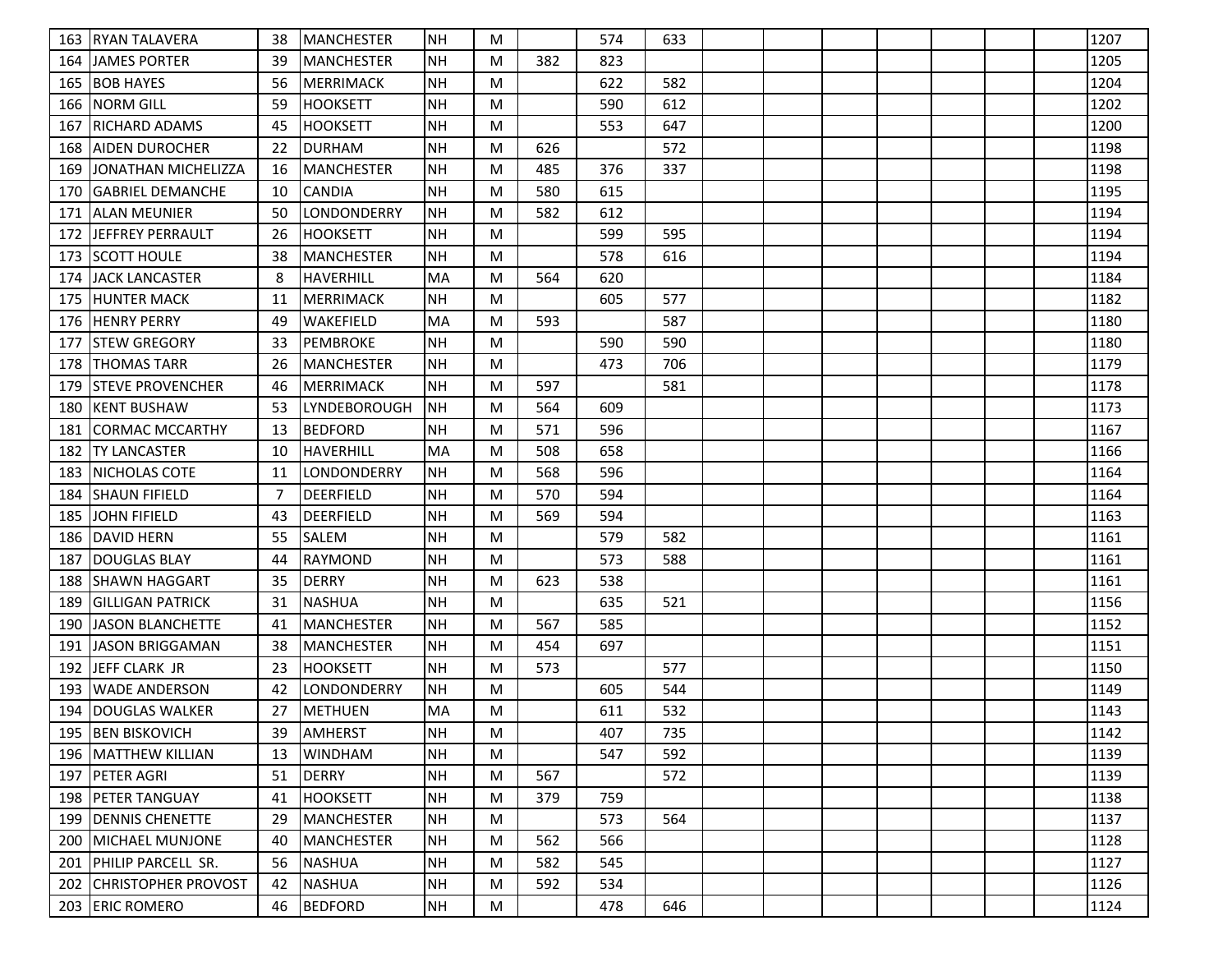| 163 | RYAN TALAVERA | 38 | MANCHESTER | NH | M | | 574 | 633 | | | | | | | | 1207 |
|---|---|---|---|---|---|---|---|---|---|---|---|---|---|---|---|---|
| 164 | JAMES PORTER | 39 | MANCHESTER | NH | M | 382 | 823 | | | | | | | | | 1205 |
| 165 | BOB HAYES | 56 | MERRIMACK | NH | M | | 622 | 582 | | | | | | | | 1204 |
| 166 | NORM GILL | 59 | HOOKSETT | NH | M | | 590 | 612 | | | | | | | | 1202 |
| 167 | RICHARD ADAMS | 45 | HOOKSETT | NH | M | | 553 | 647 | | | | | | | | 1200 |
| 168 | AIDEN DUROCHER | 22 | DURHAM | NH | M | 626 | | 572 | | | | | | | | 1198 |
| 169 | JONATHAN MICHELIZZA | 16 | MANCHESTER | NH | M | 485 | 376 | 337 | | | | | | | | 1198 |
| 170 | GABRIEL DEMANCHE | 10 | CANDIA | NH | M | 580 | 615 | | | | | | | | | 1195 |
| 171 | ALAN MEUNIER | 50 | LONDONDERRY | NH | M | 582 | 612 | | | | | | | | | 1194 |
| 172 | JEFFREY PERRAULT | 26 | HOOKSETT | NH | M | | 599 | 595 | | | | | | | | 1194 |
| 173 | SCOTT HOULE | 38 | MANCHESTER | NH | M | | 578 | 616 | | | | | | | | 1194 |
| 174 | JACK LANCASTER | 8 | HAVERHILL | MA | M | 564 | 620 | | | | | | | | | 1184 |
| 175 | HUNTER MACK | 11 | MERRIMACK | NH | M | | 605 | 577 | | | | | | | | 1182 |
| 176 | HENRY PERRY | 49 | WAKEFIELD | MA | M | 593 | | 587 | | | | | | | | 1180 |
| 177 | STEW GREGORY | 33 | PEMBROKE | NH | M | | 590 | 590 | | | | | | | | 1180 |
| 178 | THOMAS TARR | 26 | MANCHESTER | NH | M | | 473 | 706 | | | | | | | | 1179 |
| 179 | STEVE PROVENCHER | 46 | MERRIMACK | NH | M | 597 | | 581 | | | | | | | | 1178 |
| 180 | KENT BUSHAW | 53 | LYNDEBOROUGH | NH | M | 564 | 609 | | | | | | | | | 1173 |
| 181 | CORMAC MCCARTHY | 13 | BEDFORD | NH | M | 571 | 596 | | | | | | | | | 1167 |
| 182 | TY LANCASTER | 10 | HAVERHILL | MA | M | 508 | 658 | | | | | | | | | 1166 |
| 183 | NICHOLAS COTE | 11 | LONDONDERRY | NH | M | 568 | 596 | | | | | | | | | 1164 |
| 184 | SHAUN FIFIELD | 7 | DEERFIELD | NH | M | 570 | 594 | | | | | | | | | 1164 |
| 185 | JOHN FIFIELD | 43 | DEERFIELD | NH | M | 569 | 594 | | | | | | | | | 1163 |
| 186 | DAVID HERN | 55 | SALEM | NH | M | | 579 | 582 | | | | | | | | 1161 |
| 187 | DOUGLAS BLAY | 44 | RAYMOND | NH | M | | 573 | 588 | | | | | | | | 1161 |
| 188 | SHAWN HAGGART | 35 | DERRY | NH | M | 623 | 538 | | | | | | | | | 1161 |
| 189 | GILLIGAN PATRICK | 31 | NASHUA | NH | M | | 635 | 521 | | | | | | | | 1156 |
| 190 | JASON BLANCHETTE | 41 | MANCHESTER | NH | M | 567 | 585 | | | | | | | | | 1152 |
| 191 | JASON BRIGGAMAN | 38 | MANCHESTER | NH | M | 454 | 697 | | | | | | | | | 1151 |
| 192 | JEFF CLARK JR | 23 | HOOKSETT | NH | M | 573 | | 577 | | | | | | | | 1150 |
| 193 | WADE ANDERSON | 42 | LONDONDERRY | NH | M | | 605 | 544 | | | | | | | | 1149 |
| 194 | DOUGLAS WALKER | 27 | METHUEN | MA | M | | 611 | 532 | | | | | | | | 1143 |
| 195 | BEN BISKOVICH | 39 | AMHERST | NH | M | | 407 | 735 | | | | | | | | 1142 |
| 196 | MATTHEW KILLIAN | 13 | WINDHAM | NH | M | | 547 | 592 | | | | | | | | 1139 |
| 197 | PETER AGRI | 51 | DERRY | NH | M | 567 | | 572 | | | | | | | | 1139 |
| 198 | PETER TANGUAY | 41 | HOOKSETT | NH | M | 379 | 759 | | | | | | | | | 1138 |
| 199 | DENNIS CHENETTE | 29 | MANCHESTER | NH | M | | 573 | 564 | | | | | | | | 1137 |
| 200 | MICHAEL MUNJONE | 40 | MANCHESTER | NH | M | 562 | 566 | | | | | | | | | 1128 |
| 201 | PHILIP PARCELL SR. | 56 | NASHUA | NH | M | 582 | 545 | | | | | | | | | 1127 |
| 202 | CHRISTOPHER PROVOST | 42 | NASHUA | NH | M | 592 | 534 | | | | | | | | | 1126 |
| 203 | ERIC ROMERO | 46 | BEDFORD | NH | M | | 478 | 646 | | | | | | | | 1124 |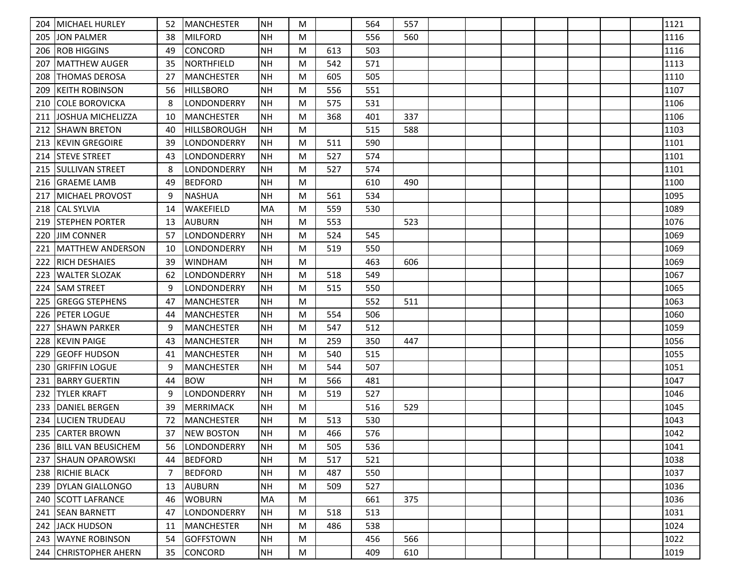| | | | | | | | | | | | | | | | | |
|---|---|---|---|---|---|---|---|---|---|---|---|---|---|---|---|---|
| 204 | MICHAEL HURLEY | 52 | MANCHESTER | NH | M | | 564 | 557 | | | | | | | | 1121 |
| 205 | JON PALMER | 38 | MILFORD | NH | M | | 556 | 560 | | | | | | | | 1116 |
| 206 | ROB HIGGINS | 49 | CONCORD | NH | M | 613 | 503 | | | | | | | | | 1116 |
| 207 | MATTHEW AUGER | 35 | NORTHFIELD | NH | M | 542 | 571 | | | | | | | | | 1113 |
| 208 | THOMAS DEROSA | 27 | MANCHESTER | NH | M | 605 | 505 | | | | | | | | | 1110 |
| 209 | KEITH ROBINSON | 56 | HILLSBORO | NH | M | 556 | 551 | | | | | | | | | 1107 |
| 210 | COLE BOROVICKA | 8 | LONDONDERRY | NH | M | 575 | 531 | | | | | | | | | 1106 |
| 211 | JOSHUA MICHELIZZA | 10 | MANCHESTER | NH | M | 368 | 401 | 337 | | | | | | | | 1106 |
| 212 | SHAWN BRETON | 40 | HILLSBOROUGH | NH | M | | 515 | 588 | | | | | | | | 1103 |
| 213 | KEVIN GREGOIRE | 39 | LONDONDERRY | NH | M | 511 | 590 | | | | | | | | | 1101 |
| 214 | STEVE STREET | 43 | LONDONDERRY | NH | M | 527 | 574 | | | | | | | | | 1101 |
| 215 | SULLIVAN STREET | 8 | LONDONDERRY | NH | M | 527 | 574 | | | | | | | | | 1101 |
| 216 | GRAEME LAMB | 49 | BEDFORD | NH | M | | 610 | 490 | | | | | | | | 1100 |
| 217 | MICHAEL PROVOST | 9 | NASHUA | NH | M | 561 | 534 | | | | | | | | | 1095 |
| 218 | CAL SYLVIA | 14 | WAKEFIELD | MA | M | 559 | 530 | | | | | | | | | 1089 |
| 219 | STEPHEN PORTER | 13 | AUBURN | NH | M | 553 | | 523 | | | | | | | | 1076 |
| 220 | JIM CONNER | 57 | LONDONDERRY | NH | M | 524 | 545 | | | | | | | | | 1069 |
| 221 | MATTHEW ANDERSON | 10 | LONDONDERRY | NH | M | 519 | 550 | | | | | | | | | 1069 |
| 222 | RICH DESHAIES | 39 | WINDHAM | NH | M | | 463 | 606 | | | | | | | | 1069 |
| 223 | WALTER SLOZAK | 62 | LONDONDERRY | NH | M | 518 | 549 | | | | | | | | | 1067 |
| 224 | SAM STREET | 9 | LONDONDERRY | NH | M | 515 | 550 | | | | | | | | | 1065 |
| 225 | GREGG STEPHENS | 47 | MANCHESTER | NH | M | | 552 | 511 | | | | | | | | 1063 |
| 226 | PETER LOGUE | 44 | MANCHESTER | NH | M | 554 | 506 | | | | | | | | | 1060 |
| 227 | SHAWN PARKER | 9 | MANCHESTER | NH | M | 547 | 512 | | | | | | | | | 1059 |
| 228 | KEVIN PAIGE | 43 | MANCHESTER | NH | M | 259 | 350 | 447 | | | | | | | | 1056 |
| 229 | GEOFF HUDSON | 41 | MANCHESTER | NH | M | 540 | 515 | | | | | | | | | 1055 |
| 230 | GRIFFIN LOGUE | 9 | MANCHESTER | NH | M | 544 | 507 | | | | | | | | | 1051 |
| 231 | BARRY GUERTIN | 44 | BOW | NH | M | 566 | 481 | | | | | | | | | 1047 |
| 232 | TYLER KRAFT | 9 | LONDONDERRY | NH | M | 519 | 527 | | | | | | | | | 1046 |
| 233 | DANIEL BERGEN | 39 | MERRIMACK | NH | M | | 516 | 529 | | | | | | | | 1045 |
| 234 | LUCIEN TRUDEAU | 72 | MANCHESTER | NH | M | 513 | 530 | | | | | | | | | 1043 |
| 235 | CARTER BROWN | 37 | NEW BOSTON | NH | M | 466 | 576 | | | | | | | | | 1042 |
| 236 | BILL VAN BEUSICHEM | 56 | LONDONDERRY | NH | M | 505 | 536 | | | | | | | | | 1041 |
| 237 | SHAUN OPAROWSKI | 44 | BEDFORD | NH | M | 517 | 521 | | | | | | | | | 1038 |
| 238 | RICHIE BLACK | 7 | BEDFORD | NH | M | 487 | 550 | | | | | | | | | 1037 |
| 239 | DYLAN GIALLONGO | 13 | AUBURN | NH | M | 509 | 527 | | | | | | | | | 1036 |
| 240 | SCOTT LAFRANCE | 46 | WOBURN | MA | M | | 661 | 375 | | | | | | | | 1036 |
| 241 | SEAN BARNETT | 47 | LONDONDERRY | NH | M | 518 | 513 | | | | | | | | | 1031 |
| 242 | JACK HUDSON | 11 | MANCHESTER | NH | M | 486 | 538 | | | | | | | | | 1024 |
| 243 | WAYNE ROBINSON | 54 | GOFFSTOWN | NH | M | | 456 | 566 | | | | | | | | 1022 |
| 244 | CHRISTOPHER AHERN | 35 | CONCORD | NH | M | | 409 | 610 | | | | | | | | 1019 |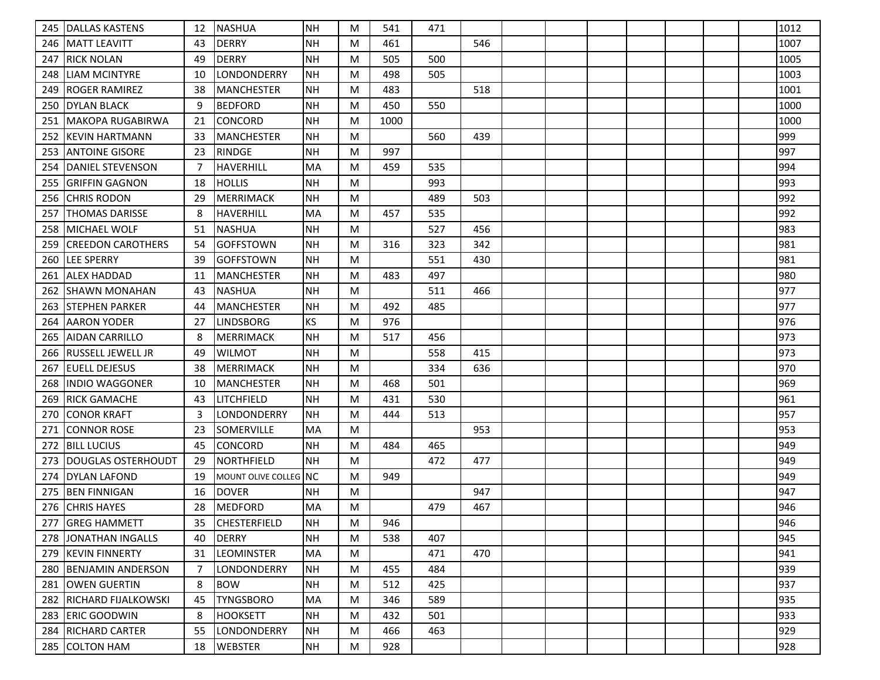| | | | | | | | | | | | | | | | | | |
|---|---|---|---|---|---|---|---|---|---|---|---|---|---|---|---|---|---|
| 245 | DALLAS KASTENS | 12 | NASHUA | NH | M | 541 | 471 | | | | | | | | | | 1012 |
| 246 | MATT LEAVITT | 43 | DERRY | NH | M | 461 | | 546 | | | | | | | | | 1007 |
| 247 | RICK NOLAN | 49 | DERRY | NH | M | 505 | 500 | | | | | | | | | | 1005 |
| 248 | LIAM MCINTYRE | 10 | LONDONDERRY | NH | M | 498 | 505 | | | | | | | | | | 1003 |
| 249 | ROGER RAMIREZ | 38 | MANCHESTER | NH | M | 483 | | 518 | | | | | | | | | 1001 |
| 250 | DYLAN BLACK | 9 | BEDFORD | NH | M | 450 | 550 | | | | | | | | | | 1000 |
| 251 | MAKOPA RUGABIRWA | 21 | CONCORD | NH | M | 1000 | | | | | | | | | | | 1000 |
| 252 | KEVIN HARTMANN | 33 | MANCHESTER | NH | M | | 560 | 439 | | | | | | | | | 999 |
| 253 | ANTOINE GISORE | 23 | RINDGE | NH | M | 997 | | | | | | | | | | | 997 |
| 254 | DANIEL STEVENSON | 7 | HAVERHILL | MA | M | 459 | 535 | | | | | | | | | | 994 |
| 255 | GRIFFIN GAGNON | 18 | HOLLIS | NH | M | | 993 | | | | | | | | | | 993 |
| 256 | CHRIS RODON | 29 | MERRIMACK | NH | M | | 489 | 503 | | | | | | | | | 992 |
| 257 | THOMAS DARISSE | 8 | HAVERHILL | MA | M | 457 | 535 | | | | | | | | | | 992 |
| 258 | MICHAEL WOLF | 51 | NASHUA | NH | M | | 527 | 456 | | | | | | | | | 983 |
| 259 | CREEDON CAROTHERS | 54 | GOFFSTOWN | NH | M | 316 | 323 | 342 | | | | | | | | | 981 |
| 260 | LEE SPERRY | 39 | GOFFSTOWN | NH | M | | 551 | 430 | | | | | | | | | 981 |
| 261 | ALEX HADDAD | 11 | MANCHESTER | NH | M | 483 | 497 | | | | | | | | | | 980 |
| 262 | SHAWN MONAHAN | 43 | NASHUA | NH | M | | 511 | 466 | | | | | | | | | 977 |
| 263 | STEPHEN PARKER | 44 | MANCHESTER | NH | M | 492 | 485 | | | | | | | | | | 977 |
| 264 | AARON YODER | 27 | LINDSBORG | KS | M | 976 | | | | | | | | | | | 976 |
| 265 | AIDAN CARRILLO | 8 | MERRIMACK | NH | M | 517 | 456 | | | | | | | | | | 973 |
| 266 | RUSSELL JEWELL JR | 49 | WILMOT | NH | M | | 558 | 415 | | | | | | | | | 973 |
| 267 | EUELL DEJESUS | 38 | MERRIMACK | NH | M | | 334 | 636 | | | | | | | | | 970 |
| 268 | INDIO WAGGONER | 10 | MANCHESTER | NH | M | 468 | 501 | | | | | | | | | | 969 |
| 269 | RICK GAMACHE | 43 | LITCHFIELD | NH | M | 431 | 530 | | | | | | | | | | 961 |
| 270 | CONOR KRAFT | 3 | LONDONDERRY | NH | M | 444 | 513 | | | | | | | | | | 957 |
| 271 | CONNOR ROSE | 23 | SOMERVILLE | MA | M | | | 953 | | | | | | | | | 953 |
| 272 | BILL LUCIUS | 45 | CONCORD | NH | M | 484 | 465 | | | | | | | | | | 949 |
| 273 | DOUGLAS OSTERHOUDT | 29 | NORTHFIELD | NH | M | | 472 | 477 | | | | | | | | | 949 |
| 274 | DYLAN LAFOND | 19 | MOUNT OLIVE COLLEG | NC | M | 949 | | | | | | | | | | | 949 |
| 275 | BEN FINNIGAN | 16 | DOVER | NH | M | | | 947 | | | | | | | | | 947 |
| 276 | CHRIS HAYES | 28 | MEDFORD | MA | M | | 479 | 467 | | | | | | | | | 946 |
| 277 | GREG HAMMETT | 35 | CHESTERFIELD | NH | M | 946 | | | | | | | | | | | 946 |
| 278 | JONATHAN INGALLS | 40 | DERRY | NH | M | 538 | 407 | | | | | | | | | | 945 |
| 279 | KEVIN FINNERTY | 31 | LEOMINSTER | MA | M | | 471 | 470 | | | | | | | | | 941 |
| 280 | BENJAMIN ANDERSON | 7 | LONDONDERRY | NH | M | 455 | 484 | | | | | | | | | | 939 |
| 281 | OWEN GUERTIN | 8 | BOW | NH | M | 512 | 425 | | | | | | | | | | 937 |
| 282 | RICHARD FIJALKOWSKI | 45 | TYNGSBORO | MA | M | 346 | 589 | | | | | | | | | | 935 |
| 283 | ERIC GOODWIN | 8 | HOOKSETT | NH | M | 432 | 501 | | | | | | | | | | 933 |
| 284 | RICHARD CARTER | 55 | LONDONDERRY | NH | M | 466 | 463 | | | | | | | | | | 929 |
| 285 | COLTON HAM | 18 | WEBSTER | NH | M | 928 | | | | | | | | | | | 928 |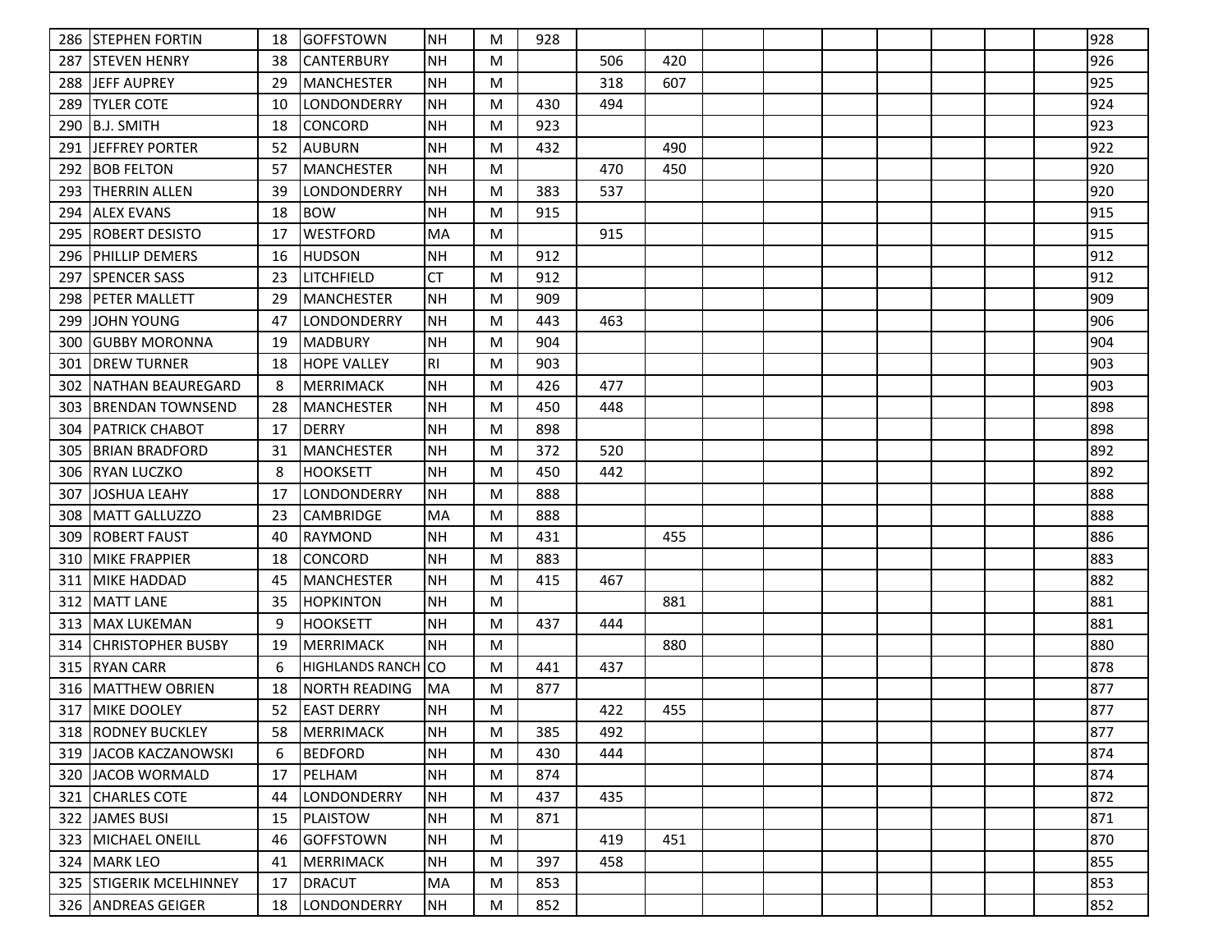| | | | | | | | | | | | | | | | | |
|---|---|---|---|---|---|---|---|---|---|---|---|---|---|---|---|---|
| 286 | STEPHEN FORTIN | 18 | GOFFSTOWN | NH | M | 928 | | | | | | | | | | 928 |
| 287 | STEVEN HENRY | 38 | CANTERBURY | NH | M | | 506 | 420 | | | | | | | | 926 |
| 288 | JEFF AUPREY | 29 | MANCHESTER | NH | M | | 318 | 607 | | | | | | | | 925 |
| 289 | TYLER COTE | 10 | LONDONDERRY | NH | M | 430 | 494 | | | | | | | | | 924 |
| 290 | B.J. SMITH | 18 | CONCORD | NH | M | 923 | | | | | | | | | | 923 |
| 291 | JEFFREY PORTER | 52 | AUBURN | NH | M | 432 | | 490 | | | | | | | | 922 |
| 292 | BOB FELTON | 57 | MANCHESTER | NH | M | | 470 | 450 | | | | | | | | 920 |
| 293 | THERRIN ALLEN | 39 | LONDONDERRY | NH | M | 383 | 537 | | | | | | | | | 920 |
| 294 | ALEX EVANS | 18 | BOW | NH | M | 915 | | | | | | | | | | 915 |
| 295 | ROBERT DESISTO | 17 | WESTFORD | MA | M | | 915 | | | | | | | | | 915 |
| 296 | PHILLIP DEMERS | 16 | HUDSON | NH | M | 912 | | | | | | | | | | 912 |
| 297 | SPENCER SASS | 23 | LITCHFIELD | CT | M | 912 | | | | | | | | | | 912 |
| 298 | PETER MALLETT | 29 | MANCHESTER | NH | M | 909 | | | | | | | | | | 909 |
| 299 | JOHN YOUNG | 47 | LONDONDERRY | NH | M | 443 | 463 | | | | | | | | | 906 |
| 300 | GUBBY MORONNA | 19 | MADBURY | NH | M | 904 | | | | | | | | | | 904 |
| 301 | DREW TURNER | 18 | HOPE VALLEY | RI | M | 903 | | | | | | | | | | 903 |
| 302 | NATHAN BEAUREGARD | 8 | MERRIMACK | NH | M | 426 | 477 | | | | | | | | | 903 |
| 303 | BRENDAN TOWNSEND | 28 | MANCHESTER | NH | M | 450 | 448 | | | | | | | | | 898 |
| 304 | PATRICK CHABOT | 17 | DERRY | NH | M | 898 | | | | | | | | | | 898 |
| 305 | BRIAN BRADFORD | 31 | MANCHESTER | NH | M | 372 | 520 | | | | | | | | | 892 |
| 306 | RYAN LUCZKO | 8 | HOOKSETT | NH | M | 450 | 442 | | | | | | | | | 892 |
| 307 | JOSHUA LEAHY | 17 | LONDONDERRY | NH | M | 888 | | | | | | | | | | 888 |
| 308 | MATT GALLUZZO | 23 | CAMBRIDGE | MA | M | 888 | | | | | | | | | | 888 |
| 309 | ROBERT FAUST | 40 | RAYMOND | NH | M | 431 | | 455 | | | | | | | | 886 |
| 310 | MIKE FRAPPIER | 18 | CONCORD | NH | M | 883 | | | | | | | | | | 883 |
| 311 | MIKE HADDAD | 45 | MANCHESTER | NH | M | 415 | 467 | | | | | | | | | 882 |
| 312 | MATT LANE | 35 | HOPKINTON | NH | M | | | 881 | | | | | | | | 881 |
| 313 | MAX LUKEMAN | 9 | HOOKSETT | NH | M | 437 | 444 | | | | | | | | | 881 |
| 314 | CHRISTOPHER BUSBY | 19 | MERRIMACK | NH | M | | | 880 | | | | | | | | 880 |
| 315 | RYAN CARR | 6 | HIGHLANDS RANCH | CO | M | 441 | 437 | | | | | | | | | 878 |
| 316 | MATTHEW OBRIEN | 18 | NORTH READING | MA | M | 877 | | | | | | | | | | 877 |
| 317 | MIKE DOOLEY | 52 | EAST DERRY | NH | M | | 422 | 455 | | | | | | | | 877 |
| 318 | RODNEY BUCKLEY | 58 | MERRIMACK | NH | M | 385 | 492 | | | | | | | | | 877 |
| 319 | JACOB KACZANOWSKI | 6 | BEDFORD | NH | M | 430 | 444 | | | | | | | | | 874 |
| 320 | JACOB WORMALD | 17 | PELHAM | NH | M | 874 | | | | | | | | | | 874 |
| 321 | CHARLES COTE | 44 | LONDONDERRY | NH | M | 437 | 435 | | | | | | | | | 872 |
| 322 | JAMES BUSI | 15 | PLAISTOW | NH | M | 871 | | | | | | | | | | 871 |
| 323 | MICHAEL ONEILL | 46 | GOFFSTOWN | NH | M | | 419 | 451 | | | | | | | | 870 |
| 324 | MARK LEO | 41 | MERRIMACK | NH | M | 397 | 458 | | | | | | | | | 855 |
| 325 | STIGERIK MCELHINNEY | 17 | DRACUT | MA | M | 853 | | | | | | | | | | 853 |
| 326 | ANDREAS GEIGER | 18 | LONDONDERRY | NH | M | 852 | | | | | | | | | | 852 |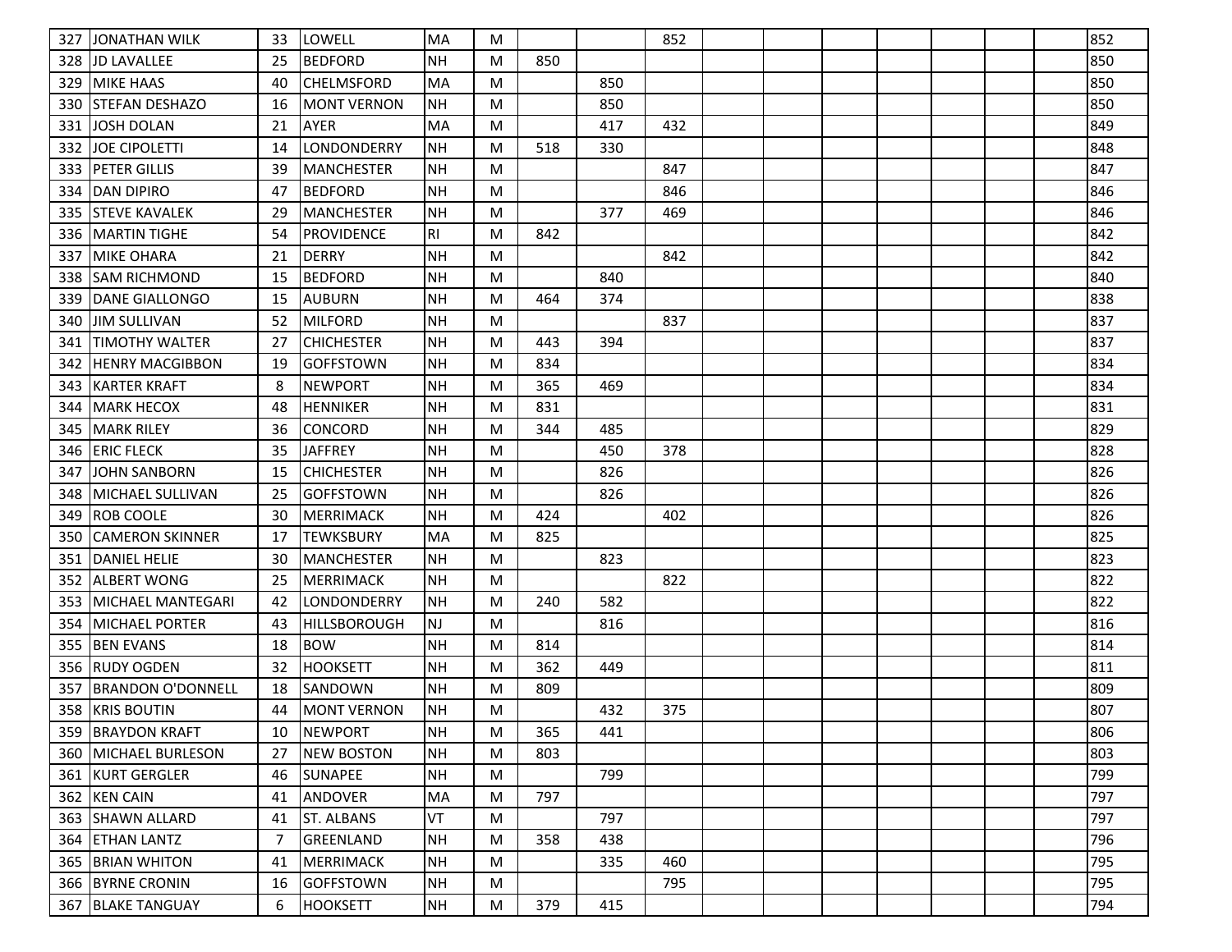| | | | | | | | | | | | | | | | | |
|---|---|---|---|---|---|---|---|---|---|---|---|---|---|---|---|---|
| 327 | JONATHAN WILK | 33 | LOWELL | MA | M | | | 852 | | | | | | | | 852 |
| 328 | JD LAVALLEE | 25 | BEDFORD | NH | M | 850 | | | | | | | | | | 850 |
| 329 | MIKE HAAS | 40 | CHELMSFORD | MA | M | | 850 | | | | | | | | | 850 |
| 330 | STEFAN DESHAZO | 16 | MONT VERNON | NH | M | | 850 | | | | | | | | | 850 |
| 331 | JOSH DOLAN | 21 | AYER | MA | M | | 417 | 432 | | | | | | | | 849 |
| 332 | JOE CIPOLETTI | 14 | LONDONDERRY | NH | M | 518 | 330 | | | | | | | | | 848 |
| 333 | PETER GILLIS | 39 | MANCHESTER | NH | M | | | 847 | | | | | | | | 847 |
| 334 | DAN DIPIRO | 47 | BEDFORD | NH | M | | | 846 | | | | | | | | 846 |
| 335 | STEVE KAVALEK | 29 | MANCHESTER | NH | M | | 377 | 469 | | | | | | | | 846 |
| 336 | MARTIN TIGHE | 54 | PROVIDENCE | RI | M | 842 | | | | | | | | | | 842 |
| 337 | MIKE OHARA | 21 | DERRY | NH | M | | | 842 | | | | | | | | 842 |
| 338 | SAM RICHMOND | 15 | BEDFORD | NH | M | | 840 | | | | | | | | | 840 |
| 339 | DANE GIALLONGO | 15 | AUBURN | NH | M | 464 | 374 | | | | | | | | | 838 |
| 340 | JIM SULLIVAN | 52 | MILFORD | NH | M | | | 837 | | | | | | | | 837 |
| 341 | TIMOTHY WALTER | 27 | CHICHESTER | NH | M | 443 | 394 | | | | | | | | | 837 |
| 342 | HENRY MACGIBBON | 19 | GOFFSTOWN | NH | M | 834 | | | | | | | | | | 834 |
| 343 | KARTER KRAFT | 8 | NEWPORT | NH | M | 365 | 469 | | | | | | | | | 834 |
| 344 | MARK HECOX | 48 | HENNIKER | NH | M | 831 | | | | | | | | | | 831 |
| 345 | MARK RILEY | 36 | CONCORD | NH | M | 344 | 485 | | | | | | | | | 829 |
| 346 | ERIC FLECK | 35 | JAFFREY | NH | M | | 450 | 378 | | | | | | | | 828 |
| 347 | JOHN SANBORN | 15 | CHICHESTER | NH | M | | 826 | | | | | | | | | 826 |
| 348 | MICHAEL SULLIVAN | 25 | GOFFSTOWN | NH | M | | 826 | | | | | | | | | 826 |
| 349 | ROB COOLE | 30 | MERRIMACK | NH | M | 424 | | 402 | | | | | | | | 826 |
| 350 | CAMERON SKINNER | 17 | TEWKSBURY | MA | M | 825 | | | | | | | | | | 825 |
| 351 | DANIEL HELIE | 30 | MANCHESTER | NH | M | | 823 | | | | | | | | | 823 |
| 352 | ALBERT WONG | 25 | MERRIMACK | NH | M | | | 822 | | | | | | | | 822 |
| 353 | MICHAEL MANTEGARI | 42 | LONDONDERRY | NH | M | 240 | 582 | | | | | | | | | 822 |
| 354 | MICHAEL PORTER | 43 | HILLSBOROUGH | NJ | M | | 816 | | | | | | | | | 816 |
| 355 | BEN EVANS | 18 | BOW | NH | M | 814 | | | | | | | | | | 814 |
| 356 | RUDY OGDEN | 32 | HOOKSETT | NH | M | 362 | 449 | | | | | | | | | 811 |
| 357 | BRANDON O'DONNELL | 18 | SANDOWN | NH | M | 809 | | | | | | | | | | 809 |
| 358 | KRIS BOUTIN | 44 | MONT VERNON | NH | M | | 432 | 375 | | | | | | | | 807 |
| 359 | BRAYDON KRAFT | 10 | NEWPORT | NH | M | 365 | 441 | | | | | | | | | 806 |
| 360 | MICHAEL BURLESON | 27 | NEW BOSTON | NH | M | 803 | | | | | | | | | | 803 |
| 361 | KURT GERGLER | 46 | SUNAPEE | NH | M | | 799 | | | | | | | | | 799 |
| 362 | KEN CAIN | 41 | ANDOVER | MA | M | 797 | | | | | | | | | | 797 |
| 363 | SHAWN ALLARD | 41 | ST. ALBANS | VT | M | | 797 | | | | | | | | | 797 |
| 364 | ETHAN LANTZ | 7 | GREENLAND | NH | M | 358 | 438 | | | | | | | | | 796 |
| 365 | BRIAN WHITON | 41 | MERRIMACK | NH | M | | 335 | 460 | | | | | | | | 795 |
| 366 | BYRNE CRONIN | 16 | GOFFSTOWN | NH | M | | | 795 | | | | | | | | 795 |
| 367 | BLAKE TANGUAY | 6 | HOOKSETT | NH | M | 379 | 415 | | | | | | | | | 794 |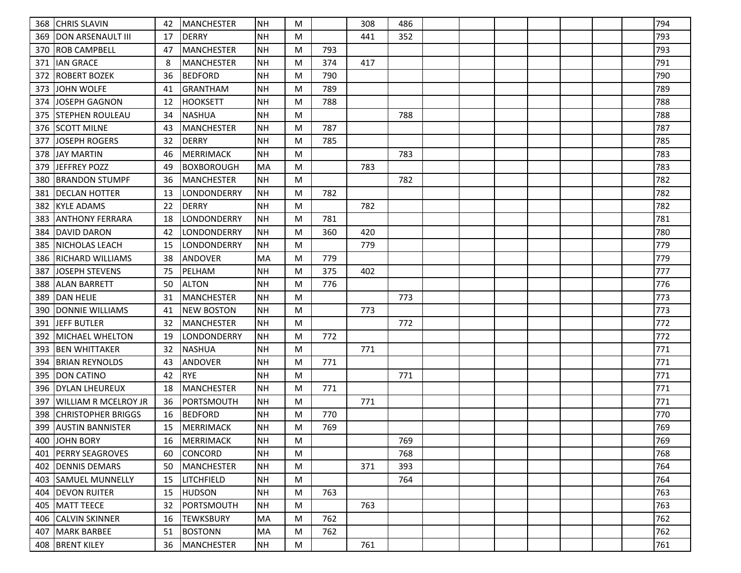| | | | | | | | | | | | | | | | | |
|---|---|---|---|---|---|---|---|---|---|---|---|---|---|---|---|---|
| 368 | CHRIS SLAVIN | 42 | MANCHESTER | NH | M | | 308 | 486 | | | | | | | | 794 |
| 369 | DON ARSENAULT III | 17 | DERRY | NH | M | | 441 | 352 | | | | | | | | 793 |
| 370 | ROB CAMPBELL | 47 | MANCHESTER | NH | M | 793 | | | | | | | | | | 793 |
| 371 | IAN GRACE | 8 | MANCHESTER | NH | M | 374 | 417 | | | | | | | | | 791 |
| 372 | ROBERT BOZEK | 36 | BEDFORD | NH | M | 790 | | | | | | | | | | 790 |
| 373 | JOHN WOLFE | 41 | GRANTHAM | NH | M | 789 | | | | | | | | | | 789 |
| 374 | JOSEPH GAGNON | 12 | HOOKSETT | NH | M | 788 | | | | | | | | | | 788 |
| 375 | STEPHEN ROULEAU | 34 | NASHUA | NH | M | | | 788 | | | | | | | | 788 |
| 376 | SCOTT MILNE | 43 | MANCHESTER | NH | M | 787 | | | | | | | | | | 787 |
| 377 | JOSEPH ROGERS | 32 | DERRY | NH | M | 785 | | | | | | | | | | 785 |
| 378 | JAY MARTIN | 46 | MERRIMACK | NH | M | | | 783 | | | | | | | | 783 |
| 379 | JEFFREY POZZ | 49 | BOXBOROUGH | MA | M | | 783 | | | | | | | | | 783 |
| 380 | BRANDON STUMPF | 36 | MANCHESTER | NH | M | | | 782 | | | | | | | | 782 |
| 381 | DECLAN HOTTER | 13 | LONDONDERRY | NH | M | 782 | | | | | | | | | | 782 |
| 382 | KYLE ADAMS | 22 | DERRY | NH | M | | 782 | | | | | | | | | 782 |
| 383 | ANTHONY FERRARA | 18 | LONDONDERRY | NH | M | 781 | | | | | | | | | | 781 |
| 384 | DAVID DARON | 42 | LONDONDERRY | NH | M | 360 | 420 | | | | | | | | | 780 |
| 385 | NICHOLAS LEACH | 15 | LONDONDERRY | NH | M | | 779 | | | | | | | | | 779 |
| 386 | RICHARD WILLIAMS | 38 | ANDOVER | MA | M | 779 | | | | | | | | | | 779 |
| 387 | JOSEPH STEVENS | 75 | PELHAM | NH | M | 375 | 402 | | | | | | | | | 777 |
| 388 | ALAN BARRETT | 50 | ALTON | NH | M | 776 | | | | | | | | | | 776 |
| 389 | DAN HELIE | 31 | MANCHESTER | NH | M | | | 773 | | | | | | | | 773 |
| 390 | DONNIE WILLIAMS | 41 | NEW BOSTON | NH | M | | 773 | | | | | | | | | 773 |
| 391 | JEFF BUTLER | 32 | MANCHESTER | NH | M | | | 772 | | | | | | | | 772 |
| 392 | MICHAEL WHELTON | 19 | LONDONDERRY | NH | M | 772 | | | | | | | | | | 772 |
| 393 | BEN WHITTAKER | 32 | NASHUA | NH | M | | 771 | | | | | | | | | 771 |
| 394 | BRIAN REYNOLDS | 43 | ANDOVER | NH | M | 771 | | | | | | | | | | 771 |
| 395 | DON CATINO | 42 | RYE | NH | M | | | 771 | | | | | | | | 771 |
| 396 | DYLAN LHEUREUX | 18 | MANCHESTER | NH | M | 771 | | | | | | | | | | 771 |
| 397 | WILLIAM R MCELROY JR | 36 | PORTSMOUTH | NH | M | | 771 | | | | | | | | | 771 |
| 398 | CHRISTOPHER BRIGGS | 16 | BEDFORD | NH | M | 770 | | | | | | | | | | 770 |
| 399 | AUSTIN BANNISTER | 15 | MERRIMACK | NH | M | 769 | | | | | | | | | | 769 |
| 400 | JOHN BORY | 16 | MERRIMACK | NH | M | | | 769 | | | | | | | | 769 |
| 401 | PERRY SEAGROVES | 60 | CONCORD | NH | M | | | 768 | | | | | | | | 768 |
| 402 | DENNIS DEMARS | 50 | MANCHESTER | NH | M | | 371 | 393 | | | | | | | | 764 |
| 403 | SAMUEL MUNNELLY | 15 | LITCHFIELD | NH | M | | | 764 | | | | | | | | 764 |
| 404 | DEVON RUITER | 15 | HUDSON | NH | M | 763 | | | | | | | | | | 763 |
| 405 | MATT TEECE | 32 | PORTSMOUTH | NH | M | | 763 | | | | | | | | | 763 |
| 406 | CALVIN SKINNER | 16 | TEWKSBURY | MA | M | 762 | | | | | | | | | | 762 |
| 407 | MARK BARBEE | 51 | BOSTONN | MA | M | 762 | | | | | | | | | | 762 |
| 408 | BRENT KILEY | 36 | MANCHESTER | NH | M | | 761 | | | | | | | | | 761 |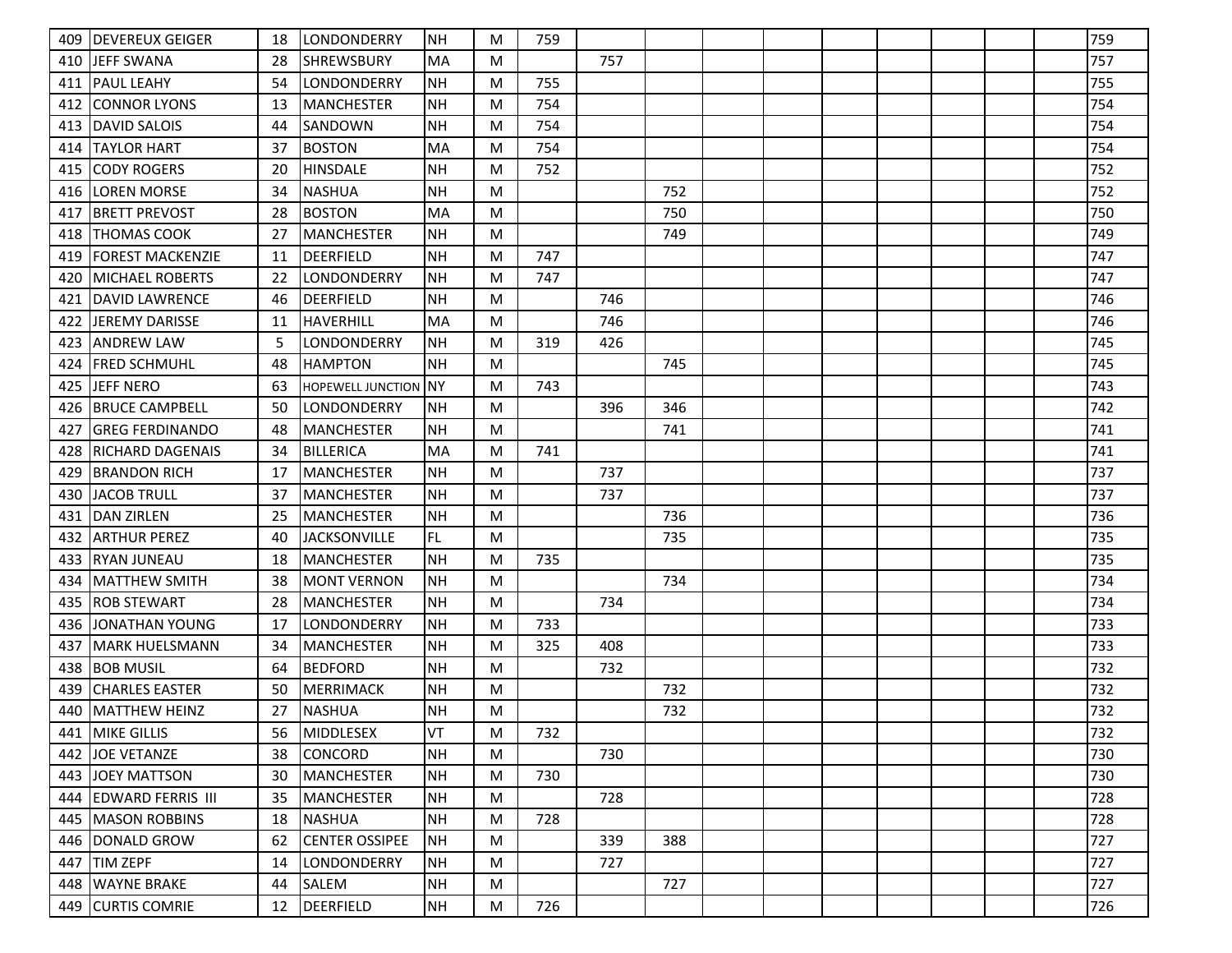| | | | | | | | | | | | | | | | | | |
|---|---|---|---|---|---|---|---|---|---|---|---|---|---|---|---|---|---|
| 409 | DEVEREUX GEIGER | 18 | LONDONDERRY | NH | M | 759 | | | | | | | | | | | 759 |
| 410 | JEFF SWANA | 28 | SHREWSBURY | MA | M | | 757 | | | | | | | | | | 757 |
| 411 | PAUL LEAHY | 54 | LONDONDERRY | NH | M | 755 | | | | | | | | | | | 755 |
| 412 | CONNOR LYONS | 13 | MANCHESTER | NH | M | 754 | | | | | | | | | | | 754 |
| 413 | DAVID SALOIS | 44 | SANDOWN | NH | M | 754 | | | | | | | | | | | 754 |
| 414 | TAYLOR HART | 37 | BOSTON | MA | M | 754 | | | | | | | | | | | 754 |
| 415 | CODY ROGERS | 20 | HINSDALE | NH | M | 752 | | | | | | | | | | | 752 |
| 416 | LOREN MORSE | 34 | NASHUA | NH | M | | | 752 | | | | | | | | | 752 |
| 417 | BRETT PREVOST | 28 | BOSTON | MA | M | | | 750 | | | | | | | | | 750 |
| 418 | THOMAS COOK | 27 | MANCHESTER | NH | M | | | 749 | | | | | | | | | 749 |
| 419 | FOREST MACKENZIE | 11 | DEERFIELD | NH | M | 747 | | | | | | | | | | | 747 |
| 420 | MICHAEL ROBERTS | 22 | LONDONDERRY | NH | M | 747 | | | | | | | | | | | 747 |
| 421 | DAVID LAWRENCE | 46 | DEERFIELD | NH | M | | 746 | | | | | | | | | | 746 |
| 422 | JEREMY DARISSE | 11 | HAVERHILL | MA | M | | 746 | | | | | | | | | | 746 |
| 423 | ANDREW LAW | 5 | LONDONDERRY | NH | M | 319 | 426 | | | | | | | | | | 745 |
| 424 | FRED SCHMUHL | 48 | HAMPTON | NH | M | | | 745 | | | | | | | | | 745 |
| 425 | JEFF NERO | 63 | HOPEWELL JUNCTION | NY | M | 743 | | | | | | | | | | | 743 |
| 426 | BRUCE CAMPBELL | 50 | LONDONDERRY | NH | M | | 396 | 346 | | | | | | | | | 742 |
| 427 | GREG FERDINANDO | 48 | MANCHESTER | NH | M | | | 741 | | | | | | | | | 741 |
| 428 | RICHARD DAGENAIS | 34 | BILLERICA | MA | M | 741 | | | | | | | | | | | 741 |
| 429 | BRANDON RICH | 17 | MANCHESTER | NH | M | | 737 | | | | | | | | | | 737 |
| 430 | JACOB TRULL | 37 | MANCHESTER | NH | M | | 737 | | | | | | | | | | 737 |
| 431 | DAN ZIRLEN | 25 | MANCHESTER | NH | M | | | 736 | | | | | | | | | 736 |
| 432 | ARTHUR PEREZ | 40 | JACKSONVILLE | FL | M | | | 735 | | | | | | | | | 735 |
| 433 | RYAN JUNEAU | 18 | MANCHESTER | NH | M | 735 | | | | | | | | | | | 735 |
| 434 | MATTHEW SMITH | 38 | MONT VERNON | NH | M | | | 734 | | | | | | | | | 734 |
| 435 | ROB STEWART | 28 | MANCHESTER | NH | M | | 734 | | | | | | | | | | 734 |
| 436 | JONATHAN YOUNG | 17 | LONDONDERRY | NH | M | 733 | | | | | | | | | | | 733 |
| 437 | MARK HUELSMANN | 34 | MANCHESTER | NH | M | 325 | 408 | | | | | | | | | | 733 |
| 438 | BOB MUSIL | 64 | BEDFORD | NH | M | | 732 | | | | | | | | | | 732 |
| 439 | CHARLES EASTER | 50 | MERRIMACK | NH | M | | | 732 | | | | | | | | | 732 |
| 440 | MATTHEW HEINZ | 27 | NASHUA | NH | M | | | 732 | | | | | | | | | 732 |
| 441 | MIKE GILLIS | 56 | MIDDLESEX | VT | M | 732 | | | | | | | | | | | 732 |
| 442 | JOE VETANZE | 38 | CONCORD | NH | M | | 730 | | | | | | | | | | 730 |
| 443 | JOEY MATTSON | 30 | MANCHESTER | NH | M | 730 | | | | | | | | | | | 730 |
| 444 | EDWARD FERRIS III | 35 | MANCHESTER | NH | M | | 728 | | | | | | | | | | 728 |
| 445 | MASON ROBBINS | 18 | NASHUA | NH | M | 728 | | | | | | | | | | | 728 |
| 446 | DONALD GROW | 62 | CENTER OSSIPEE | NH | M | | 339 | 388 | | | | | | | | | 727 |
| 447 | TIM ZEPF | 14 | LONDONDERRY | NH | M | | 727 | | | | | | | | | | 727 |
| 448 | WAYNE BRAKE | 44 | SALEM | NH | M | | | 727 | | | | | | | | | 727 |
| 449 | CURTIS COMRIE | 12 | DEERFIELD | NH | M | 726 | | | | | | | | | | | 726 |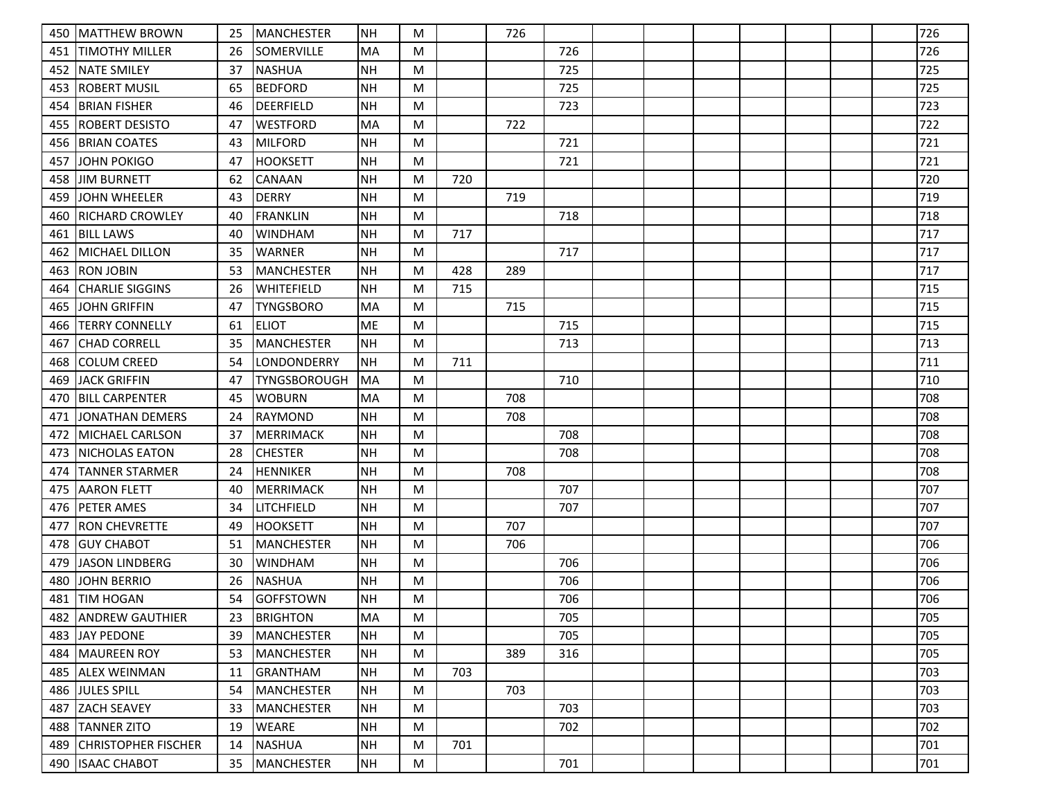| | | | | | | | | | | | | | | | | |
|---|---|---|---|---|---|---|---|---|---|---|---|---|---|---|---|---|
| 450 | MATTHEW BROWN | 25 | MANCHESTER | NH | M | | 726 | | | | | | | | | 726 |
| 451 | TIMOTHY MILLER | 26 | SOMERVILLE | MA | M | | | 726 | | | | | | | | 726 |
| 452 | NATE SMILEY | 37 | NASHUA | NH | M | | | 725 | | | | | | | | 725 |
| 453 | ROBERT MUSIL | 65 | BEDFORD | NH | M | | | 725 | | | | | | | | 725 |
| 454 | BRIAN FISHER | 46 | DEERFIELD | NH | M | | | 723 | | | | | | | | 723 |
| 455 | ROBERT DESISTO | 47 | WESTFORD | MA | M | | 722 | | | | | | | | | 722 |
| 456 | BRIAN COATES | 43 | MILFORD | NH | M | | | 721 | | | | | | | | 721 |
| 457 | JOHN POKIGO | 47 | HOOKSETT | NH | M | | | 721 | | | | | | | | 721 |
| 458 | JIM BURNETT | 62 | CANAAN | NH | M | 720 | | | | | | | | | | 720 |
| 459 | JOHN WHEELER | 43 | DERRY | NH | M | | 719 | | | | | | | | | 719 |
| 460 | RICHARD CROWLEY | 40 | FRANKLIN | NH | M | | | 718 | | | | | | | | 718 |
| 461 | BILL LAWS | 40 | WINDHAM | NH | M | 717 | | | | | | | | | | 717 |
| 462 | MICHAEL DILLON | 35 | WARNER | NH | M | | | 717 | | | | | | | | 717 |
| 463 | RON JOBIN | 53 | MANCHESTER | NH | M | 428 | 289 | | | | | | | | | 717 |
| 464 | CHARLIE SIGGINS | 26 | WHITEFIELD | NH | M | 715 | | | | | | | | | | 715 |
| 465 | JOHN GRIFFIN | 47 | TYNGSBORO | MA | M | | 715 | | | | | | | | | 715 |
| 466 | TERRY CONNELLY | 61 | ELIOT | ME | M | | | 715 | | | | | | | | 715 |
| 467 | CHAD CORRELL | 35 | MANCHESTER | NH | M | | | 713 | | | | | | | | 713 |
| 468 | COLUM CREED | 54 | LONDONDERRY | NH | M | 711 | | | | | | | | | | 711 |
| 469 | JACK GRIFFIN | 47 | TYNGSBOROUGH | MA | M | | | 710 | | | | | | | | 710 |
| 470 | BILL CARPENTER | 45 | WOBURN | MA | M | | 708 | | | | | | | | | 708 |
| 471 | JONATHAN DEMERS | 24 | RAYMOND | NH | M | | 708 | | | | | | | | | 708 |
| 472 | MICHAEL CARLSON | 37 | MERRIMACK | NH | M | | | 708 | | | | | | | | 708 |
| 473 | NICHOLAS EATON | 28 | CHESTER | NH | M | | | 708 | | | | | | | | 708 |
| 474 | TANNER STARMER | 24 | HENNIKER | NH | M | | 708 | | | | | | | | | 708 |
| 475 | AARON FLETT | 40 | MERRIMACK | NH | M | | | 707 | | | | | | | | 707 |
| 476 | PETER AMES | 34 | LITCHFIELD | NH | M | | | 707 | | | | | | | | 707 |
| 477 | RON CHEVRETTE | 49 | HOOKSETT | NH | M | | 707 | | | | | | | | | 707 |
| 478 | GUY CHABOT | 51 | MANCHESTER | NH | M | | 706 | | | | | | | | | 706 |
| 479 | JASON LINDBERG | 30 | WINDHAM | NH | M | | | 706 | | | | | | | | 706 |
| 480 | JOHN BERRIO | 26 | NASHUA | NH | M | | | 706 | | | | | | | | 706 |
| 481 | TIM HOGAN | 54 | GOFFSTOWN | NH | M | | | 706 | | | | | | | | 706 |
| 482 | ANDREW GAUTHIER | 23 | BRIGHTON | MA | M | | | 705 | | | | | | | | 705 |
| 483 | JAY PEDONE | 39 | MANCHESTER | NH | M | | | 705 | | | | | | | | 705 |
| 484 | MAUREEN ROY | 53 | MANCHESTER | NH | M | | 389 | 316 | | | | | | | | 705 |
| 485 | ALEX WEINMAN | 11 | GRANTHAM | NH | M | 703 | | | | | | | | | | 703 |
| 486 | JULES SPILL | 54 | MANCHESTER | NH | M | | 703 | | | | | | | | | 703 |
| 487 | ZACH SEAVEY | 33 | MANCHESTER | NH | M | | | 703 | | | | | | | | 703 |
| 488 | TANNER ZITO | 19 | WEARE | NH | M | | | 702 | | | | | | | | 702 |
| 489 | CHRISTOPHER FISCHER | 14 | NASHUA | NH | M | 701 | | | | | | | | | | 701 |
| 490 | ISAAC CHABOT | 35 | MANCHESTER | NH | M | | | 701 | | | | | | | | 701 |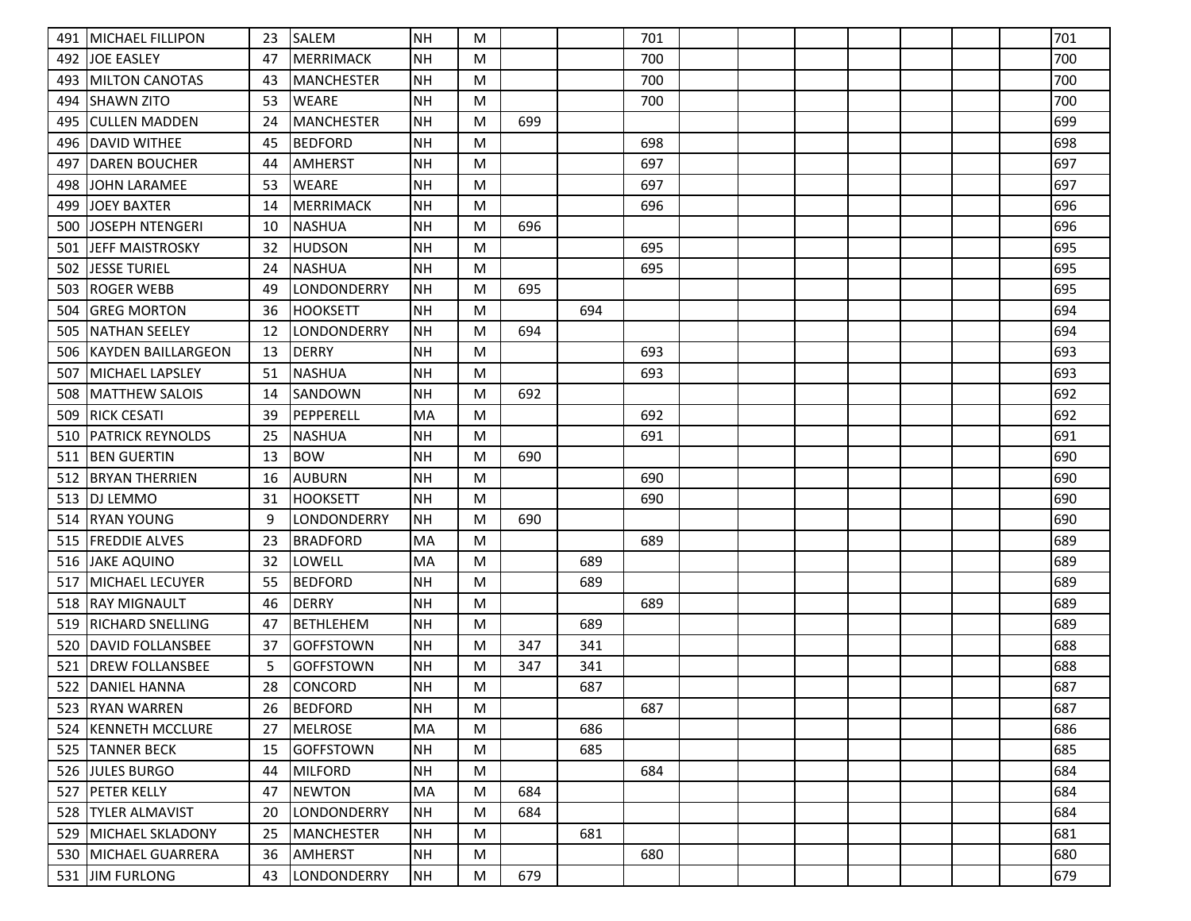| | | | | | | | | | | | | | | | | |
|---|---|---|---|---|---|---|---|---|---|---|---|---|---|---|---|---|
| 491 | MICHAEL FILLIPON | 23 | SALEM | NH | M | | | 701 | | | | | | | | 701 |
| 492 | JOE EASLEY | 47 | MERRIMACK | NH | M | | | 700 | | | | | | | | 700 |
| 493 | MILTON CANOTAS | 43 | MANCHESTER | NH | M | | | 700 | | | | | | | | 700 |
| 494 | SHAWN ZITO | 53 | WEARE | NH | M | | | 700 | | | | | | | | 700 |
| 495 | CULLEN MADDEN | 24 | MANCHESTER | NH | M | 699 | | | | | | | | | | 699 |
| 496 | DAVID WITHEE | 45 | BEDFORD | NH | M | | | 698 | | | | | | | | 698 |
| 497 | DAREN BOUCHER | 44 | AMHERST | NH | M | | | 697 | | | | | | | | 697 |
| 498 | JOHN LARAMEE | 53 | WEARE | NH | M | | | 697 | | | | | | | | 697 |
| 499 | JOEY BAXTER | 14 | MERRIMACK | NH | M | | | 696 | | | | | | | | 696 |
| 500 | JOSEPH NTENGERI | 10 | NASHUA | NH | M | 696 | | | | | | | | | | 696 |
| 501 | JEFF MAISTROSKY | 32 | HUDSON | NH | M | | | 695 | | | | | | | | 695 |
| 502 | JESSE TURIEL | 24 | NASHUA | NH | M | | | 695 | | | | | | | | 695 |
| 503 | ROGER WEBB | 49 | LONDONDERRY | NH | M | 695 | | | | | | | | | | 695 |
| 504 | GREG MORTON | 36 | HOOKSETT | NH | M | | 694 | | | | | | | | | 694 |
| 505 | NATHAN SEELEY | 12 | LONDONDERRY | NH | M | 694 | | | | | | | | | | 694 |
| 506 | KAYDEN BAILLARGEON | 13 | DERRY | NH | M | | | 693 | | | | | | | | 693 |
| 507 | MICHAEL LAPSLEY | 51 | NASHUA | NH | M | | | 693 | | | | | | | | 693 |
| 508 | MATTHEW SALOIS | 14 | SANDOWN | NH | M | 692 | | | | | | | | | | 692 |
| 509 | RICK CESATI | 39 | PEPPERELL | MA | M | | | 692 | | | | | | | | 692 |
| 510 | PATRICK REYNOLDS | 25 | NASHUA | NH | M | | | 691 | | | | | | | | 691 |
| 511 | BEN GUERTIN | 13 | BOW | NH | M | 690 | | | | | | | | | | 690 |
| 512 | BRYAN THERRIEN | 16 | AUBURN | NH | M | | | 690 | | | | | | | | 690 |
| 513 | DJ LEMMO | 31 | HOOKSETT | NH | M | | | 690 | | | | | | | | 690 |
| 514 | RYAN YOUNG | 9 | LONDONDERRY | NH | M | 690 | | | | | | | | | | 690 |
| 515 | FREDDIE ALVES | 23 | BRADFORD | MA | M | | | 689 | | | | | | | | 689 |
| 516 | JAKE AQUINO | 32 | LOWELL | MA | M | | 689 | | | | | | | | | 689 |
| 517 | MICHAEL LECUYER | 55 | BEDFORD | NH | M | | 689 | | | | | | | | | 689 |
| 518 | RAY MIGNAULT | 46 | DERRY | NH | M | | | 689 | | | | | | | | 689 |
| 519 | RICHARD SNELLING | 47 | BETHLEHEM | NH | M | | 689 | | | | | | | | | 689 |
| 520 | DAVID FOLLANSBEE | 37 | GOFFSTOWN | NH | M | 347 | 341 | | | | | | | | | 688 |
| 521 | DREW FOLLANSBEE | 5 | GOFFSTOWN | NH | M | 347 | 341 | | | | | | | | | 688 |
| 522 | DANIEL HANNA | 28 | CONCORD | NH | M | | 687 | | | | | | | | | 687 |
| 523 | RYAN WARREN | 26 | BEDFORD | NH | M | | | 687 | | | | | | | | 687 |
| 524 | KENNETH MCCLURE | 27 | MELROSE | MA | M | | 686 | | | | | | | | | 686 |
| 525 | TANNER BECK | 15 | GOFFSTOWN | NH | M | | 685 | | | | | | | | | 685 |
| 526 | JULES BURGO | 44 | MILFORD | NH | M | | | 684 | | | | | | | | 684 |
| 527 | PETER KELLY | 47 | NEWTON | MA | M | 684 | | | | | | | | | | 684 |
| 528 | TYLER ALMAVIST | 20 | LONDONDERRY | NH | M | 684 | | | | | | | | | | 684 |
| 529 | MICHAEL SKLADONY | 25 | MANCHESTER | NH | M | | 681 | | | | | | | | | 681 |
| 530 | MICHAEL GUARRERA | 36 | AMHERST | NH | M | | | 680 | | | | | | | | 680 |
| 531 | JIM FURLONG | 43 | LONDONDERRY | NH | M | 679 | | | | | | | | | | 679 |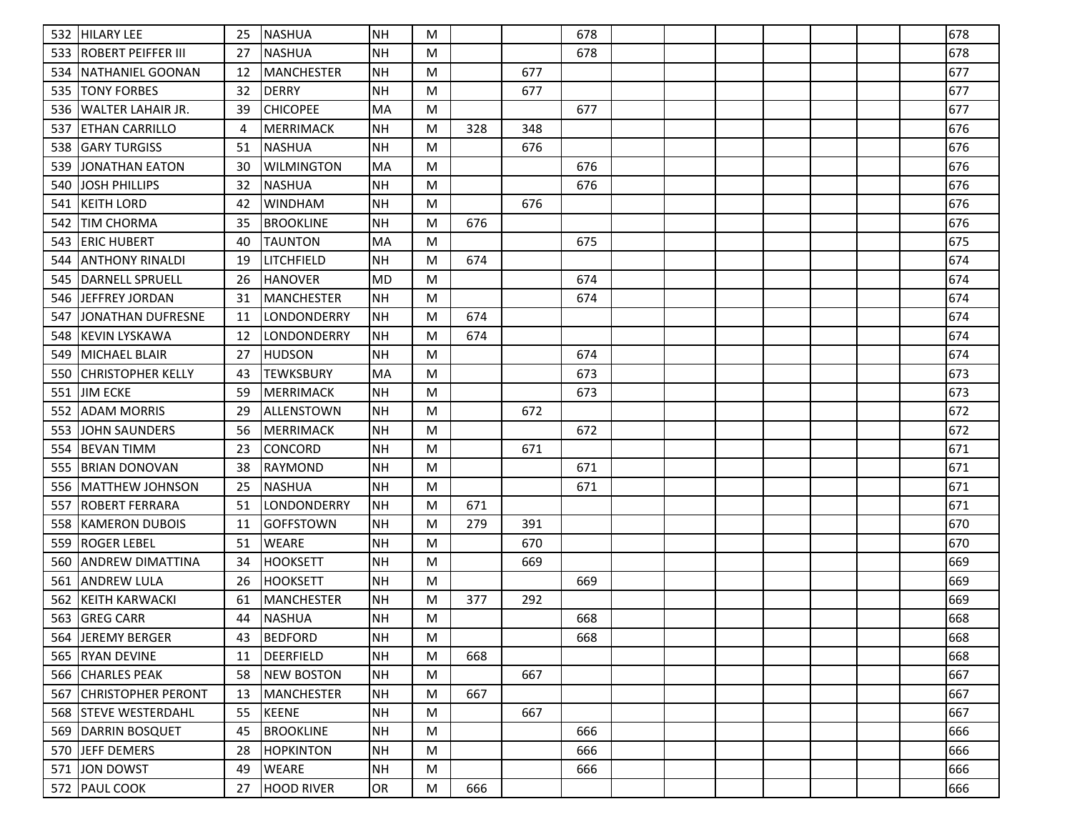| | | | | | | | | | | | | | | | | |
|---|---|---|---|---|---|---|---|---|---|---|---|---|---|---|---|---|
| 532 | HILARY LEE | 25 | NASHUA | NH | M | | | 678 | | | | | | | | 678 |
| 533 | ROBERT PEIFFER III | 27 | NASHUA | NH | M | | | 678 | | | | | | | | 678 |
| 534 | NATHANIEL GOONAN | 12 | MANCHESTER | NH | M | | 677 | | | | | | | | | 677 |
| 535 | TONY FORBES | 32 | DERRY | NH | M | | 677 | | | | | | | | | 677 |
| 536 | WALTER LAHAIR JR. | 39 | CHICOPEE | MA | M | | | 677 | | | | | | | | 677 |
| 537 | ETHAN CARRILLO | 4 | MERRIMACK | NH | M | 328 | 348 | | | | | | | | | 676 |
| 538 | GARY TURGISS | 51 | NASHUA | NH | M | | 676 | | | | | | | | | 676 |
| 539 | JONATHAN EATON | 30 | WILMINGTON | MA | M | | | 676 | | | | | | | | 676 |
| 540 | JOSH PHILLIPS | 32 | NASHUA | NH | M | | | 676 | | | | | | | | 676 |
| 541 | KEITH LORD | 42 | WINDHAM | NH | M | | 676 | | | | | | | | | 676 |
| 542 | TIM CHORMA | 35 | BROOKLINE | NH | M | 676 | | | | | | | | | | 676 |
| 543 | ERIC HUBERT | 40 | TAUNTON | MA | M | | | 675 | | | | | | | | 675 |
| 544 | ANTHONY RINALDI | 19 | LITCHFIELD | NH | M | 674 | | | | | | | | | | 674 |
| 545 | DARNELL SPRUELL | 26 | HANOVER | MD | M | | | 674 | | | | | | | | 674 |
| 546 | JEFFREY JORDAN | 31 | MANCHESTER | NH | M | | | 674 | | | | | | | | 674 |
| 547 | JONATHAN DUFRESNE | 11 | LONDONDERRY | NH | M | 674 | | | | | | | | | | 674 |
| 548 | KEVIN LYSKAWA | 12 | LONDONDERRY | NH | M | 674 | | | | | | | | | | 674 |
| 549 | MICHAEL BLAIR | 27 | HUDSON | NH | M | | | 674 | | | | | | | | 674 |
| 550 | CHRISTOPHER KELLY | 43 | TEWKSBURY | MA | M | | | 673 | | | | | | | | 673 |
| 551 | JIM ECKE | 59 | MERRIMACK | NH | M | | | 673 | | | | | | | | 673 |
| 552 | ADAM MORRIS | 29 | ALLENSTOWN | NH | M | | 672 | | | | | | | | | 672 |
| 553 | JOHN SAUNDERS | 56 | MERRIMACK | NH | M | | | 672 | | | | | | | | 672 |
| 554 | BEVAN TIMM | 23 | CONCORD | NH | M | | 671 | | | | | | | | | 671 |
| 555 | BRIAN DONOVAN | 38 | RAYMOND | NH | M | | | 671 | | | | | | | | 671 |
| 556 | MATTHEW JOHNSON | 25 | NASHUA | NH | M | | | 671 | | | | | | | | 671 |
| 557 | ROBERT FERRARA | 51 | LONDONDERRY | NH | M | 671 | | | | | | | | | | 671 |
| 558 | KAMERON DUBOIS | 11 | GOFFSTOWN | NH | M | 279 | 391 | | | | | | | | | 670 |
| 559 | ROGER LEBEL | 51 | WEARE | NH | M | | 670 | | | | | | | | | 670 |
| 560 | ANDREW DIMATTINA | 34 | HOOKSETT | NH | M | | 669 | | | | | | | | | 669 |
| 561 | ANDREW LULA | 26 | HOOKSETT | NH | M | | | 669 | | | | | | | | 669 |
| 562 | KEITH KARWACKI | 61 | MANCHESTER | NH | M | 377 | 292 | | | | | | | | | 669 |
| 563 | GREG CARR | 44 | NASHUA | NH | M | | | 668 | | | | | | | | 668 |
| 564 | JEREMY BERGER | 43 | BEDFORD | NH | M | | | 668 | | | | | | | | 668 |
| 565 | RYAN DEVINE | 11 | DEERFIELD | NH | M | 668 | | | | | | | | | | 668 |
| 566 | CHARLES PEAK | 58 | NEW BOSTON | NH | M | | 667 | | | | | | | | | 667 |
| 567 | CHRISTOPHER PERONT | 13 | MANCHESTER | NH | M | 667 | | | | | | | | | | 667 |
| 568 | STEVE WESTERDAHL | 55 | KEENE | NH | M | | 667 | | | | | | | | | 667 |
| 569 | DARRIN BOSQUET | 45 | BROOKLINE | NH | M | | | 666 | | | | | | | | 666 |
| 570 | JEFF DEMERS | 28 | HOPKINTON | NH | M | | | 666 | | | | | | | | 666 |
| 571 | JON DOWST | 49 | WEARE | NH | M | | | 666 | | | | | | | | 666 |
| 572 | PAUL COOK | 27 | HOOD RIVER | OR | M | 666 | | | | | | | | | | 666 |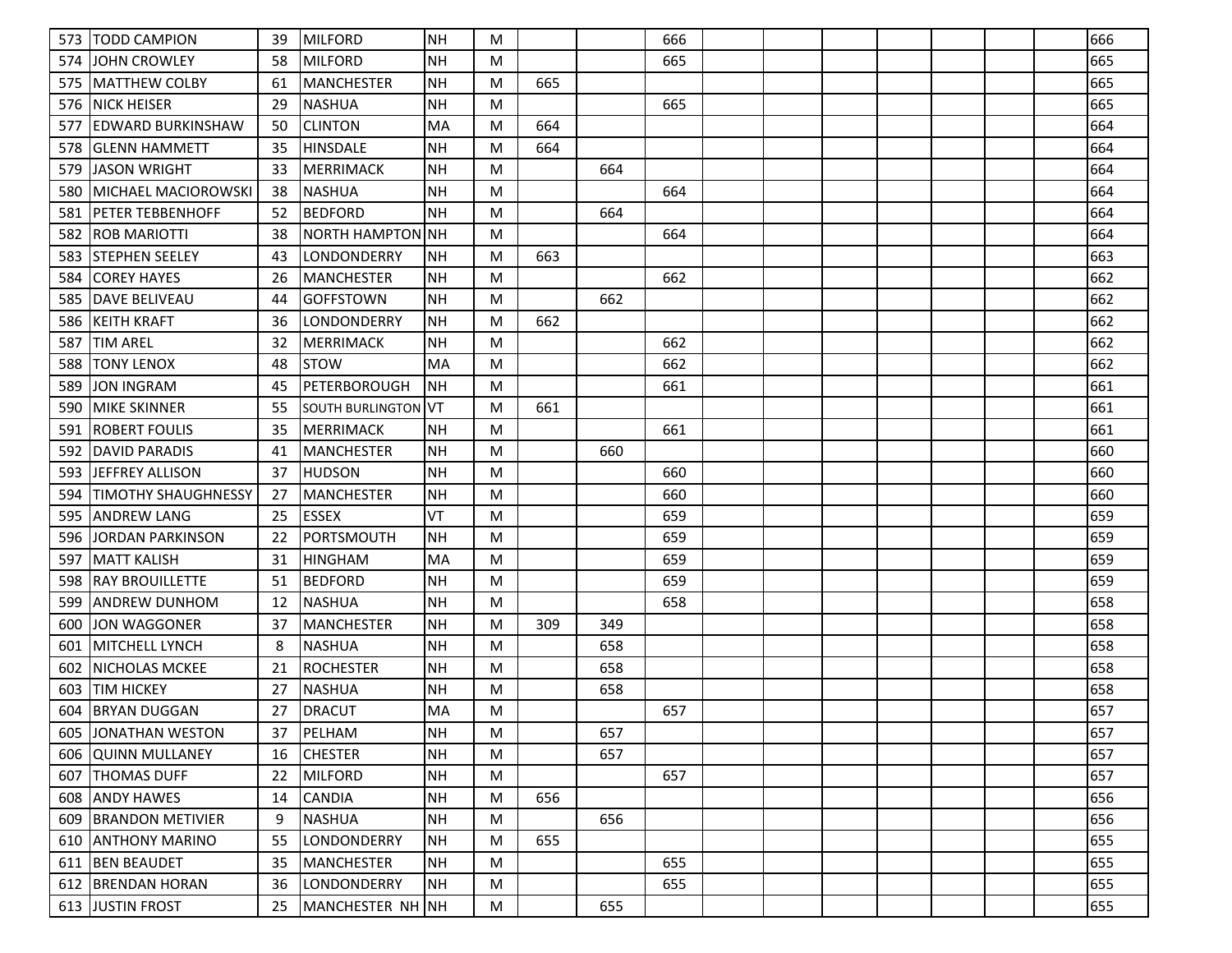| | | | | | | | | | | | | | | | | |
|---|---|---|---|---|---|---|---|---|---|---|---|---|---|---|---|---|
| 573 | TODD CAMPION | 39 | MILFORD | NH | M | | | 666 | | | | | | | | 666 |
| 574 | JOHN CROWLEY | 58 | MILFORD | NH | M | | | 665 | | | | | | | | 665 |
| 575 | MATTHEW COLBY | 61 | MANCHESTER | NH | M | 665 | | | | | | | | | | 665 |
| 576 | NICK HEISER | 29 | NASHUA | NH | M | | | 665 | | | | | | | | 665 |
| 577 | EDWARD BURKINSHAW | 50 | CLINTON | MA | M | 664 | | | | | | | | | | 664 |
| 578 | GLENN HAMMETT | 35 | HINSDALE | NH | M | 664 | | | | | | | | | | 664 |
| 579 | JASON WRIGHT | 33 | MERRIMACK | NH | M | | 664 | | | | | | | | | 664 |
| 580 | MICHAEL MACIOROWSKI | 38 | NASHUA | NH | M | | | 664 | | | | | | | | 664 |
| 581 | PETER TEBBENHOFF | 52 | BEDFORD | NH | M | | 664 | | | | | | | | | 664 |
| 582 | ROB MARIOTTI | 38 | NORTH HAMPTON | NH | M | | | 664 | | | | | | | | 664 |
| 583 | STEPHEN SEELEY | 43 | LONDONDERRY | NH | M | 663 | | | | | | | | | | 663 |
| 584 | COREY HAYES | 26 | MANCHESTER | NH | M | | | 662 | | | | | | | | 662 |
| 585 | DAVE BELIVEAU | 44 | GOFFSTOWN | NH | M | | 662 | | | | | | | | | 662 |
| 586 | KEITH KRAFT | 36 | LONDONDERRY | NH | M | 662 | | | | | | | | | | 662 |
| 587 | TIM AREL | 32 | MERRIMACK | NH | M | | | 662 | | | | | | | | 662 |
| 588 | TONY LENOX | 48 | STOW | MA | M | | | 662 | | | | | | | | 662 |
| 589 | JON INGRAM | 45 | PETERBOROUGH | NH | M | | | 661 | | | | | | | | 661 |
| 590 | MIKE SKINNER | 55 | SOUTH BURLINGTON | VT | M | 661 | | | | | | | | | | 661 |
| 591 | ROBERT FOULIS | 35 | MERRIMACK | NH | M | | | 661 | | | | | | | | 661 |
| 592 | DAVID PARADIS | 41 | MANCHESTER | NH | M | | 660 | | | | | | | | | 660 |
| 593 | JEFFREY ALLISON | 37 | HUDSON | NH | M | | | 660 | | | | | | | | 660 |
| 594 | TIMOTHY SHAUGHNESSY | 27 | MANCHESTER | NH | M | | | 660 | | | | | | | | 660 |
| 595 | ANDREW LANG | 25 | ESSEX | VT | M | | | 659 | | | | | | | | 659 |
| 596 | JORDAN PARKINSON | 22 | PORTSMOUTH | NH | M | | | 659 | | | | | | | | 659 |
| 597 | MATT KALISH | 31 | HINGHAM | MA | M | | | 659 | | | | | | | | 659 |
| 598 | RAY BROUILLETTE | 51 | BEDFORD | NH | M | | | 659 | | | | | | | | 659 |
| 599 | ANDREW DUNHOM | 12 | NASHUA | NH | M | | | 658 | | | | | | | | 658 |
| 600 | JON WAGGONER | 37 | MANCHESTER | NH | M | 309 | 349 | | | | | | | | | 658 |
| 601 | MITCHELL LYNCH | 8 | NASHUA | NH | M | | 658 | | | | | | | | | 658 |
| 602 | NICHOLAS MCKEE | 21 | ROCHESTER | NH | M | | 658 | | | | | | | | | 658 |
| 603 | TIM HICKEY | 27 | NASHUA | NH | M | | 658 | | | | | | | | | 658 |
| 604 | BRYAN DUGGAN | 27 | DRACUT | MA | M | | | 657 | | | | | | | | 657 |
| 605 | JONATHAN WESTON | 37 | PELHAM | NH | M | | 657 | | | | | | | | | 657 |
| 606 | QUINN MULLANEY | 16 | CHESTER | NH | M | | 657 | | | | | | | | | 657 |
| 607 | THOMAS DUFF | 22 | MILFORD | NH | M | | | 657 | | | | | | | | 657 |
| 608 | ANDY HAWES | 14 | CANDIA | NH | M | 656 | | | | | | | | | | 656 |
| 609 | BRANDON METIVIER | 9 | NASHUA | NH | M | | 656 | | | | | | | | | 656 |
| 610 | ANTHONY MARINO | 55 | LONDONDERRY | NH | M | 655 | | | | | | | | | | 655 |
| 611 | BEN BEAUDET | 35 | MANCHESTER | NH | M | | | 655 | | | | | | | | 655 |
| 612 | BRENDAN HORAN | 36 | LONDONDERRY | NH | M | | | 655 | | | | | | | | 655 |
| 613 | JUSTIN FROST | 25 | MANCHESTER NH | NH | M | | 655 | | | | | | | | | 655 |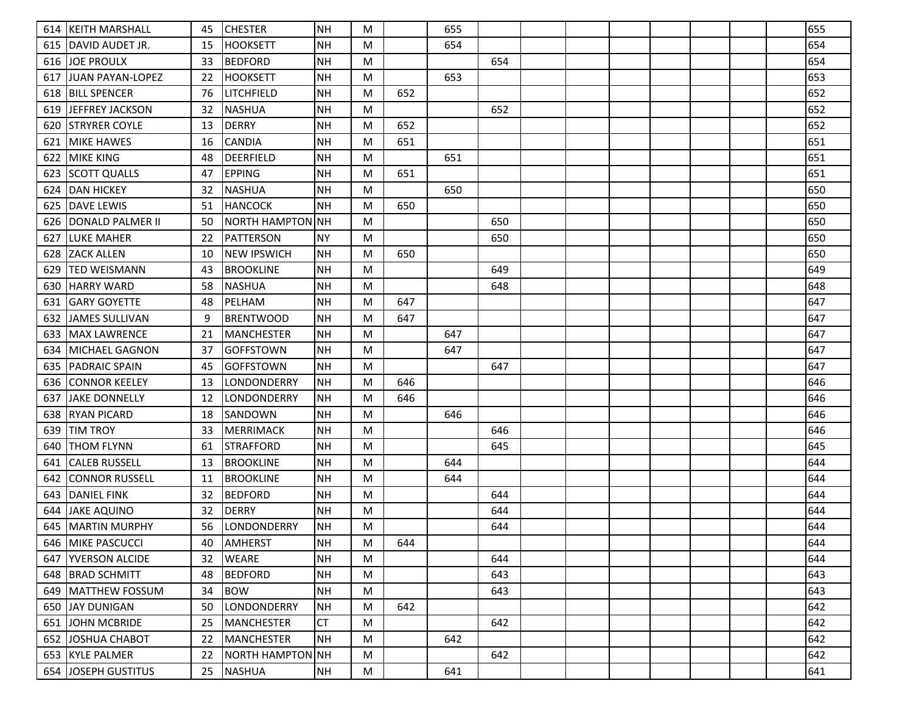| | | | | | | | | | | | | | | | | |
|---|---|---|---|---|---|---|---|---|---|---|---|---|---|---|---|---|
| 614 | KEITH MARSHALL | 45 | CHESTER | NH | M | | 655 | | | | | | | | | 655 |
| 615 | DAVID AUDET JR. | 15 | HOOKSETT | NH | M | | 654 | | | | | | | | | 654 |
| 616 | JOE PROULX | 33 | BEDFORD | NH | M | | | 654 | | | | | | | | 654 |
| 617 | JUAN PAYAN-LOPEZ | 22 | HOOKSETT | NH | M | | 653 | | | | | | | | | 653 |
| 618 | BILL SPENCER | 76 | LITCHFIELD | NH | M | 652 | | | | | | | | | | 652 |
| 619 | JEFFREY JACKSON | 32 | NASHUA | NH | M | | | 652 | | | | | | | | 652 |
| 620 | STRYRER COYLE | 13 | DERRY | NH | M | 652 | | | | | | | | | | 652 |
| 621 | MIKE HAWES | 16 | CANDIA | NH | M | 651 | | | | | | | | | | 651 |
| 622 | MIKE KING | 48 | DEERFIELD | NH | M | | 651 | | | | | | | | | 651 |
| 623 | SCOTT QUALLS | 47 | EPPING | NH | M | 651 | | | | | | | | | | 651 |
| 624 | DAN HICKEY | 32 | NASHUA | NH | M | | 650 | | | | | | | | | 650 |
| 625 | DAVE LEWIS | 51 | HANCOCK | NH | M | 650 | | | | | | | | | | 650 |
| 626 | DONALD PALMER II | 50 | NORTH HAMPTON | NH | M | | | 650 | | | | | | | | 650 |
| 627 | LUKE MAHER | 22 | PATTERSON | NY | M | | | 650 | | | | | | | | 650 |
| 628 | ZACK ALLEN | 10 | NEW IPSWICH | NH | M | 650 | | | | | | | | | | 650 |
| 629 | TED WEISMANN | 43 | BROOKLINE | NH | M | | | 649 | | | | | | | | 649 |
| 630 | HARRY WARD | 58 | NASHUA | NH | M | | | 648 | | | | | | | | 648 |
| 631 | GARY GOYETTE | 48 | PELHAM | NH | M | 647 | | | | | | | | | | 647 |
| 632 | JAMES SULLIVAN | 9 | BRENTWOOD | NH | M | 647 | | | | | | | | | | 647 |
| 633 | MAX LAWRENCE | 21 | MANCHESTER | NH | M | | 647 | | | | | | | | | 647 |
| 634 | MICHAEL GAGNON | 37 | GOFFSTOWN | NH | M | | 647 | | | | | | | | | 647 |
| 635 | PADRAIC SPAIN | 45 | GOFFSTOWN | NH | M | | | 647 | | | | | | | | 647 |
| 636 | CONNOR KEELEY | 13 | LONDONDERRY | NH | M | 646 | | | | | | | | | | 646 |
| 637 | JAKE DONNELLY | 12 | LONDONDERRY | NH | M | 646 | | | | | | | | | | 646 |
| 638 | RYAN PICARD | 18 | SANDOWN | NH | M | | 646 | | | | | | | | | 646 |
| 639 | TIM TROY | 33 | MERRIMACK | NH | M | | | 646 | | | | | | | | 646 |
| 640 | THOM FLYNN | 61 | STRAFFORD | NH | M | | | 645 | | | | | | | | 645 |
| 641 | CALEB RUSSELL | 13 | BROOKLINE | NH | M | | 644 | | | | | | | | | 644 |
| 642 | CONNOR RUSSELL | 11 | BROOKLINE | NH | M | | 644 | | | | | | | | | 644 |
| 643 | DANIEL FINK | 32 | BEDFORD | NH | M | | | 644 | | | | | | | | 644 |
| 644 | JAKE AQUINO | 32 | DERRY | NH | M | | | 644 | | | | | | | | 644 |
| 645 | MARTIN MURPHY | 56 | LONDONDERRY | NH | M | | | 644 | | | | | | | | 644 |
| 646 | MIKE PASCUCCI | 40 | AMHERST | NH | M | 644 | | | | | | | | | | 644 |
| 647 | YVERSON ALCIDE | 32 | WEARE | NH | M | | | 644 | | | | | | | | 644 |
| 648 | BRAD SCHMITT | 48 | BEDFORD | NH | M | | | 643 | | | | | | | | 643 |
| 649 | MATTHEW FOSSUM | 34 | BOW | NH | M | | | 643 | | | | | | | | 643 |
| 650 | JAY DUNIGAN | 50 | LONDONDERRY | NH | M | 642 | | | | | | | | | | 642 |
| 651 | JOHN MCBRIDE | 25 | MANCHESTER | CT | M | | | 642 | | | | | | | | 642 |
| 652 | JOSHUA CHABOT | 22 | MANCHESTER | NH | M | | 642 | | | | | | | | | 642 |
| 653 | KYLE PALMER | 22 | NORTH HAMPTON | NH | M | | | 642 | | | | | | | | 642 |
| 654 | JOSEPH GUSTITUS | 25 | NASHUA | NH | M | | 641 | | | | | | | | | 641 |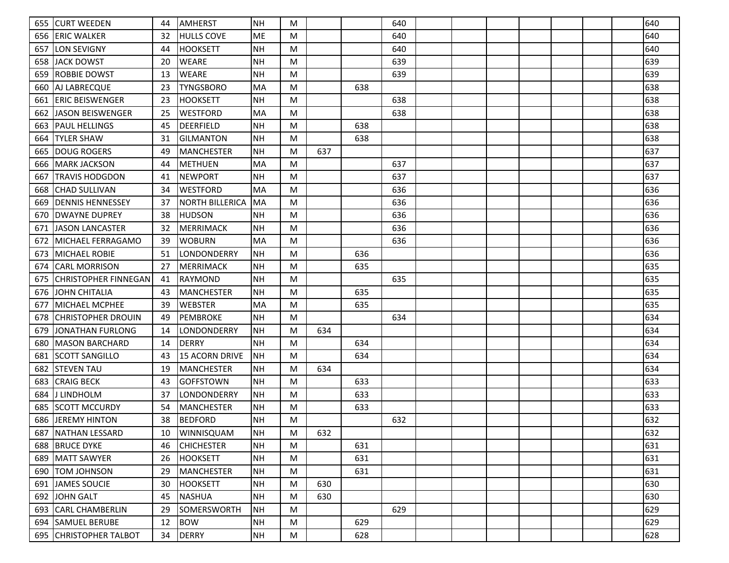| | | | | | | | | | | | | | | | | |
|---|---|---|---|---|---|---|---|---|---|---|---|---|---|---|---|---|
| 655 | CURT WEEDEN | 44 | AMHERST | NH | M | | | 640 | | | | | | | | 640 |
| 656 | ERIC WALKER | 32 | HULLS COVE | ME | M | | | 640 | | | | | | | | 640 |
| 657 | LON SEVIGNY | 44 | HOOKSETT | NH | M | | | 640 | | | | | | | | 640 |
| 658 | JACK DOWST | 20 | WEARE | NH | M | | | 639 | | | | | | | | 639 |
| 659 | ROBBIE DOWST | 13 | WEARE | NH | M | | | 639 | | | | | | | | 639 |
| 660 | AJ LABRECQUE | 23 | TYNGSBORO | MA | M | | 638 | | | | | | | | | 638 |
| 661 | ERIC BEISWENGER | 23 | HOOKSETT | NH | M | | | 638 | | | | | | | | 638 |
| 662 | JASON BEISWENGER | 25 | WESTFORD | MA | M | | | 638 | | | | | | | | 638 |
| 663 | PAUL HELLINGS | 45 | DEERFIELD | NH | M | | 638 | | | | | | | | | 638 |
| 664 | TYLER SHAW | 31 | GILMANTON | NH | M | | 638 | | | | | | | | | 638 |
| 665 | DOUG ROGERS | 49 | MANCHESTER | NH | M | 637 | | | | | | | | | | 637 |
| 666 | MARK JACKSON | 44 | METHUEN | MA | M | | | 637 | | | | | | | | 637 |
| 667 | TRAVIS HODGDON | 41 | NEWPORT | NH | M | | | 637 | | | | | | | | 637 |
| 668 | CHAD SULLIVAN | 34 | WESTFORD | MA | M | | | 636 | | | | | | | | 636 |
| 669 | DENNIS HENNESSEY | 37 | NORTH BILLERICA | MA | M | | | 636 | | | | | | | | 636 |
| 670 | DWAYNE DUPREY | 38 | HUDSON | NH | M | | | 636 | | | | | | | | 636 |
| 671 | JASON LANCASTER | 32 | MERRIMACK | NH | M | | | 636 | | | | | | | | 636 |
| 672 | MICHAEL FERRAGAMO | 39 | WOBURN | MA | M | | | 636 | | | | | | | | 636 |
| 673 | MICHAEL ROBIE | 51 | LONDONDERRY | NH | M | | 636 | | | | | | | | | 636 |
| 674 | CARL MORRISON | 27 | MERRIMACK | NH | M | | 635 | | | | | | | | | 635 |
| 675 | CHRISTOPHER FINNEGAN | 41 | RAYMOND | NH | M | | | 635 | | | | | | | | 635 |
| 676 | JOHN CHITALIA | 43 | MANCHESTER | NH | M | | 635 | | | | | | | | | 635 |
| 677 | MICHAEL MCPHEE | 39 | WEBSTER | MA | M | | 635 | | | | | | | | | 635 |
| 678 | CHRISTOPHER DROUIN | 49 | PEMBROKE | NH | M | | | 634 | | | | | | | | 634 |
| 679 | JONATHAN FURLONG | 14 | LONDONDERRY | NH | M | 634 | | | | | | | | | | 634 |
| 680 | MASON BARCHARD | 14 | DERRY | NH | M | | 634 | | | | | | | | | 634 |
| 681 | SCOTT SANGILLO | 43 | 15 ACORN DRIVE | NH | M | | 634 | | | | | | | | | 634 |
| 682 | STEVEN TAU | 19 | MANCHESTER | NH | M | 634 | | | | | | | | | | 634 |
| 683 | CRAIG BECK | 43 | GOFFSTOWN | NH | M | | 633 | | | | | | | | | 633 |
| 684 | J LINDHOLM | 37 | LONDONDERRY | NH | M | | 633 | | | | | | | | | 633 |
| 685 | SCOTT MCCURDY | 54 | MANCHESTER | NH | M | | 633 | | | | | | | | | 633 |
| 686 | JEREMY HINTON | 38 | BEDFORD | NH | M | | | 632 | | | | | | | | 632 |
| 687 | NATHAN LESSARD | 10 | WINNISQUAM | NH | M | 632 | | | | | | | | | | 632 |
| 688 | BRUCE DYKE | 46 | CHICHESTER | NH | M | | 631 | | | | | | | | | 631 |
| 689 | MATT SAWYER | 26 | HOOKSETT | NH | M | | 631 | | | | | | | | | 631 |
| 690 | TOM JOHNSON | 29 | MANCHESTER | NH | M | | 631 | | | | | | | | | 631 |
| 691 | JAMES SOUCIE | 30 | HOOKSETT | NH | M | 630 | | | | | | | | | | 630 |
| 692 | JOHN GALT | 45 | NASHUA | NH | M | 630 | | | | | | | | | | 630 |
| 693 | CARL CHAMBERLIN | 29 | SOMERSWORTH | NH | M | | | 629 | | | | | | | | 629 |
| 694 | SAMUEL BERUBE | 12 | BOW | NH | M | | 629 | | | | | | | | | 629 |
| 695 | CHRISTOPHER TALBOT | 34 | DERRY | NH | M | | 628 | | | | | | | | | 628 |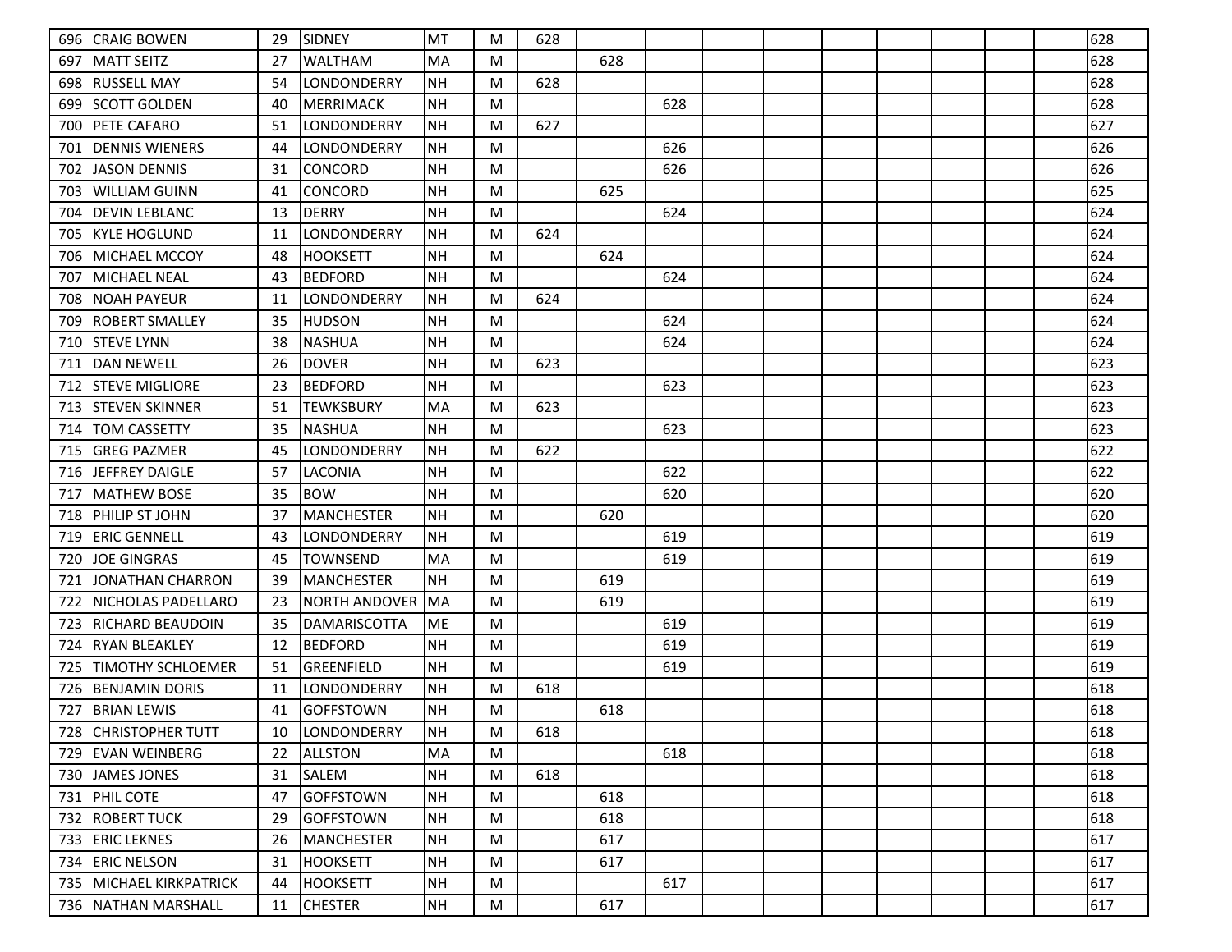| | | | | | | | | | | | | | | | | |
|---|---|---|---|---|---|---|---|---|---|---|---|---|---|---|---|---|
| 696 | CRAIG BOWEN | 29 | SIDNEY | MT | M | 628 | | | | | | | | | | 628 |
| 697 | MATT SEITZ | 27 | WALTHAM | MA | M | | 628 | | | | | | | | | 628 |
| 698 | RUSSELL MAY | 54 | LONDONDERRY | NH | M | 628 | | | | | | | | | | 628 |
| 699 | SCOTT GOLDEN | 40 | MERRIMACK | NH | M | | | 628 | | | | | | | | 628 |
| 700 | PETE CAFARO | 51 | LONDONDERRY | NH | M | 627 | | | | | | | | | | 627 |
| 701 | DENNIS WIENERS | 44 | LONDONDERRY | NH | M | | | 626 | | | | | | | | 626 |
| 702 | JASON DENNIS | 31 | CONCORD | NH | M | | | 626 | | | | | | | | 626 |
| 703 | WILLIAM GUINN | 41 | CONCORD | NH | M | | 625 | | | | | | | | | 625 |
| 704 | DEVIN LEBLANC | 13 | DERRY | NH | M | | | 624 | | | | | | | | 624 |
| 705 | KYLE HOGLUND | 11 | LONDONDERRY | NH | M | 624 | | | | | | | | | | 624 |
| 706 | MICHAEL MCCOY | 48 | HOOKSETT | NH | M | | 624 | | | | | | | | | 624 |
| 707 | MICHAEL NEAL | 43 | BEDFORD | NH | M | | | 624 | | | | | | | | 624 |
| 708 | NOAH PAYEUR | 11 | LONDONDERRY | NH | M | 624 | | | | | | | | | | 624 |
| 709 | ROBERT SMALLEY | 35 | HUDSON | NH | M | | | 624 | | | | | | | | 624 |
| 710 | STEVE LYNN | 38 | NASHUA | NH | M | | | 624 | | | | | | | | 624 |
| 711 | DAN NEWELL | 26 | DOVER | NH | M | 623 | | | | | | | | | | 623 |
| 712 | STEVE MIGLIORE | 23 | BEDFORD | NH | M | | | 623 | | | | | | | | 623 |
| 713 | STEVEN SKINNER | 51 | TEWKSBURY | MA | M | 623 | | | | | | | | | | 623 |
| 714 | TOM CASSETTY | 35 | NASHUA | NH | M | | | 623 | | | | | | | | 623 |
| 715 | GREG PAZMER | 45 | LONDONDERRY | NH | M | 622 | | | | | | | | | | 622 |
| 716 | JEFFREY DAIGLE | 57 | LACONIA | NH | M | | | 622 | | | | | | | | 622 |
| 717 | MATHEW BOSE | 35 | BOW | NH | M | | | 620 | | | | | | | | 620 |
| 718 | PHILIP ST JOHN | 37 | MANCHESTER | NH | M | | 620 | | | | | | | | | 620 |
| 719 | ERIC GENNELL | 43 | LONDONDERRY | NH | M | | | 619 | | | | | | | | 619 |
| 720 | JOE GINGRAS | 45 | TOWNSEND | MA | M | | | 619 | | | | | | | | 619 |
| 721 | JONATHAN CHARRON | 39 | MANCHESTER | NH | M | | 619 | | | | | | | | | 619 |
| 722 | NICHOLAS PADELLARO | 23 | NORTH ANDOVER | MA | M | | 619 | | | | | | | | | 619 |
| 723 | RICHARD BEAUDOIN | 35 | DAMARISCOTTA | ME | M | | | 619 | | | | | | | | 619 |
| 724 | RYAN BLEAKLEY | 12 | BEDFORD | NH | M | | | 619 | | | | | | | | 619 |
| 725 | TIMOTHY SCHLOEMER | 51 | GREENFIELD | NH | M | | | 619 | | | | | | | | 619 |
| 726 | BENJAMIN DORIS | 11 | LONDONDERRY | NH | M | 618 | | | | | | | | | | 618 |
| 727 | BRIAN LEWIS | 41 | GOFFSTOWN | NH | M | | 618 | | | | | | | | | 618 |
| 728 | CHRISTOPHER TUTT | 10 | LONDONDERRY | NH | M | 618 | | | | | | | | | | 618 |
| 729 | EVAN WEINBERG | 22 | ALLSTON | MA | M | | | 618 | | | | | | | | 618 |
| 730 | JAMES JONES | 31 | SALEM | NH | M | 618 | | | | | | | | | | 618 |
| 731 | PHIL COTE | 47 | GOFFSTOWN | NH | M | | 618 | | | | | | | | | 618 |
| 732 | ROBERT TUCK | 29 | GOFFSTOWN | NH | M | | 618 | | | | | | | | | 618 |
| 733 | ERIC LEKNES | 26 | MANCHESTER | NH | M | | 617 | | | | | | | | | 617 |
| 734 | ERIC NELSON | 31 | HOOKSETT | NH | M | | 617 | | | | | | | | | 617 |
| 735 | MICHAEL KIRKPATRICK | 44 | HOOKSETT | NH | M | | | 617 | | | | | | | | 617 |
| 736 | NATHAN MARSHALL | 11 | CHESTER | NH | M | | 617 | | | | | | | | | 617 |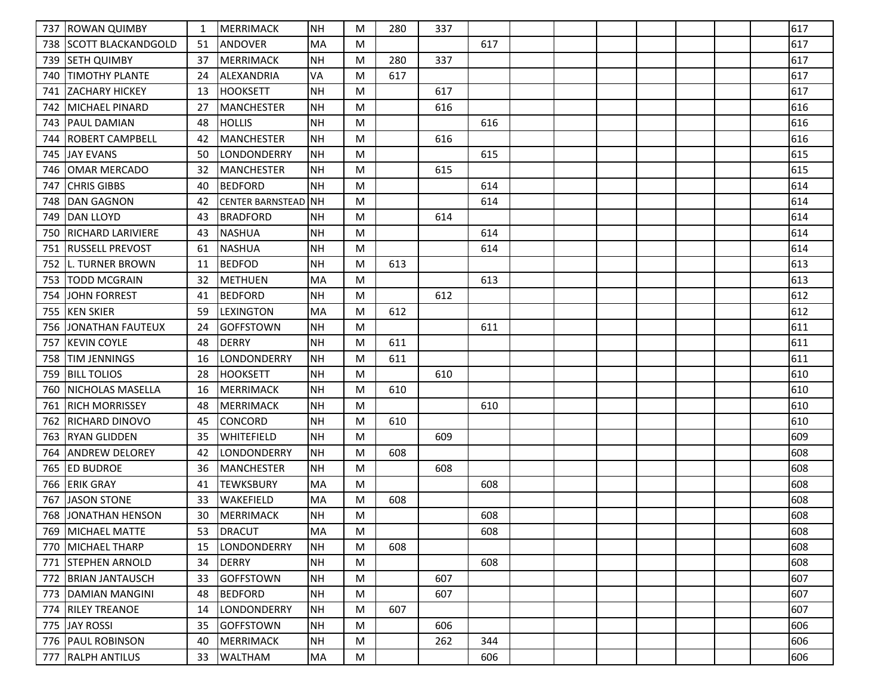| | | | | | | | | | | | | | | | | |
|---|---|---|---|---|---|---|---|---|---|---|---|---|---|---|---|---|
| 737 | ROWAN QUIMBY | 1 | MERRIMACK | NH | M | 280 | 337 | | | | | | | | | 617 |
| 738 | SCOTT BLACKANDGOLD | 51 | ANDOVER | MA | M | | | 617 | | | | | | | | 617 |
| 739 | SETH QUIMBY | 37 | MERRIMACK | NH | M | 280 | 337 | | | | | | | | | 617 |
| 740 | TIMOTHY PLANTE | 24 | ALEXANDRIA | VA | M | 617 | | | | | | | | | | 617 |
| 741 | ZACHARY HICKEY | 13 | HOOKSETT | NH | M | | 617 | | | | | | | | | 617 |
| 742 | MICHAEL PINARD | 27 | MANCHESTER | NH | M | | 616 | | | | | | | | | 616 |
| 743 | PAUL DAMIAN | 48 | HOLLIS | NH | M | | | 616 | | | | | | | | 616 |
| 744 | ROBERT CAMPBELL | 42 | MANCHESTER | NH | M | | 616 | | | | | | | | | 616 |
| 745 | JAY EVANS | 50 | LONDONDERRY | NH | M | | | 615 | | | | | | | | 615 |
| 746 | OMAR MERCADO | 32 | MANCHESTER | NH | M | | 615 | | | | | | | | | 615 |
| 747 | CHRIS GIBBS | 40 | BEDFORD | NH | M | | | 614 | | | | | | | | 614 |
| 748 | DAN GAGNON | 42 | CENTER BARNSTEAD | NH | M | | | 614 | | | | | | | | 614 |
| 749 | DAN LLOYD | 43 | BRADFORD | NH | M | | 614 | | | | | | | | | 614 |
| 750 | RICHARD LARIVIERE | 43 | NASHUA | NH | M | | | 614 | | | | | | | | 614 |
| 751 | RUSSELL PREVOST | 61 | NASHUA | NH | M | | | 614 | | | | | | | | 614 |
| 752 | L. TURNER BROWN | 11 | BEDFOD | NH | M | 613 | | | | | | | | | | 613 |
| 753 | TODD MCGRAIN | 32 | METHUEN | MA | M | | | 613 | | | | | | | | 613 |
| 754 | JOHN FORREST | 41 | BEDFORD | NH | M | | 612 | | | | | | | | | 612 |
| 755 | KEN SKIER | 59 | LEXINGTON | MA | M | 612 | | | | | | | | | | 612 |
| 756 | JONATHAN FAUTEUX | 24 | GOFFSTOWN | NH | M | | | 611 | | | | | | | | 611 |
| 757 | KEVIN COYLE | 48 | DERRY | NH | M | 611 | | | | | | | | | | 611 |
| 758 | TIM JENNINGS | 16 | LONDONDERRY | NH | M | 611 | | | | | | | | | | 611 |
| 759 | BILL TOLIOS | 28 | HOOKSETT | NH | M | | 610 | | | | | | | | | 610 |
| 760 | NICHOLAS MASELLA | 16 | MERRIMACK | NH | M | 610 | | | | | | | | | | 610 |
| 761 | RICH MORRISSEY | 48 | MERRIMACK | NH | M | | | 610 | | | | | | | | 610 |
| 762 | RICHARD DINOVO | 45 | CONCORD | NH | M | 610 | | | | | | | | | | 610 |
| 763 | RYAN GLIDDEN | 35 | WHITEFIELD | NH | M | | 609 | | | | | | | | | 609 |
| 764 | ANDREW DELOREY | 42 | LONDONDERRY | NH | M | 608 | | | | | | | | | | 608 |
| 765 | ED BUDROE | 36 | MANCHESTER | NH | M | | 608 | | | | | | | | | 608 |
| 766 | ERIK GRAY | 41 | TEWKSBURY | MA | M | | | 608 | | | | | | | | 608 |
| 767 | JASON STONE | 33 | WAKEFIELD | MA | M | 608 | | | | | | | | | | 608 |
| 768 | JONATHAN HENSON | 30 | MERRIMACK | NH | M | | | 608 | | | | | | | | 608 |
| 769 | MICHAEL MATTE | 53 | DRACUT | MA | M | | | 608 | | | | | | | | 608 |
| 770 | MICHAEL THARP | 15 | LONDONDERRY | NH | M | 608 | | | | | | | | | | 608 |
| 771 | STEPHEN ARNOLD | 34 | DERRY | NH | M | | | 608 | | | | | | | | 608 |
| 772 | BRIAN JANTAUSCH | 33 | GOFFSTOWN | NH | M | | 607 | | | | | | | | | 607 |
| 773 | DAMIAN MANGINI | 48 | BEDFORD | NH | M | | 607 | | | | | | | | | 607 |
| 774 | RILEY TREANOE | 14 | LONDONDERRY | NH | M | 607 | | | | | | | | | | 607 |
| 775 | JAY ROSSI | 35 | GOFFSTOWN | NH | M | | 606 | | | | | | | | | 606 |
| 776 | PAUL ROBINSON | 40 | MERRIMACK | NH | M | | 262 | 344 | | | | | | | | 606 |
| 777 | RALPH ANTILUS | 33 | WALTHAM | MA | M | | | 606 | | | | | | | | 606 |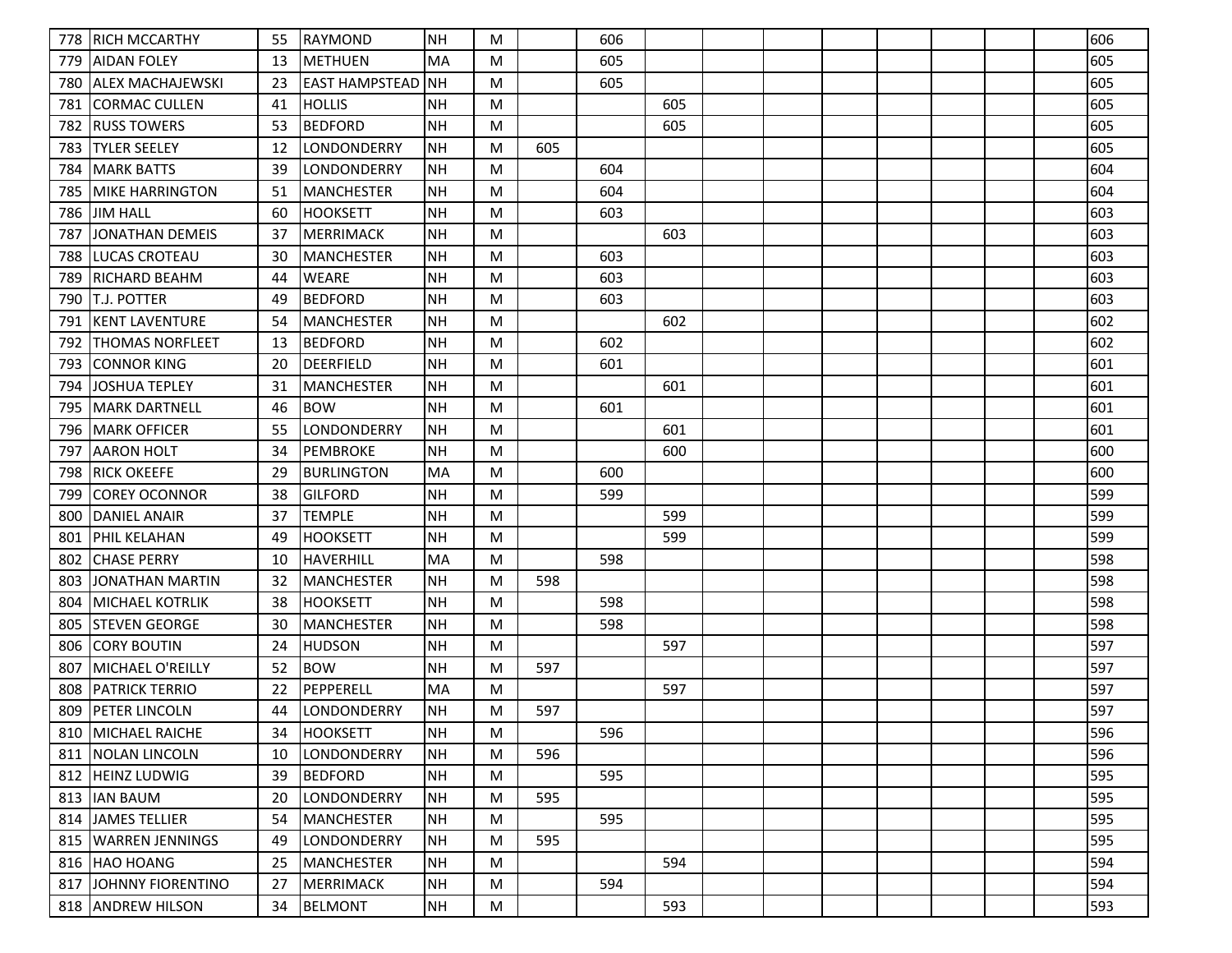| | | | | | | | | | | | | | | | | |
|---|---|---|---|---|---|---|---|---|---|---|---|---|---|---|---|---|
| 778 | RICH MCCARTHY | 55 | RAYMOND | NH | M | | 606 | | | | | | | | | 606 |
| 779 | AIDAN FOLEY | 13 | METHUEN | MA | M | | 605 | | | | | | | | | 605 |
| 780 | ALEX MACHAJEWSKI | 23 | EAST HAMPSTEAD | NH | M | | 605 | | | | | | | | | 605 |
| 781 | CORMAC CULLEN | 41 | HOLLIS | NH | M | | | 605 | | | | | | | | 605 |
| 782 | RUSS TOWERS | 53 | BEDFORD | NH | M | | | 605 | | | | | | | | 605 |
| 783 | TYLER SEELEY | 12 | LONDONDERRY | NH | M | 605 | | | | | | | | | | 605 |
| 784 | MARK BATTS | 39 | LONDONDERRY | NH | M | | 604 | | | | | | | | | 604 |
| 785 | MIKE HARRINGTON | 51 | MANCHESTER | NH | M | | 604 | | | | | | | | | 604 |
| 786 | JIM HALL | 60 | HOOKSETT | NH | M | | 603 | | | | | | | | | 603 |
| 787 | JONATHAN DEMEIS | 37 | MERRIMACK | NH | M | | | 603 | | | | | | | | 603 |
| 788 | LUCAS CROTEAU | 30 | MANCHESTER | NH | M | | 603 | | | | | | | | | 603 |
| 789 | RICHARD BEAHM | 44 | WEARE | NH | M | | 603 | | | | | | | | | 603 |
| 790 | T.J. POTTER | 49 | BEDFORD | NH | M | | 603 | | | | | | | | | 603 |
| 791 | KENT LAVENTURE | 54 | MANCHESTER | NH | M | | | 602 | | | | | | | | 602 |
| 792 | THOMAS NORFLEET | 13 | BEDFORD | NH | M | | 602 | | | | | | | | | 602 |
| 793 | CONNOR KING | 20 | DEERFIELD | NH | M | | 601 | | | | | | | | | 601 |
| 794 | JOSHUA TEPLEY | 31 | MANCHESTER | NH | M | | | 601 | | | | | | | | 601 |
| 795 | MARK DARTNELL | 46 | BOW | NH | M | | 601 | | | | | | | | | 601 |
| 796 | MARK OFFICER | 55 | LONDONDERRY | NH | M | | | 601 | | | | | | | | 601 |
| 797 | AARON HOLT | 34 | PEMBROKE | NH | M | | | 600 | | | | | | | | 600 |
| 798 | RICK OKEEFE | 29 | BURLINGTON | MA | M | | 600 | | | | | | | | | 600 |
| 799 | COREY OCONNOR | 38 | GILFORD | NH | M | | 599 | | | | | | | | | 599 |
| 800 | DANIEL ANAIR | 37 | TEMPLE | NH | M | | | 599 | | | | | | | | 599 |
| 801 | PHIL KELAHAN | 49 | HOOKSETT | NH | M | | | 599 | | | | | | | | 599 |
| 802 | CHASE PERRY | 10 | HAVERHILL | MA | M | | 598 | | | | | | | | | 598 |
| 803 | JONATHAN MARTIN | 32 | MANCHESTER | NH | M | 598 | | | | | | | | | | 598 |
| 804 | MICHAEL KOTRLIK | 38 | HOOKSETT | NH | M | | 598 | | | | | | | | | 598 |
| 805 | STEVEN GEORGE | 30 | MANCHESTER | NH | M | | 598 | | | | | | | | | 598 |
| 806 | CORY BOUTIN | 24 | HUDSON | NH | M | | | 597 | | | | | | | | 597 |
| 807 | MICHAEL O'REILLY | 52 | BOW | NH | M | 597 | | | | | | | | | | 597 |
| 808 | PATRICK TERRIO | 22 | PEPPERELL | MA | M | | | 597 | | | | | | | | 597 |
| 809 | PETER LINCOLN | 44 | LONDONDERRY | NH | M | 597 | | | | | | | | | | 597 |
| 810 | MICHAEL RAICHE | 34 | HOOKSETT | NH | M | | 596 | | | | | | | | | 596 |
| 811 | NOLAN LINCOLN | 10 | LONDONDERRY | NH | M | 596 | | | | | | | | | | 596 |
| 812 | HEINZ LUDWIG | 39 | BEDFORD | NH | M | | 595 | | | | | | | | | 595 |
| 813 | IAN BAUM | 20 | LONDONDERRY | NH | M | 595 | | | | | | | | | | 595 |
| 814 | JAMES TELLIER | 54 | MANCHESTER | NH | M | | 595 | | | | | | | | | 595 |
| 815 | WARREN JENNINGS | 49 | LONDONDERRY | NH | M | 595 | | | | | | | | | | 595 |
| 816 | HAO HOANG | 25 | MANCHESTER | NH | M | | | 594 | | | | | | | | 594 |
| 817 | JOHNNY FIORENTINO | 27 | MERRIMACK | NH | M | | 594 | | | | | | | | | 594 |
| 818 | ANDREW HILSON | 34 | BELMONT | NH | M | | | 593 | | | | | | | | 593 |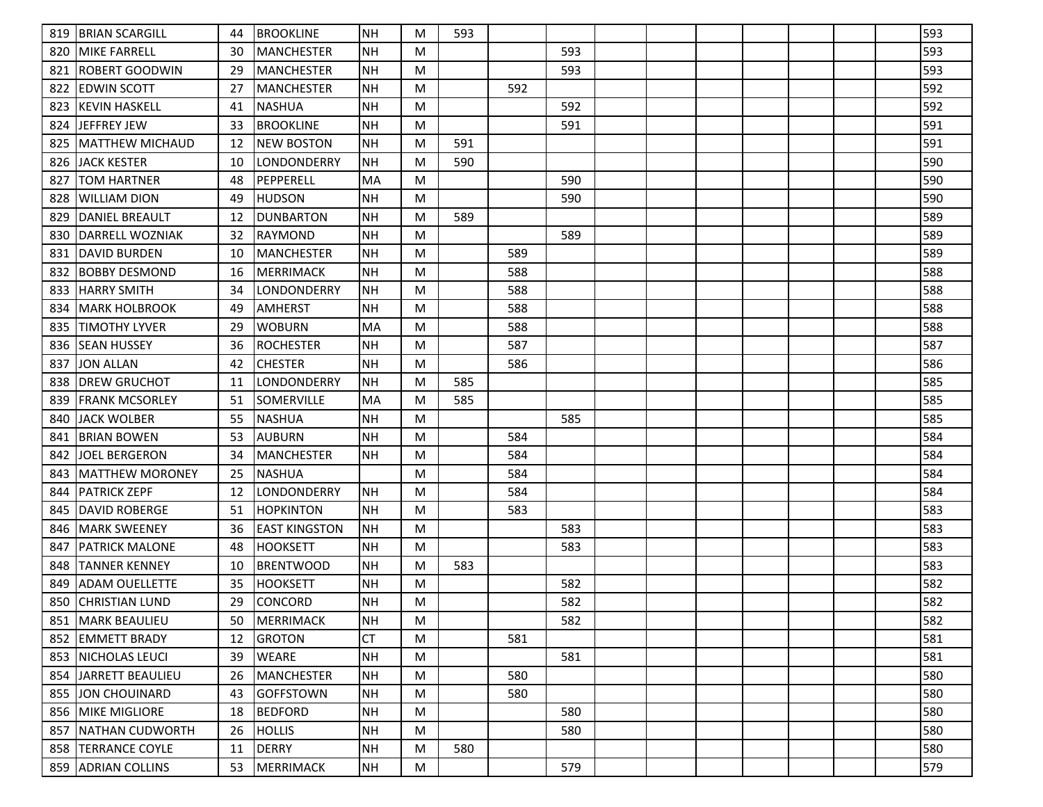| | | | | | | | | | | | | | | | | |
|---|---|---|---|---|---|---|---|---|---|---|---|---|---|---|---|---|
| 819 | BRIAN SCARGILL | 44 | BROOKLINE | NH | M | 593 | | | | | | | | | | 593 |
| 820 | MIKE FARRELL | 30 | MANCHESTER | NH | M | | | 593 | | | | | | | | 593 |
| 821 | ROBERT GOODWIN | 29 | MANCHESTER | NH | M | | | 593 | | | | | | | | 593 |
| 822 | EDWIN SCOTT | 27 | MANCHESTER | NH | M | | 592 | | | | | | | | | 592 |
| 823 | KEVIN HASKELL | 41 | NASHUA | NH | M | | | 592 | | | | | | | | 592 |
| 824 | JEFFREY JEW | 33 | BROOKLINE | NH | M | | | 591 | | | | | | | | 591 |
| 825 | MATTHEW MICHAUD | 12 | NEW BOSTON | NH | M | 591 | | | | | | | | | | 591 |
| 826 | JACK KESTER | 10 | LONDONDERRY | NH | M | 590 | | | | | | | | | | 590 |
| 827 | TOM HARTNER | 48 | PEPPERELL | MA | M | | | 590 | | | | | | | | 590 |
| 828 | WILLIAM DION | 49 | HUDSON | NH | M | | | 590 | | | | | | | | 590 |
| 829 | DANIEL BREAULT | 12 | DUNBARTON | NH | M | 589 | | | | | | | | | | 589 |
| 830 | DARRELL WOZNIAK | 32 | RAYMOND | NH | M | | | 589 | | | | | | | | 589 |
| 831 | DAVID BURDEN | 10 | MANCHESTER | NH | M | | 589 | | | | | | | | | 589 |
| 832 | BOBBY DESMOND | 16 | MERRIMACK | NH | M | | 588 | | | | | | | | | 588 |
| 833 | HARRY SMITH | 34 | LONDONDERRY | NH | M | | 588 | | | | | | | | | 588 |
| 834 | MARK HOLBROOK | 49 | AMHERST | NH | M | | 588 | | | | | | | | | 588 |
| 835 | TIMOTHY LYVER | 29 | WOBURN | MA | M | | 588 | | | | | | | | | 588 |
| 836 | SEAN HUSSEY | 36 | ROCHESTER | NH | M | | 587 | | | | | | | | | 587 |
| 837 | JON ALLAN | 42 | CHESTER | NH | M | | 586 | | | | | | | | | 586 |
| 838 | DREW GRUCHOT | 11 | LONDONDERRY | NH | M | 585 | | | | | | | | | | 585 |
| 839 | FRANK MCSORLEY | 51 | SOMERVILLE | MA | M | 585 | | | | | | | | | | 585 |
| 840 | JACK WOLBER | 55 | NASHUA | NH | M | | | 585 | | | | | | | | 585 |
| 841 | BRIAN BOWEN | 53 | AUBURN | NH | M | | 584 | | | | | | | | | 584 |
| 842 | JOEL BERGERON | 34 | MANCHESTER | NH | M | | 584 | | | | | | | | | 584 |
| 843 | MATTHEW MORONEY | 25 | NASHUA | | M | | 584 | | | | | | | | | 584 |
| 844 | PATRICK ZEPF | 12 | LONDONDERRY | NH | M | | 584 | | | | | | | | | 584 |
| 845 | DAVID ROBERGE | 51 | HOPKINTON | NH | M | | 583 | | | | | | | | | 583 |
| 846 | MARK SWEENEY | 36 | EAST KINGSTON | NH | M | | | 583 | | | | | | | | 583 |
| 847 | PATRICK MALONE | 48 | HOOKSETT | NH | M | | | 583 | | | | | | | | 583 |
| 848 | TANNER KENNEY | 10 | BRENTWOOD | NH | M | 583 | | | | | | | | | | 583 |
| 849 | ADAM OUELLETTE | 35 | HOOKSETT | NH | M | | | 582 | | | | | | | | 582 |
| 850 | CHRISTIAN LUND | 29 | CONCORD | NH | M | | | 582 | | | | | | | | 582 |
| 851 | MARK BEAULIEU | 50 | MERRIMACK | NH | M | | | 582 | | | | | | | | 582 |
| 852 | EMMETT BRADY | 12 | GROTON | CT | M | | 581 | | | | | | | | | 581 |
| 853 | NICHOLAS LEUCI | 39 | WEARE | NH | M | | | 581 | | | | | | | | 581 |
| 854 | JARRETT BEAULIEU | 26 | MANCHESTER | NH | M | | 580 | | | | | | | | | 580 |
| 855 | JON CHOUINARD | 43 | GOFFSTOWN | NH | M | | 580 | | | | | | | | | 580 |
| 856 | MIKE MIGLIORE | 18 | BEDFORD | NH | M | | | 580 | | | | | | | | 580 |
| 857 | NATHAN CUDWORTH | 26 | HOLLIS | NH | M | | | 580 | | | | | | | | 580 |
| 858 | TERRANCE COYLE | 11 | DERRY | NH | M | 580 | | | | | | | | | | 580 |
| 859 | ADRIAN COLLINS | 53 | MERRIMACK | NH | M | | | 579 | | | | | | | | 579 |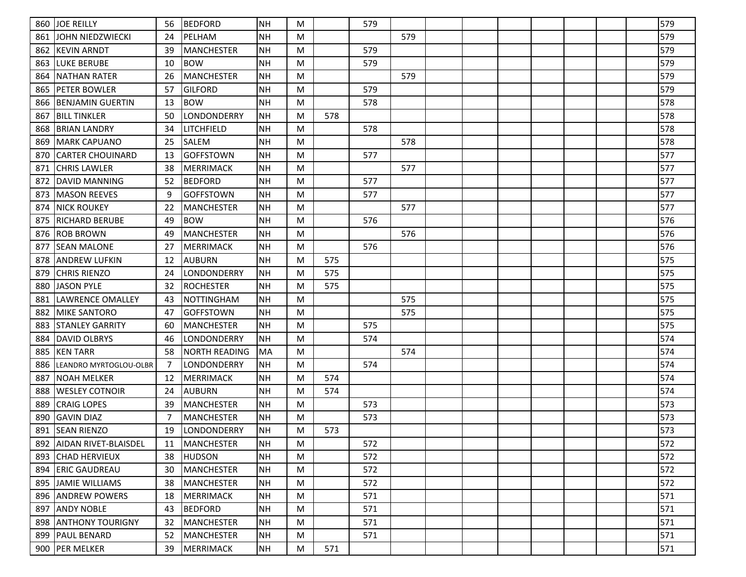| | | | | | | | | | | | | | | | | |
|---|---|---|---|---|---|---|---|---|---|---|---|---|---|---|---|---|
| 860 | JOE REILLY | 56 | BEDFORD | NH | M | | 579 | | | | | | | | | 579 |
| 861 | JOHN NIEDZWIECKI | 24 | PELHAM | NH | M | | | 579 | | | | | | | | 579 |
| 862 | KEVIN ARNDT | 39 | MANCHESTER | NH | M | | 579 | | | | | | | | | 579 |
| 863 | LUKE BERUBE | 10 | BOW | NH | M | | 579 | | | | | | | | | 579 |
| 864 | NATHAN RATER | 26 | MANCHESTER | NH | M | | | 579 | | | | | | | | 579 |
| 865 | PETER BOWLER | 57 | GILFORD | NH | M | | 579 | | | | | | | | | 579 |
| 866 | BENJAMIN GUERTIN | 13 | BOW | NH | M | | 578 | | | | | | | | | 578 |
| 867 | BILL TINKLER | 50 | LONDONDERRY | NH | M | 578 | | | | | | | | | | 578 |
| 868 | BRIAN LANDRY | 34 | LITCHFIELD | NH | M | | 578 | | | | | | | | | 578 |
| 869 | MARK CAPUANO | 25 | SALEM | NH | M | | | 578 | | | | | | | | 578 |
| 870 | CARTER CHOUINARD | 13 | GOFFSTOWN | NH | M | | 577 | | | | | | | | | 577 |
| 871 | CHRIS LAWLER | 38 | MERRIMACK | NH | M | | | 577 | | | | | | | | 577 |
| 872 | DAVID MANNING | 52 | BEDFORD | NH | M | | 577 | | | | | | | | | 577 |
| 873 | MASON REEVES | 9 | GOFFSTOWN | NH | M | | 577 | | | | | | | | | 577 |
| 874 | NICK ROUKEY | 22 | MANCHESTER | NH | M | | | 577 | | | | | | | | 577 |
| 875 | RICHARD BERUBE | 49 | BOW | NH | M | | 576 | | | | | | | | | 576 |
| 876 | ROB BROWN | 49 | MANCHESTER | NH | M | | | 576 | | | | | | | | 576 |
| 877 | SEAN MALONE | 27 | MERRIMACK | NH | M | | 576 | | | | | | | | | 576 |
| 878 | ANDREW LUFKIN | 12 | AUBURN | NH | M | 575 | | | | | | | | | | 575 |
| 879 | CHRIS RIENZO | 24 | LONDONDERRY | NH | M | 575 | | | | | | | | | | 575 |
| 880 | JASON PYLE | 32 | ROCHESTER | NH | M | 575 | | | | | | | | | | 575 |
| 881 | LAWRENCE OMALLEY | 43 | NOTTINGHAM | NH | M | | | 575 | | | | | | | | 575 |
| 882 | MIKE SANTORO | 47 | GOFFSTOWN | NH | M | | | 575 | | | | | | | | 575 |
| 883 | STANLEY GARRITY | 60 | MANCHESTER | NH | M | | 575 | | | | | | | | | 575 |
| 884 | DAVID OLBRYS | 46 | LONDONDERRY | NH | M | | 574 | | | | | | | | | 574 |
| 885 | KEN TARR | 58 | NORTH READING | MA | M | | | 574 | | | | | | | | 574 |
| 886 | LEANDRO MYRTOGLOU-OLBR | 7 | LONDONDERRY | NH | M | | 574 | | | | | | | | | 574 |
| 887 | NOAH MELKER | 12 | MERRIMACK | NH | M | 574 | | | | | | | | | | 574 |
| 888 | WESLEY COTNOIR | 24 | AUBURN | NH | M | 574 | | | | | | | | | | 574 |
| 889 | CRAIG LOPES | 39 | MANCHESTER | NH | M | | 573 | | | | | | | | | 573 |
| 890 | GAVIN DIAZ | 7 | MANCHESTER | NH | M | | 573 | | | | | | | | | 573 |
| 891 | SEAN RIENZO | 19 | LONDONDERRY | NH | M | 573 | | | | | | | | | | 573 |
| 892 | AIDAN RIVET-BLAISDEL | 11 | MANCHESTER | NH | M | | 572 | | | | | | | | | 572 |
| 893 | CHAD HERVIEUX | 38 | HUDSON | NH | M | | 572 | | | | | | | | | 572 |
| 894 | ERIC GAUDREAU | 30 | MANCHESTER | NH | M | | 572 | | | | | | | | | 572 |
| 895 | JAMIE WILLIAMS | 38 | MANCHESTER | NH | M | | 572 | | | | | | | | | 572 |
| 896 | ANDREW POWERS | 18 | MERRIMACK | NH | M | | 571 | | | | | | | | | 571 |
| 897 | ANDY NOBLE | 43 | BEDFORD | NH | M | | 571 | | | | | | | | | 571 |
| 898 | ANTHONY TOURIGNY | 32 | MANCHESTER | NH | M | | 571 | | | | | | | | | 571 |
| 899 | PAUL BENARD | 52 | MANCHESTER | NH | M | | 571 | | | | | | | | | 571 |
| 900 | PER MELKER | 39 | MERRIMACK | NH | M | 571 | | | | | | | | | | 571 |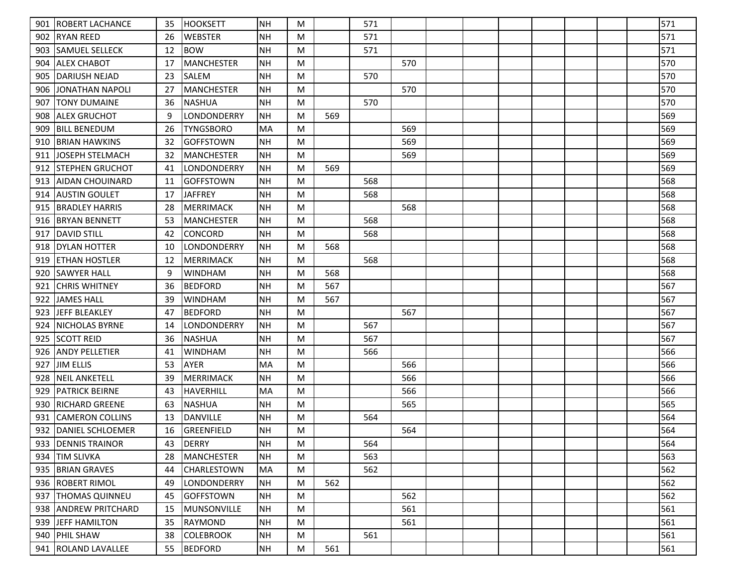| | | | | | | | | | | | | | | | | |
|---|---|---|---|---|---|---|---|---|---|---|---|---|---|---|---|---|
| 901 | ROBERT LACHANCE | 35 | HOOKSETT | NH | M | | 571 | | | | | | | | | 571 |
| 902 | RYAN REED | 26 | WEBSTER | NH | M | | 571 | | | | | | | | | 571 |
| 903 | SAMUEL SELLECK | 12 | BOW | NH | M | | 571 | | | | | | | | | 571 |
| 904 | ALEX CHABOT | 17 | MANCHESTER | NH | M | | | 570 | | | | | | | | 570 |
| 905 | DARIUSH NEJAD | 23 | SALEM | NH | M | | 570 | | | | | | | | | 570 |
| 906 | JONATHAN NAPOLI | 27 | MANCHESTER | NH | M | | | 570 | | | | | | | | 570 |
| 907 | TONY DUMAINE | 36 | NASHUA | NH | M | | 570 | | | | | | | | | 570 |
| 908 | ALEX GRUCHOT | 9 | LONDONDERRY | NH | M | 569 | | | | | | | | | | 569 |
| 909 | BILL BENEDUM | 26 | TYNGSBORO | MA | M | | | 569 | | | | | | | | 569 |
| 910 | BRIAN HAWKINS | 32 | GOFFSTOWN | NH | M | | | 569 | | | | | | | | 569 |
| 911 | JOSEPH STELMACH | 32 | MANCHESTER | NH | M | | | 569 | | | | | | | | 569 |
| 912 | STEPHEN GRUCHOT | 41 | LONDONDERRY | NH | M | 569 | | | | | | | | | | 569 |
| 913 | AIDAN CHOUINARD | 11 | GOFFSTOWN | NH | M | | 568 | | | | | | | | | 568 |
| 914 | AUSTIN GOULET | 17 | JAFFREY | NH | M | | 568 | | | | | | | | | 568 |
| 915 | BRADLEY HARRIS | 28 | MERRIMACK | NH | M | | | 568 | | | | | | | | 568 |
| 916 | BRYAN BENNETT | 53 | MANCHESTER | NH | M | | 568 | | | | | | | | | 568 |
| 917 | DAVID STILL | 42 | CONCORD | NH | M | | 568 | | | | | | | | | 568 |
| 918 | DYLAN HOTTER | 10 | LONDONDERRY | NH | M | 568 | | | | | | | | | | 568 |
| 919 | ETHAN HOSTLER | 12 | MERRIMACK | NH | M | | 568 | | | | | | | | | 568 |
| 920 | SAWYER HALL | 9 | WINDHAM | NH | M | 568 | | | | | | | | | | 568 |
| 921 | CHRIS WHITNEY | 36 | BEDFORD | NH | M | 567 | | | | | | | | | | 567 |
| 922 | JAMES HALL | 39 | WINDHAM | NH | M | 567 | | | | | | | | | | 567 |
| 923 | JEFF BLEAKLEY | 47 | BEDFORD | NH | M | | | 567 | | | | | | | | 567 |
| 924 | NICHOLAS BYRNE | 14 | LONDONDERRY | NH | M | | 567 | | | | | | | | | 567 |
| 925 | SCOTT REID | 36 | NASHUA | NH | M | | 567 | | | | | | | | | 567 |
| 926 | ANDY PELLETIER | 41 | WINDHAM | NH | M | | 566 | | | | | | | | | 566 |
| 927 | JIM ELLIS | 53 | AYER | MA | M | | | 566 | | | | | | | | 566 |
| 928 | NEIL ANKETELL | 39 | MERRIMACK | NH | M | | | 566 | | | | | | | | 566 |
| 929 | PATRICK BEIRNE | 43 | HAVERHILL | MA | M | | | 566 | | | | | | | | 566 |
| 930 | RICHARD GREENE | 63 | NASHUA | NH | M | | | 565 | | | | | | | | 565 |
| 931 | CAMERON COLLINS | 13 | DANVILLE | NH | M | | 564 | | | | | | | | | 564 |
| 932 | DANIEL SCHLOEMER | 16 | GREENFIELD | NH | M | | | 564 | | | | | | | | 564 |
| 933 | DENNIS TRAINOR | 43 | DERRY | NH | M | | 564 | | | | | | | | | 564 |
| 934 | TIM SLIVKA | 28 | MANCHESTER | NH | M | | 563 | | | | | | | | | 563 |
| 935 | BRIAN GRAVES | 44 | CHARLESTOWN | MA | M | | 562 | | | | | | | | | 562 |
| 936 | ROBERT RIMOL | 49 | LONDONDERRY | NH | M | 562 | | | | | | | | | | 562 |
| 937 | THOMAS QUINNEU | 45 | GOFFSTOWN | NH | M | | | 562 | | | | | | | | 562 |
| 938 | ANDREW PRITCHARD | 15 | MUNSONVILLE | NH | M | | | 561 | | | | | | | | 561 |
| 939 | JEFF HAMILTON | 35 | RAYMOND | NH | M | | | 561 | | | | | | | | 561 |
| 940 | PHIL SHAW | 38 | COLEBROOK | NH | M | | 561 | | | | | | | | | 561 |
| 941 | ROLAND LAVALLEE | 55 | BEDFORD | NH | M | 561 | | | | | | | | | | 561 |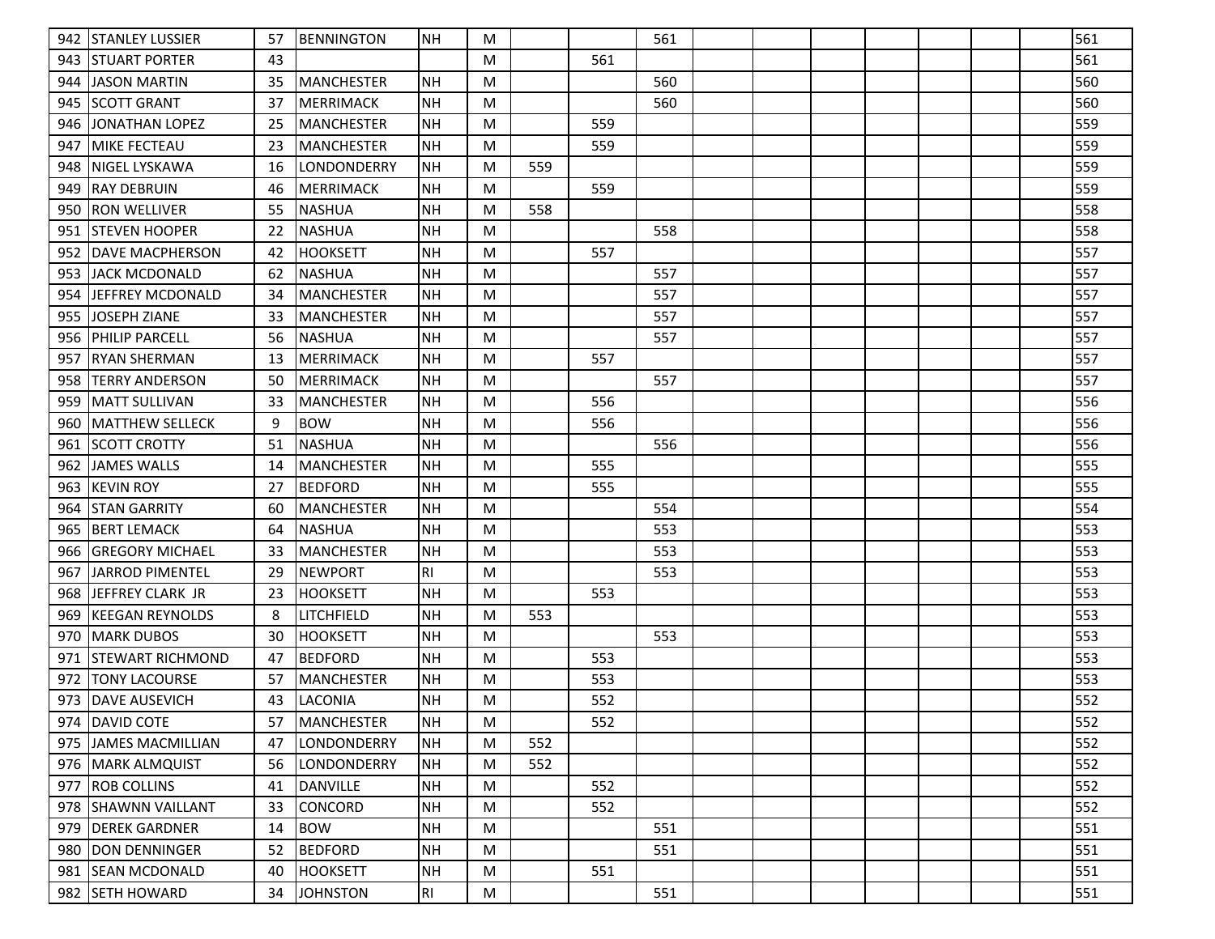| 942 | STANLEY LUSSIER | 57 | BENNINGTON | NH | M | | | 561 | | | | | | | | 561 |
|---|---|---|---|---|---|---|---|---|---|---|---|---|---|---|---|---|
| 943 | STUART PORTER | 43 | | | M | | 561 | | | | | | | | | 561 |
| 944 | JASON MARTIN | 35 | MANCHESTER | NH | M | | | 560 | | | | | | | | 560 |
| 945 | SCOTT GRANT | 37 | MERRIMACK | NH | M | | | 560 | | | | | | | | 560 |
| 946 | JONATHAN LOPEZ | 25 | MANCHESTER | NH | M | | 559 | | | | | | | | | 559 |
| 947 | MIKE FECTEAU | 23 | MANCHESTER | NH | M | | 559 | | | | | | | | | 559 |
| 948 | NIGEL LYSKAWA | 16 | LONDONDERRY | NH | M | 559 | | | | | | | | | | 559 |
| 949 | RAY DEBRUIN | 46 | MERRIMACK | NH | M | | 559 | | | | | | | | | 559 |
| 950 | RON WELLIVER | 55 | NASHUA | NH | M | 558 | | | | | | | | | | 558 |
| 951 | STEVEN HOOPER | 22 | NASHUA | NH | M | | | 558 | | | | | | | | 558 |
| 952 | DAVE MACPHERSON | 42 | HOOKSETT | NH | M | | 557 | | | | | | | | | 557 |
| 953 | JACK MCDONALD | 62 | NASHUA | NH | M | | | 557 | | | | | | | | 557 |
| 954 | JEFFREY MCDONALD | 34 | MANCHESTER | NH | M | | | 557 | | | | | | | | 557 |
| 955 | JOSEPH ZIANE | 33 | MANCHESTER | NH | M | | | 557 | | | | | | | | 557 |
| 956 | PHILIP PARCELL | 56 | NASHUA | NH | M | | | 557 | | | | | | | | 557 |
| 957 | RYAN SHERMAN | 13 | MERRIMACK | NH | M | | 557 | | | | | | | | | 557 |
| 958 | TERRY ANDERSON | 50 | MERRIMACK | NH | M | | | 557 | | | | | | | | 557 |
| 959 | MATT SULLIVAN | 33 | MANCHESTER | NH | M | | 556 | | | | | | | | | 556 |
| 960 | MATTHEW SELLECK | 9 | BOW | NH | M | | 556 | | | | | | | | | 556 |
| 961 | SCOTT CROTTY | 51 | NASHUA | NH | M | | | 556 | | | | | | | | 556 |
| 962 | JAMES WALLS | 14 | MANCHESTER | NH | M | | 555 | | | | | | | | | 555 |
| 963 | KEVIN ROY | 27 | BEDFORD | NH | M | | 555 | | | | | | | | | 555 |
| 964 | STAN GARRITY | 60 | MANCHESTER | NH | M | | | 554 | | | | | | | | 554 |
| 965 | BERT LEMACK | 64 | NASHUA | NH | M | | | 553 | | | | | | | | 553 |
| 966 | GREGORY MICHAEL | 33 | MANCHESTER | NH | M | | | 553 | | | | | | | | 553 |
| 967 | JARROD PIMENTEL | 29 | NEWPORT | RI | M | | | 553 | | | | | | | | 553 |
| 968 | JEFFREY CLARK JR | 23 | HOOKSETT | NH | M | | 553 | | | | | | | | | 553 |
| 969 | KEEGAN REYNOLDS | 8 | LITCHFIELD | NH | M | 553 | | | | | | | | | | 553 |
| 970 | MARK DUBOS | 30 | HOOKSETT | NH | M | | | 553 | | | | | | | | 553 |
| 971 | STEWART RICHMOND | 47 | BEDFORD | NH | M | | 553 | | | | | | | | | 553 |
| 972 | TONY LACOURSE | 57 | MANCHESTER | NH | M | | 553 | | | | | | | | | 553 |
| 973 | DAVE AUSEVICH | 43 | LACONIA | NH | M | | 552 | | | | | | | | | 552 |
| 974 | DAVID COTE | 57 | MANCHESTER | NH | M | | 552 | | | | | | | | | 552 |
| 975 | JAMES MACMILLIAN | 47 | LONDONDERRY | NH | M | 552 | | | | | | | | | | 552 |
| 976 | MARK ALMQUIST | 56 | LONDONDERRY | NH | M | 552 | | | | | | | | | | 552 |
| 977 | ROB COLLINS | 41 | DANVILLE | NH | M | | 552 | | | | | | | | | 552 |
| 978 | SHAWNN VAILLANT | 33 | CONCORD | NH | M | | 552 | | | | | | | | | 552 |
| 979 | DEREK GARDNER | 14 | BOW | NH | M | | | 551 | | | | | | | | 551 |
| 980 | DON DENNINGER | 52 | BEDFORD | NH | M | | | 551 | | | | | | | | 551 |
| 981 | SEAN MCDONALD | 40 | HOOKSETT | NH | M | | 551 | | | | | | | | | 551 |
| 982 | SETH HOWARD | 34 | JOHNSTON | RI | M | | | 551 | | | | | | | | 551 |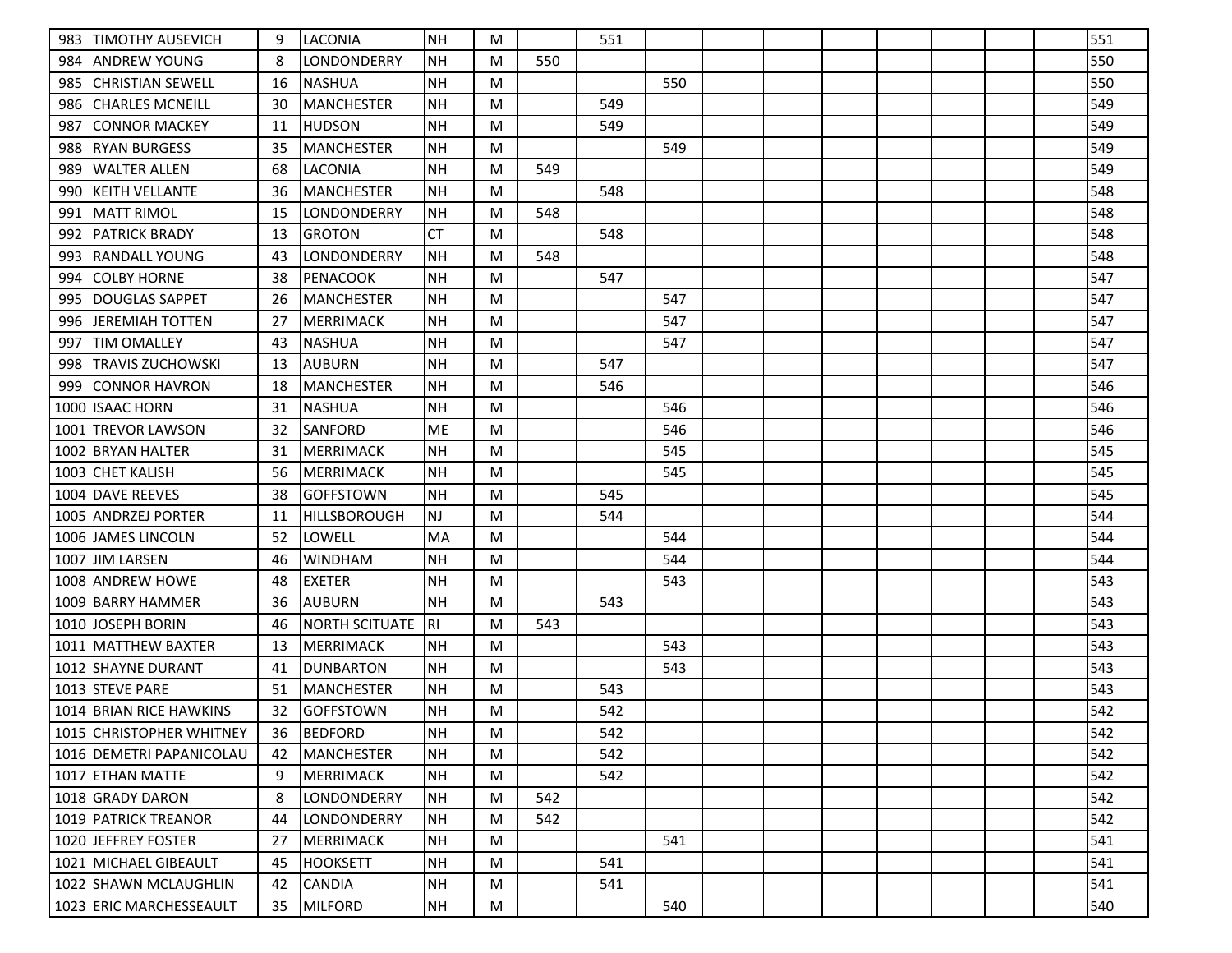| | | | | | | | | | | | | | | | | |
|---|---|---|---|---|---|---|---|---|---|---|---|---|---|---|---|---|
| 983 | TIMOTHY AUSEVICH | 9 | LACONIA | NH | M | | 551 | | | | | | | | | 551 |
| 984 | ANDREW YOUNG | 8 | LONDONDERRY | NH | M | 550 | | | | | | | | | | 550 |
| 985 | CHRISTIAN SEWELL | 16 | NASHUA | NH | M | | | 550 | | | | | | | | 550 |
| 986 | CHARLES MCNEILL | 30 | MANCHESTER | NH | M | | 549 | | | | | | | | | 549 |
| 987 | CONNOR MACKEY | 11 | HUDSON | NH | M | | 549 | | | | | | | | | 549 |
| 988 | RYAN BURGESS | 35 | MANCHESTER | NH | M | | | 549 | | | | | | | | 549 |
| 989 | WALTER ALLEN | 68 | LACONIA | NH | M | 549 | | | | | | | | | | 549 |
| 990 | KEITH VELLANTE | 36 | MANCHESTER | NH | M | | 548 | | | | | | | | | 548 |
| 991 | MATT RIMOL | 15 | LONDONDERRY | NH | M | 548 | | | | | | | | | | 548 |
| 992 | PATRICK BRADY | 13 | GROTON | CT | M | | 548 | | | | | | | | | 548 |
| 993 | RANDALL YOUNG | 43 | LONDONDERRY | NH | M | 548 | | | | | | | | | | 548 |
| 994 | COLBY HORNE | 38 | PENACOOK | NH | M | | 547 | | | | | | | | | 547 |
| 995 | DOUGLAS SAPPET | 26 | MANCHESTER | NH | M | | | 547 | | | | | | | | 547 |
| 996 | JEREMIAH TOTTEN | 27 | MERRIMACK | NH | M | | | 547 | | | | | | | | 547 |
| 997 | TIM OMALLEY | 43 | NASHUA | NH | M | | | 547 | | | | | | | | 547 |
| 998 | TRAVIS ZUCHOWSKI | 13 | AUBURN | NH | M | | 547 | | | | | | | | | 547 |
| 999 | CONNOR HAVRON | 18 | MANCHESTER | NH | M | | 546 | | | | | | | | | 546 |
| 1000 | ISAAC HORN | 31 | NASHUA | NH | M | | | 546 | | | | | | | | 546 |
| 1001 | TREVOR LAWSON | 32 | SANFORD | ME | M | | | 546 | | | | | | | | 546 |
| 1002 | BRYAN HALTER | 31 | MERRIMACK | NH | M | | | 545 | | | | | | | | 545 |
| 1003 | CHET KALISH | 56 | MERRIMACK | NH | M | | | 545 | | | | | | | | 545 |
| 1004 | DAVE REEVES | 38 | GOFFSTOWN | NH | M | | 545 | | | | | | | | | 545 |
| 1005 | ANDRZEJ PORTER | 11 | HILLSBOROUGH | NJ | M | | 544 | | | | | | | | | 544 |
| 1006 | JAMES LINCOLN | 52 | LOWELL | MA | M | | | 544 | | | | | | | | 544 |
| 1007 | JIM LARSEN | 46 | WINDHAM | NH | M | | | 544 | | | | | | | | 544 |
| 1008 | ANDREW HOWE | 48 | EXETER | NH | M | | | 543 | | | | | | | | 543 |
| 1009 | BARRY HAMMER | 36 | AUBURN | NH | M | | 543 | | | | | | | | | 543 |
| 1010 | JOSEPH BORIN | 46 | NORTH SCITUATE | RI | M | 543 | | | | | | | | | | 543 |
| 1011 | MATTHEW BAXTER | 13 | MERRIMACK | NH | M | | | 543 | | | | | | | | 543 |
| 1012 | SHAYNE DURANT | 41 | DUNBARTON | NH | M | | | 543 | | | | | | | | 543 |
| 1013 | STEVE PARE | 51 | MANCHESTER | NH | M | | 543 | | | | | | | | | 543 |
| 1014 | BRIAN RICE HAWKINS | 32 | GOFFSTOWN | NH | M | | 542 | | | | | | | | | 542 |
| 1015 | CHRISTOPHER WHITNEY | 36 | BEDFORD | NH | M | | 542 | | | | | | | | | 542 |
| 1016 | DEMETRI PAPANICOLAU | 42 | MANCHESTER | NH | M | | 542 | | | | | | | | | 542 |
| 1017 | ETHAN MATTE | 9 | MERRIMACK | NH | M | | 542 | | | | | | | | | 542 |
| 1018 | GRADY DARON | 8 | LONDONDERRY | NH | M | 542 | | | | | | | | | | 542 |
| 1019 | PATRICK TREANOR | 44 | LONDONDERRY | NH | M | 542 | | | | | | | | | | 542 |
| 1020 | JEFFREY FOSTER | 27 | MERRIMACK | NH | M | | | 541 | | | | | | | | 541 |
| 1021 | MICHAEL GIBEAULT | 45 | HOOKSETT | NH | M | | 541 | | | | | | | | | 541 |
| 1022 | SHAWN MCLAUGHLIN | 42 | CANDIA | NH | M | | 541 | | | | | | | | | 541 |
| 1023 | ERIC MARCHESSEAULT | 35 | MILFORD | NH | M | | | 540 | | | | | | | | 540 |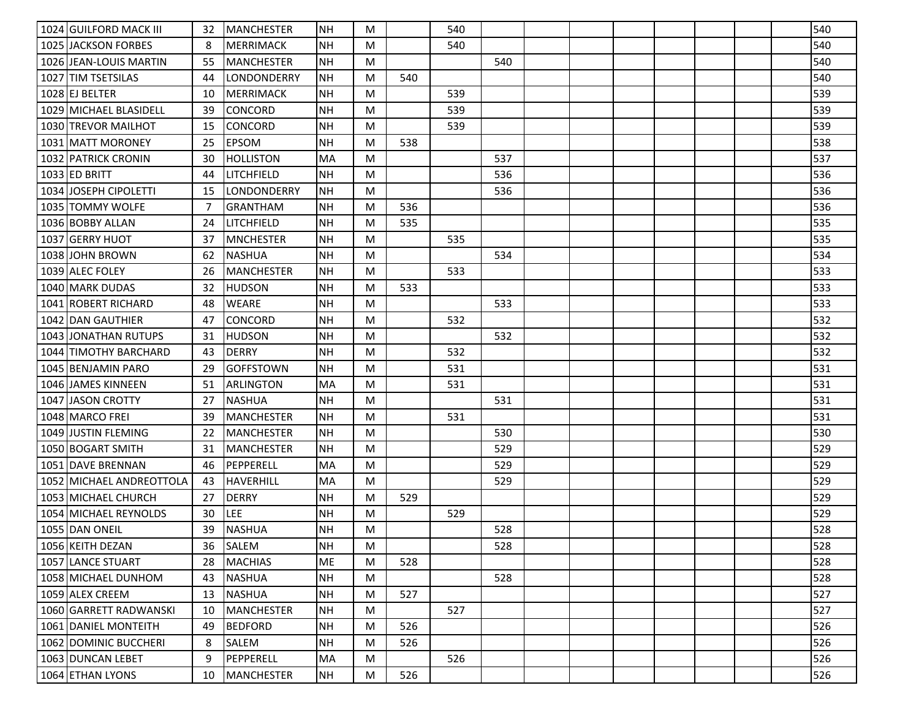| | | | | | | | | | | | | | | | | |
|---|---|---|---|---|---|---|---|---|---|---|---|---|---|---|---|---|
| 1024 | GUILFORD MACK III | 32 | MANCHESTER | NH | M | | 540 | | | | | | | | | 540 |
| 1025 | JACKSON FORBES | 8 | MERRIMACK | NH | M | | 540 | | | | | | | | | 540 |
| 1026 | JEAN-LOUIS MARTIN | 55 | MANCHESTER | NH | M | | | 540 | | | | | | | | 540 |
| 1027 | TIM TSETSILAS | 44 | LONDONDERRY | NH | M | 540 | | | | | | | | | | 540 |
| 1028 | EJ BELTER | 10 | MERRIMACK | NH | M | | 539 | | | | | | | | | 539 |
| 1029 | MICHAEL BLASIDELL | 39 | CONCORD | NH | M | | 539 | | | | | | | | | 539 |
| 1030 | TREVOR MAILHOT | 15 | CONCORD | NH | M | | 539 | | | | | | | | | 539 |
| 1031 | MATT MORONEY | 25 | EPSOM | NH | M | 538 | | | | | | | | | | 538 |
| 1032 | PATRICK CRONIN | 30 | HOLLISTON | MA | M | | | 537 | | | | | | | | 537 |
| 1033 | ED BRITT | 44 | LITCHFIELD | NH | M | | | 536 | | | | | | | | 536 |
| 1034 | JOSEPH CIPOLETTI | 15 | LONDONDERRY | NH | M | | | 536 | | | | | | | | 536 |
| 1035 | TOMMY WOLFE | 7 | GRANTHAM | NH | M | 536 | | | | | | | | | | 536 |
| 1036 | BOBBY ALLAN | 24 | LITCHFIELD | NH | M | 535 | | | | | | | | | | 535 |
| 1037 | GERRY HUOT | 37 | MNCHESTER | NH | M | | 535 | | | | | | | | | 535 |
| 1038 | JOHN BROWN | 62 | NASHUA | NH | M | | | 534 | | | | | | | | 534 |
| 1039 | ALEC FOLEY | 26 | MANCHESTER | NH | M | | 533 | | | | | | | | | 533 |
| 1040 | MARK DUDAS | 32 | HUDSON | NH | M | 533 | | | | | | | | | | 533 |
| 1041 | ROBERT RICHARD | 48 | WEARE | NH | M | | | 533 | | | | | | | | 533 |
| 1042 | DAN GAUTHIER | 47 | CONCORD | NH | M | | 532 | | | | | | | | | 532 |
| 1043 | JONATHAN RUTUPS | 31 | HUDSON | NH | M | | | 532 | | | | | | | | 532 |
| 1044 | TIMOTHY BARCHARD | 43 | DERRY | NH | M | | 532 | | | | | | | | | 532 |
| 1045 | BENJAMIN PARO | 29 | GOFFSTOWN | NH | M | | 531 | | | | | | | | | 531 |
| 1046 | JAMES KINNEEN | 51 | ARLINGTON | MA | M | | 531 | | | | | | | | | 531 |
| 1047 | JASON CROTTY | 27 | NASHUA | NH | M | | | 531 | | | | | | | | 531 |
| 1048 | MARCO FREI | 39 | MANCHESTER | NH | M | | 531 | | | | | | | | | 531 |
| 1049 | JUSTIN FLEMING | 22 | MANCHESTER | NH | M | | | 530 | | | | | | | | 530 |
| 1050 | BOGART SMITH | 31 | MANCHESTER | NH | M | | | 529 | | | | | | | | 529 |
| 1051 | DAVE BRENNAN | 46 | PEPPERELL | MA | M | | | 529 | | | | | | | | 529 |
| 1052 | MICHAEL ANDREOTTOLA | 43 | HAVERHILL | MA | M | | | 529 | | | | | | | | 529 |
| 1053 | MICHAEL CHURCH | 27 | DERRY | NH | M | 529 | | | | | | | | | | 529 |
| 1054 | MICHAEL REYNOLDS | 30 | LEE | NH | M | | 529 | | | | | | | | | 529 |
| 1055 | DAN ONEIL | 39 | NASHUA | NH | M | | | 528 | | | | | | | | 528 |
| 1056 | KEITH DEZAN | 36 | SALEM | NH | M | | | 528 | | | | | | | | 528 |
| 1057 | LANCE STUART | 28 | MACHIAS | ME | M | 528 | | | | | | | | | | 528 |
| 1058 | MICHAEL DUNHOM | 43 | NASHUA | NH | M | | | 528 | | | | | | | | 528 |
| 1059 | ALEX CREEM | 13 | NASHUA | NH | M | 527 | | | | | | | | | | 527 |
| 1060 | GARRETT RADWANSKI | 10 | MANCHESTER | NH | M | | 527 | | | | | | | | | 527 |
| 1061 | DANIEL MONTEITH | 49 | BEDFORD | NH | M | 526 | | | | | | | | | | 526 |
| 1062 | DOMINIC BUCCHERI | 8 | SALEM | NH | M | 526 | | | | | | | | | | 526 |
| 1063 | DUNCAN LEBET | 9 | PEPPERELL | MA | M | | 526 | | | | | | | | | 526 |
| 1064 | ETHAN LYONS | 10 | MANCHESTER | NH | M | 526 | | | | | | | | | | 526 |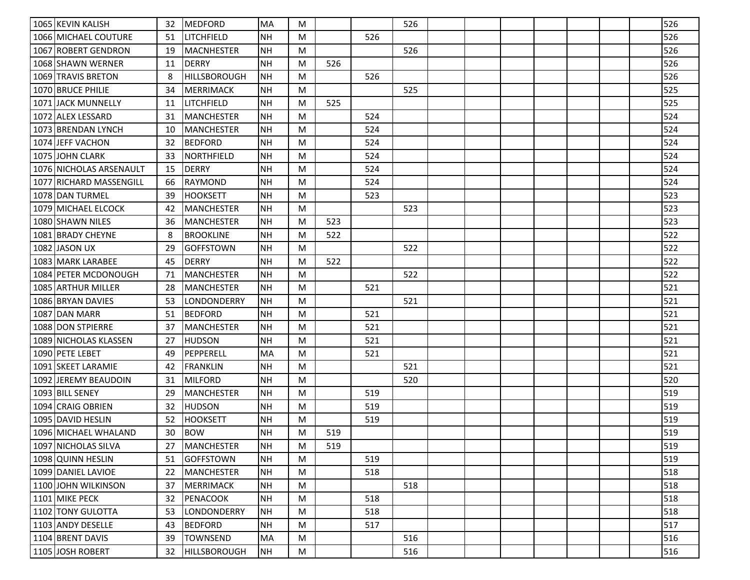| | | | | | | | | | | | | | | | | |
|---|---|---|---|---|---|---|---|---|---|---|---|---|---|---|---|---|
| 1065 | KEVIN KALISH | 32 | MEDFORD | MA | M | | | 526 | | | | | | | | 526 |
| 1066 | MICHAEL COUTURE | 51 | LITCHFIELD | NH | M | | 526 | | | | | | | | | 526 |
| 1067 | ROBERT GENDRON | 19 | MACNHESTER | NH | M | | | 526 | | | | | | | | 526 |
| 1068 | SHAWN WERNER | 11 | DERRY | NH | M | 526 | | | | | | | | | | 526 |
| 1069 | TRAVIS BRETON | 8 | HILLSBOROUGH | NH | M | | 526 | | | | | | | | | 526 |
| 1070 | BRUCE PHILIE | 34 | MERRIMACK | NH | M | | | 525 | | | | | | | | 525 |
| 1071 | JACK MUNNELLY | 11 | LITCHFIELD | NH | M | 525 | | | | | | | | | | 525 |
| 1072 | ALEX LESSARD | 31 | MANCHESTER | NH | M | | 524 | | | | | | | | | 524 |
| 1073 | BRENDAN LYNCH | 10 | MANCHESTER | NH | M | | 524 | | | | | | | | | 524 |
| 1074 | JEFF VACHON | 32 | BEDFORD | NH | M | | 524 | | | | | | | | | 524 |
| 1075 | JOHN CLARK | 33 | NORTHFIELD | NH | M | | 524 | | | | | | | | | 524 |
| 1076 | NICHOLAS ARSENAULT | 15 | DERRY | NH | M | | 524 | | | | | | | | | 524 |
| 1077 | RICHARD MASSENGILL | 66 | RAYMOND | NH | M | | 524 | | | | | | | | | 524 |
| 1078 | DAN TURMEL | 39 | HOOKSETT | NH | M | | 523 | | | | | | | | | 523 |
| 1079 | MICHAEL ELCOCK | 42 | MANCHESTER | NH | M | | | 523 | | | | | | | | 523 |
| 1080 | SHAWN NILES | 36 | MANCHESTER | NH | M | 523 | | | | | | | | | | 523 |
| 1081 | BRADY CHEYNE | 8 | BROOKLINE | NH | M | 522 | | | | | | | | | | 522 |
| 1082 | JASON UX | 29 | GOFFSTOWN | NH | M | | | 522 | | | | | | | | 522 |
| 1083 | MARK LARABEE | 45 | DERRY | NH | M | 522 | | | | | | | | | | 522 |
| 1084 | PETER MCDONOUGH | 71 | MANCHESTER | NH | M | | | 522 | | | | | | | | 522 |
| 1085 | ARTHUR MILLER | 28 | MANCHESTER | NH | M | | 521 | | | | | | | | | 521 |
| 1086 | BRYAN DAVIES | 53 | LONDONDERRY | NH | M | | | 521 | | | | | | | | 521 |
| 1087 | DAN MARR | 51 | BEDFORD | NH | M | | 521 | | | | | | | | | 521 |
| 1088 | DON STPIERRE | 37 | MANCHESTER | NH | M | | 521 | | | | | | | | | 521 |
| 1089 | NICHOLAS KLASSEN | 27 | HUDSON | NH | M | | 521 | | | | | | | | | 521 |
| 1090 | PETE LEBET | 49 | PEPPERELL | MA | M | | 521 | | | | | | | | | 521 |
| 1091 | SKEET LARAMIE | 42 | FRANKLIN | NH | M | | | 521 | | | | | | | | 521 |
| 1092 | JEREMY BEAUDOIN | 31 | MILFORD | NH | M | | | 520 | | | | | | | | 520 |
| 1093 | BILL SENEY | 29 | MANCHESTER | NH | M | | 519 | | | | | | | | | 519 |
| 1094 | CRAIG OBRIEN | 32 | HUDSON | NH | M | | 519 | | | | | | | | | 519 |
| 1095 | DAVID HESLIN | 52 | HOOKSETT | NH | M | | 519 | | | | | | | | | 519 |
| 1096 | MICHAEL WHALAND | 30 | BOW | NH | M | 519 | | | | | | | | | | 519 |
| 1097 | NICHOLAS SILVA | 27 | MANCHESTER | NH | M | 519 | | | | | | | | | | 519 |
| 1098 | QUINN HESLIN | 51 | GOFFSTOWN | NH | M | | 519 | | | | | | | | | 519 |
| 1099 | DANIEL LAVIOE | 22 | MANCHESTER | NH | M | | 518 | | | | | | | | | 518 |
| 1100 | JOHN WILKINSON | 37 | MERRIMACK | NH | M | | | 518 | | | | | | | | 518 |
| 1101 | MIKE PECK | 32 | PENACOOK | NH | M | | 518 | | | | | | | | | 518 |
| 1102 | TONY GULOTTA | 53 | LONDONDERRY | NH | M | | 518 | | | | | | | | | 518 |
| 1103 | ANDY DESELLE | 43 | BEDFORD | NH | M | | 517 | | | | | | | | | 517 |
| 1104 | BRENT DAVIS | 39 | TOWNSEND | MA | M | | | 516 | | | | | | | | 516 |
| 1105 | JOSH ROBERT | 32 | HILLSBOROUGH | NH | M | | | 516 | | | | | | | | 516 |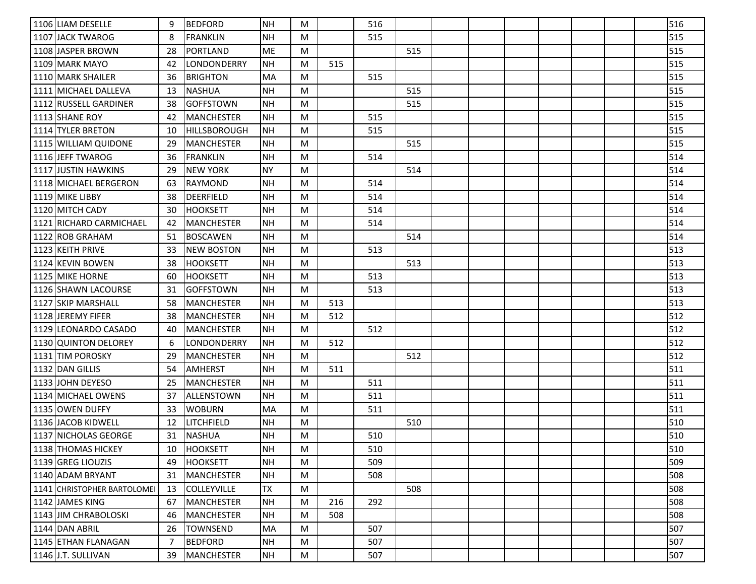| | | | | | | | | | | | | | | | | |
|---|---|---|---|---|---|---|---|---|---|---|---|---|---|---|---|---|
| 1106 | LIAM DESELLE | 9 | BEDFORD | NH | M | | 516 | | | | | | | | | 516 |
| 1107 | JACK TWAROG | 8 | FRANKLIN | NH | M | | 515 | | | | | | | | | 515 |
| 1108 | JASPER BROWN | 28 | PORTLAND | ME | M | | | 515 | | | | | | | | 515 |
| 1109 | MARK MAYO | 42 | LONDONDERRY | NH | M | 515 | | | | | | | | | | 515 |
| 1110 | MARK SHAILER | 36 | BRIGHTON | MA | M | | 515 | | | | | | | | | 515 |
| 1111 | MICHAEL DALLEVA | 13 | NASHUA | NH | M | | | 515 | | | | | | | | 515 |
| 1112 | RUSSELL GARDINER | 38 | GOFFSTOWN | NH | M | | | 515 | | | | | | | | 515 |
| 1113 | SHANE ROY | 42 | MANCHESTER | NH | M | | 515 | | | | | | | | | 515 |
| 1114 | TYLER BRETON | 10 | HILLSBOROUGH | NH | M | | 515 | | | | | | | | | 515 |
| 1115 | WILLIAM QUIDONE | 29 | MANCHESTER | NH | M | | | 515 | | | | | | | | 515 |
| 1116 | JEFF TWAROG | 36 | FRANKLIN | NH | M | | 514 | | | | | | | | | 514 |
| 1117 | JUSTIN HAWKINS | 29 | NEW YORK | NY | M | | | 514 | | | | | | | | 514 |
| 1118 | MICHAEL BERGERON | 63 | RAYMOND | NH | M | | 514 | | | | | | | | | 514 |
| 1119 | MIKE LIBBY | 38 | DEERFIELD | NH | M | | 514 | | | | | | | | | 514 |
| 1120 | MITCH CADY | 30 | HOOKSETT | NH | M | | 514 | | | | | | | | | 514 |
| 1121 | RICHARD CARMICHAEL | 42 | MANCHESTER | NH | M | | 514 | | | | | | | | | 514 |
| 1122 | ROB GRAHAM | 51 | BOSCAWEN | NH | M | | | 514 | | | | | | | | 514 |
| 1123 | KEITH PRIVE | 33 | NEW BOSTON | NH | M | | 513 | | | | | | | | | 513 |
| 1124 | KEVIN BOWEN | 38 | HOOKSETT | NH | M | | | 513 | | | | | | | | 513 |
| 1125 | MIKE HORNE | 60 | HOOKSETT | NH | M | | 513 | | | | | | | | | 513 |
| 1126 | SHAWN LACOURSE | 31 | GOFFSTOWN | NH | M | | 513 | | | | | | | | | 513 |
| 1127 | SKIP MARSHALL | 58 | MANCHESTER | NH | M | 513 | | | | | | | | | | 513 |
| 1128 | JEREMY FIFER | 38 | MANCHESTER | NH | M | 512 | | | | | | | | | | 512 |
| 1129 | LEONARDO CASADO | 40 | MANCHESTER | NH | M | | 512 | | | | | | | | | 512 |
| 1130 | QUINTON DELOREY | 6 | LONDONDERRY | NH | M | 512 | | | | | | | | | | 512 |
| 1131 | TIM POROSKY | 29 | MANCHESTER | NH | M | | | 512 | | | | | | | | 512 |
| 1132 | DAN GILLIS | 54 | AMHERST | NH | M | 511 | | | | | | | | | | 511 |
| 1133 | JOHN DEYESO | 25 | MANCHESTER | NH | M | | 511 | | | | | | | | | 511 |
| 1134 | MICHAEL OWENS | 37 | ALLENSTOWN | NH | M | | 511 | | | | | | | | | 511 |
| 1135 | OWEN DUFFY | 33 | WOBURN | MA | M | | 511 | | | | | | | | | 511 |
| 1136 | JACOB KIDWELL | 12 | LITCHFIELD | NH | M | | | 510 | | | | | | | | 510 |
| 1137 | NICHOLAS GEORGE | 31 | NASHUA | NH | M | | 510 | | | | | | | | | 510 |
| 1138 | THOMAS HICKEY | 10 | HOOKSETT | NH | M | | 510 | | | | | | | | | 510 |
| 1139 | GREG LIOUZIS | 49 | HOOKSETT | NH | M | | 509 | | | | | | | | | 509 |
| 1140 | ADAM BRYANT | 31 | MANCHESTER | NH | M | | 508 | | | | | | | | | 508 |
| 1141 | CHRISTOPHER BARTOLOMEI | 13 | COLLEYVILLE | TX | M | | | 508 | | | | | | | | 508 |
| 1142 | JAMES KING | 67 | MANCHESTER | NH | M | 216 | 292 | | | | | | | | | 508 |
| 1143 | JIM CHRABOLOSKI | 46 | MANCHESTER | NH | M | 508 | | | | | | | | | | 508 |
| 1144 | DAN ABRIL | 26 | TOWNSEND | MA | M | | 507 | | | | | | | | | 507 |
| 1145 | ETHAN FLANAGAN | 7 | BEDFORD | NH | M | | 507 | | | | | | | | | 507 |
| 1146 | J.T. SULLIVAN | 39 | MANCHESTER | NH | M | | 507 | | | | | | | | | 507 |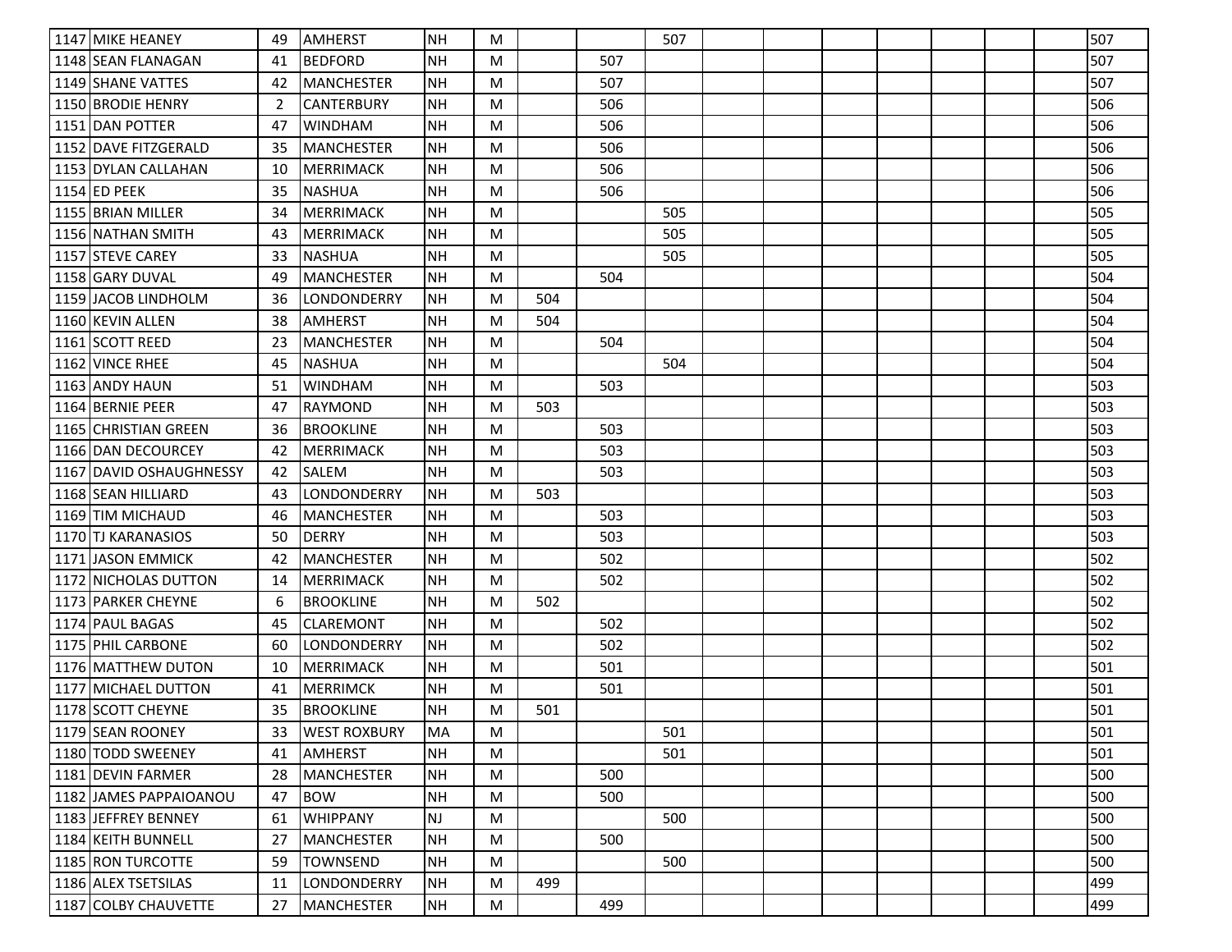| | | | | | | | | | | | | | | | | |
|---|---|---|---|---|---|---|---|---|---|---|---|---|---|---|---|---|
| 1147 | MIKE HEANEY | 49 | AMHERST | NH | M | | | 507 | | | | | | | | 507 |
| 1148 | SEAN FLANAGAN | 41 | BEDFORD | NH | M | | 507 | | | | | | | | | 507 |
| 1149 | SHANE VATTES | 42 | MANCHESTER | NH | M | | 507 | | | | | | | | | 507 |
| 1150 | BRODIE HENRY | 2 | CANTERBURY | NH | M | | 506 | | | | | | | | | 506 |
| 1151 | DAN POTTER | 47 | WINDHAM | NH | M | | 506 | | | | | | | | | 506 |
| 1152 | DAVE FITZGERALD | 35 | MANCHESTER | NH | M | | 506 | | | | | | | | | 506 |
| 1153 | DYLAN CALLAHAN | 10 | MERRIMACK | NH | M | | 506 | | | | | | | | | 506 |
| 1154 | ED PEEK | 35 | NASHUA | NH | M | | 506 | | | | | | | | | 506 |
| 1155 | BRIAN MILLER | 34 | MERRIMACK | NH | M | | | 505 | | | | | | | | 505 |
| 1156 | NATHAN SMITH | 43 | MERRIMACK | NH | M | | | 505 | | | | | | | | 505 |
| 1157 | STEVE CAREY | 33 | NASHUA | NH | M | | | 505 | | | | | | | | 505 |
| 1158 | GARY DUVAL | 49 | MANCHESTER | NH | M | | 504 | | | | | | | | | 504 |
| 1159 | JACOB LINDHOLM | 36 | LONDONDERRY | NH | M | 504 | | | | | | | | | | 504 |
| 1160 | KEVIN ALLEN | 38 | AMHERST | NH | M | 504 | | | | | | | | | | 504 |
| 1161 | SCOTT REED | 23 | MANCHESTER | NH | M | | 504 | | | | | | | | | 504 |
| 1162 | VINCE RHEE | 45 | NASHUA | NH | M | | | 504 | | | | | | | | 504 |
| 1163 | ANDY HAUN | 51 | WINDHAM | NH | M | | 503 | | | | | | | | | 503 |
| 1164 | BERNIE PEER | 47 | RAYMOND | NH | M | 503 | | | | | | | | | | 503 |
| 1165 | CHRISTIAN GREEN | 36 | BROOKLINE | NH | M | | 503 | | | | | | | | | 503 |
| 1166 | DAN DECOURCEY | 42 | MERRIMACK | NH | M | | 503 | | | | | | | | | 503 |
| 1167 | DAVID OSHAUGHNESSY | 42 | SALEM | NH | M | | 503 | | | | | | | | | 503 |
| 1168 | SEAN HILLIARD | 43 | LONDONDERRY | NH | M | 503 | | | | | | | | | | 503 |
| 1169 | TIM MICHAUD | 46 | MANCHESTER | NH | M | | 503 | | | | | | | | | 503 |
| 1170 | TJ KARANASIOS | 50 | DERRY | NH | M | | 503 | | | | | | | | | 503 |
| 1171 | JASON EMMICK | 42 | MANCHESTER | NH | M | | 502 | | | | | | | | | 502 |
| 1172 | NICHOLAS DUTTON | 14 | MERRIMACK | NH | M | | 502 | | | | | | | | | 502 |
| 1173 | PARKER CHEYNE | 6 | BROOKLINE | NH | M | 502 | | | | | | | | | | 502 |
| 1174 | PAUL BAGAS | 45 | CLAREMONT | NH | M | | 502 | | | | | | | | | 502 |
| 1175 | PHIL CARBONE | 60 | LONDONDERRY | NH | M | | 502 | | | | | | | | | 502 |
| 1176 | MATTHEW DUTON | 10 | MERRIMACK | NH | M | | 501 | | | | | | | | | 501 |
| 1177 | MICHAEL DUTTON | 41 | MERRIMCK | NH | M | | 501 | | | | | | | | | 501 |
| 1178 | SCOTT CHEYNE | 35 | BROOKLINE | NH | M | 501 | | | | | | | | | | 501 |
| 1179 | SEAN ROONEY | 33 | WEST ROXBURY | MA | M | | | 501 | | | | | | | | 501 |
| 1180 | TODD SWEENEY | 41 | AMHERST | NH | M | | | 501 | | | | | | | | 501 |
| 1181 | DEVIN FARMER | 28 | MANCHESTER | NH | M | | 500 | | | | | | | | | 500 |
| 1182 | JAMES PAPPAIOANOU | 47 | BOW | NH | M | | 500 | | | | | | | | | 500 |
| 1183 | JEFFREY BENNEY | 61 | WHIPPANY | NJ | M | | | 500 | | | | | | | | 500 |
| 1184 | KEITH BUNNELL | 27 | MANCHESTER | NH | M | | 500 | | | | | | | | | 500 |
| 1185 | RON TURCOTTE | 59 | TOWNSEND | NH | M | | | 500 | | | | | | | | 500 |
| 1186 | ALEX TSETSILAS | 11 | LONDONDERRY | NH | M | 499 | | | | | | | | | | 499 |
| 1187 | COLBY CHAUVETTE | 27 | MANCHESTER | NH | M | | 499 | | | | | | | | | 499 |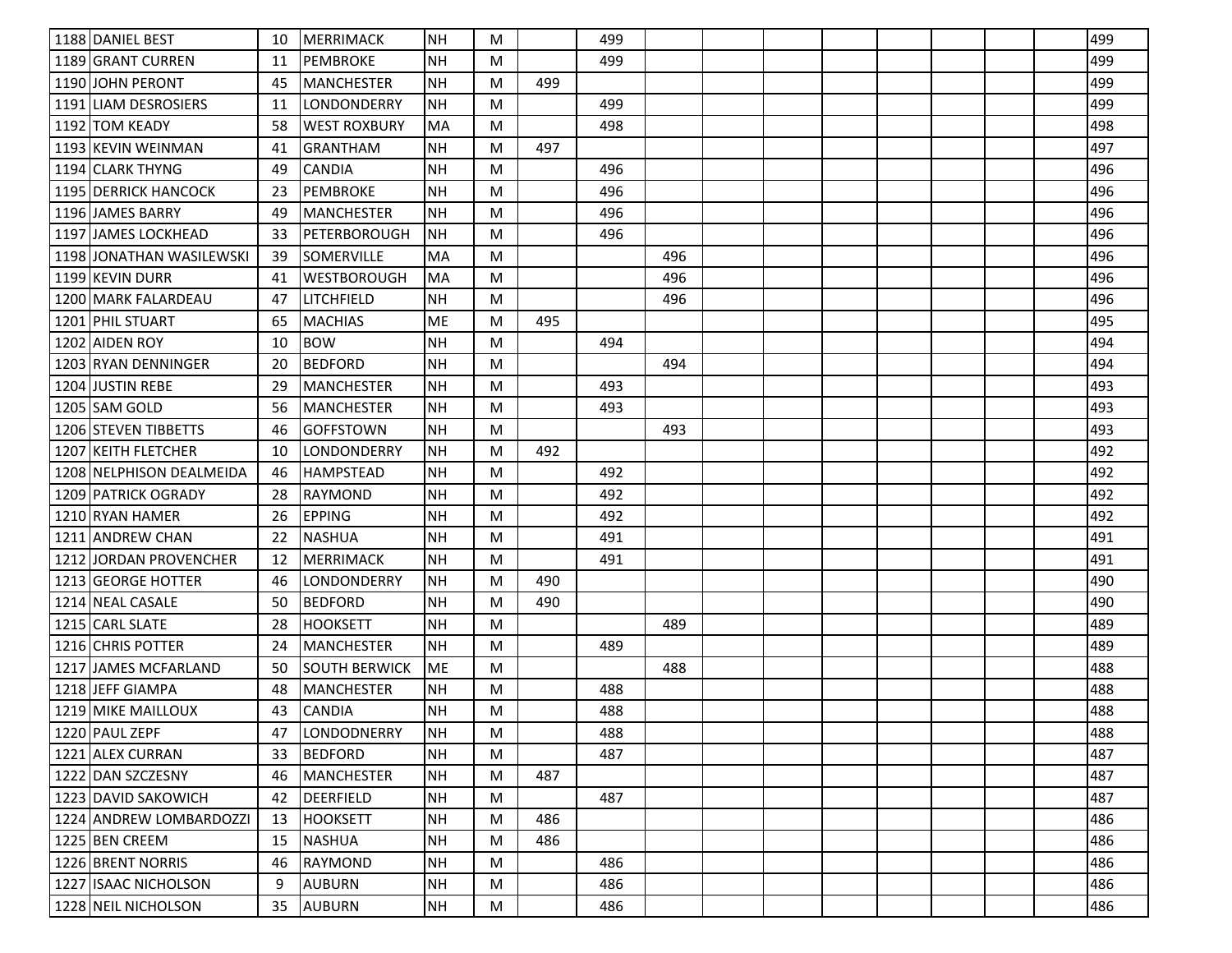| | | | | | | | | | | | | | | | | | |
|---|---|---|---|---|---|---|---|---|---|---|---|---|---|---|---|---|---|
| 1188 | DANIEL BEST | 10 | MERRIMACK | NH | M | | 499 | | | | | | | | | | 499 |
| 1189 | GRANT CURREN | 11 | PEMBROKE | NH | M | | 499 | | | | | | | | | | 499 |
| 1190 | JOHN PERONT | 45 | MANCHESTER | NH | M | 499 | | | | | | | | | | | 499 |
| 1191 | LIAM DESROSIERS | 11 | LONDONDERRY | NH | M | | 499 | | | | | | | | | | 499 |
| 1192 | TOM KEADY | 58 | WEST ROXBURY | MA | M | | 498 | | | | | | | | | | 498 |
| 1193 | KEVIN WEINMAN | 41 | GRANTHAM | NH | M | 497 | | | | | | | | | | | 497 |
| 1194 | CLARK THYNG | 49 | CANDIA | NH | M | | 496 | | | | | | | | | | 496 |
| 1195 | DERRICK HANCOCK | 23 | PEMBROKE | NH | M | | 496 | | | | | | | | | | 496 |
| 1196 | JAMES BARRY | 49 | MANCHESTER | NH | M | | 496 | | | | | | | | | | 496 |
| 1197 | JAMES LOCKHEAD | 33 | PETERBOROUGH | NH | M | | 496 | | | | | | | | | | 496 |
| 1198 | JONATHAN WASILEWSKI | 39 | SOMERVILLE | MA | M | | | 496 | | | | | | | | | 496 |
| 1199 | KEVIN DURR | 41 | WESTBOROUGH | MA | M | | | 496 | | | | | | | | | 496 |
| 1200 | MARK FALARDEAU | 47 | LITCHFIELD | NH | M | | | 496 | | | | | | | | | 496 |
| 1201 | PHIL STUART | 65 | MACHIAS | ME | M | 495 | | | | | | | | | | | 495 |
| 1202 | AIDEN ROY | 10 | BOW | NH | M | | 494 | | | | | | | | | | 494 |
| 1203 | RYAN DENNINGER | 20 | BEDFORD | NH | M | | | 494 | | | | | | | | | 494 |
| 1204 | JUSTIN REBE | 29 | MANCHESTER | NH | M | | 493 | | | | | | | | | | 493 |
| 1205 | SAM GOLD | 56 | MANCHESTER | NH | M | | 493 | | | | | | | | | | 493 |
| 1206 | STEVEN TIBBETTS | 46 | GOFFSTOWN | NH | M | | | 493 | | | | | | | | | 493 |
| 1207 | KEITH FLETCHER | 10 | LONDONDERRY | NH | M | 492 | | | | | | | | | | | 492 |
| 1208 | NELPHISON DEALMEIDA | 46 | HAMPSTEAD | NH | M | | 492 | | | | | | | | | | 492 |
| 1209 | PATRICK OGRADY | 28 | RAYMOND | NH | M | | 492 | | | | | | | | | | 492 |
| 1210 | RYAN HAMER | 26 | EPPING | NH | M | | 492 | | | | | | | | | | 492 |
| 1211 | ANDREW CHAN | 22 | NASHUA | NH | M | | 491 | | | | | | | | | | 491 |
| 1212 | JORDAN PROVENCHER | 12 | MERRIMACK | NH | M | | 491 | | | | | | | | | | 491 |
| 1213 | GEORGE HOTTER | 46 | LONDONDERRY | NH | M | 490 | | | | | | | | | | | 490 |
| 1214 | NEAL CASALE | 50 | BEDFORD | NH | M | 490 | | | | | | | | | | | 490 |
| 1215 | CARL SLATE | 28 | HOOKSETT | NH | M | | | 489 | | | | | | | | | 489 |
| 1216 | CHRIS POTTER | 24 | MANCHESTER | NH | M | | 489 | | | | | | | | | | 489 |
| 1217 | JAMES MCFARLAND | 50 | SOUTH BERWICK | ME | M | | | 488 | | | | | | | | | 488 |
| 1218 | JEFF GIAMPA | 48 | MANCHESTER | NH | M | | 488 | | | | | | | | | | 488 |
| 1219 | MIKE MAILLOUX | 43 | CANDIA | NH | M | | 488 | | | | | | | | | | 488 |
| 1220 | PAUL ZEPF | 47 | LONDODNERRY | NH | M | | 488 | | | | | | | | | | 488 |
| 1221 | ALEX CURRAN | 33 | BEDFORD | NH | M | | 487 | | | | | | | | | | 487 |
| 1222 | DAN SZCZESNY | 46 | MANCHESTER | NH | M | 487 | | | | | | | | | | | 487 |
| 1223 | DAVID SAKOWICH | 42 | DEERFIELD | NH | M | | 487 | | | | | | | | | | 487 |
| 1224 | ANDREW LOMBARDOZZI | 13 | HOOKSETT | NH | M | 486 | | | | | | | | | | | 486 |
| 1225 | BEN CREEM | 15 | NASHUA | NH | M | 486 | | | | | | | | | | | 486 |
| 1226 | BRENT NORRIS | 46 | RAYMOND | NH | M | | 486 | | | | | | | | | | 486 |
| 1227 | ISAAC NICHOLSON | 9 | AUBURN | NH | M | | 486 | | | | | | | | | | 486 |
| 1228 | NEIL NICHOLSON | 35 | AUBURN | NH | M | | 486 | | | | | | | | | | 486 |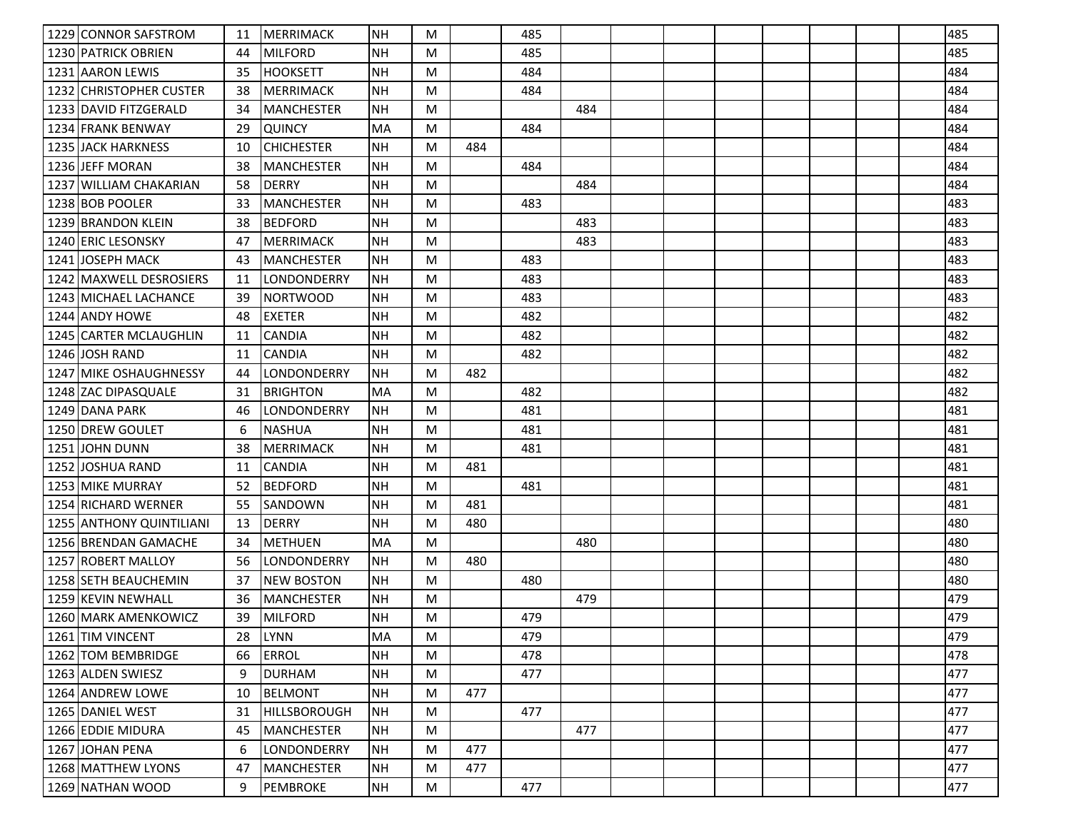| | | | | | | | | | | | | | | | | |
|---|---|---|---|---|---|---|---|---|---|---|---|---|---|---|---|---|
| 1229 | CONNOR SAFSTROM | 11 | MERRIMACK | NH | M | | 485 | | | | | | | | | 485 |
| 1230 | PATRICK OBRIEN | 44 | MILFORD | NH | M | | 485 | | | | | | | | | 485 |
| 1231 | AARON LEWIS | 35 | HOOKSETT | NH | M | | 484 | | | | | | | | | 484 |
| 1232 | CHRISTOPHER CUSTER | 38 | MERRIMACK | NH | M | | 484 | | | | | | | | | 484 |
| 1233 | DAVID FITZGERALD | 34 | MANCHESTER | NH | M | | | 484 | | | | | | | | 484 |
| 1234 | FRANK BENWAY | 29 | QUINCY | MA | M | | 484 | | | | | | | | | 484 |
| 1235 | JACK HARKNESS | 10 | CHICHESTER | NH | M | 484 | | | | | | | | | | 484 |
| 1236 | JEFF MORAN | 38 | MANCHESTER | NH | M | | 484 | | | | | | | | | 484 |
| 1237 | WILLIAM CHAKARIAN | 58 | DERRY | NH | M | | | 484 | | | | | | | | 484 |
| 1238 | BOB POOLER | 33 | MANCHESTER | NH | M | | 483 | | | | | | | | | 483 |
| 1239 | BRANDON KLEIN | 38 | BEDFORD | NH | M | | | 483 | | | | | | | | 483 |
| 1240 | ERIC LESONSKY | 47 | MERRIMACK | NH | M | | | 483 | | | | | | | | 483 |
| 1241 | JOSEPH MACK | 43 | MANCHESTER | NH | M | | 483 | | | | | | | | | 483 |
| 1242 | MAXWELL DESROSIERS | 11 | LONDONDERRY | NH | M | | 483 | | | | | | | | | 483 |
| 1243 | MICHAEL LACHANCE | 39 | NORTWOOD | NH | M | | 483 | | | | | | | | | 483 |
| 1244 | ANDY HOWE | 48 | EXETER | NH | M | | 482 | | | | | | | | | 482 |
| 1245 | CARTER MCLAUGHLIN | 11 | CANDIA | NH | M | | 482 | | | | | | | | | 482 |
| 1246 | JOSH RAND | 11 | CANDIA | NH | M | | 482 | | | | | | | | | 482 |
| 1247 | MIKE OSHAUGHNESSY | 44 | LONDONDERRY | NH | M | 482 | | | | | | | | | | 482 |
| 1248 | ZAC DIPASQUALE | 31 | BRIGHTON | MA | M | | 482 | | | | | | | | | 482 |
| 1249 | DANA PARK | 46 | LONDONDERRY | NH | M | | 481 | | | | | | | | | 481 |
| 1250 | DREW GOULET | 6 | NASHUA | NH | M | | 481 | | | | | | | | | 481 |
| 1251 | JOHN DUNN | 38 | MERRIMACK | NH | M | | 481 | | | | | | | | | 481 |
| 1252 | JOSHUA RAND | 11 | CANDIA | NH | M | 481 | | | | | | | | | | 481 |
| 1253 | MIKE MURRAY | 52 | BEDFORD | NH | M | | 481 | | | | | | | | | 481 |
| 1254 | RICHARD WERNER | 55 | SANDOWN | NH | M | 481 | | | | | | | | | | 481 |
| 1255 | ANTHONY QUINTILIANI | 13 | DERRY | NH | M | 480 | | | | | | | | | | 480 |
| 1256 | BRENDAN GAMACHE | 34 | METHUEN | MA | M | | | 480 | | | | | | | | 480 |
| 1257 | ROBERT MALLOY | 56 | LONDONDERRY | NH | M | 480 | | | | | | | | | | 480 |
| 1258 | SETH BEAUCHEMIN | 37 | NEW BOSTON | NH | M | | 480 | | | | | | | | | 480 |
| 1259 | KEVIN NEWHALL | 36 | MANCHESTER | NH | M | | | 479 | | | | | | | | 479 |
| 1260 | MARK AMENKOWICZ | 39 | MILFORD | NH | M | | 479 | | | | | | | | | 479 |
| 1261 | TIM VINCENT | 28 | LYNN | MA | M | | 479 | | | | | | | | | 479 |
| 1262 | TOM BEMBRIDGE | 66 | ERROL | NH | M | | 478 | | | | | | | | | 478 |
| 1263 | ALDEN SWIESZ | 9 | DURHAM | NH | M | | 477 | | | | | | | | | 477 |
| 1264 | ANDREW LOWE | 10 | BELMONT | NH | M | 477 | | | | | | | | | | 477 |
| 1265 | DANIEL WEST | 31 | HILLSBOROUGH | NH | M | | 477 | | | | | | | | | 477 |
| 1266 | EDDIE MIDURA | 45 | MANCHESTER | NH | M | | | 477 | | | | | | | | 477 |
| 1267 | JOHAN PENA | 6 | LONDONDERRY | NH | M | 477 | | | | | | | | | | 477 |
| 1268 | MATTHEW LYONS | 47 | MANCHESTER | NH | M | 477 | | | | | | | | | | 477 |
| 1269 | NATHAN WOOD | 9 | PEMBROKE | NH | M | | 477 | | | | | | | | | 477 |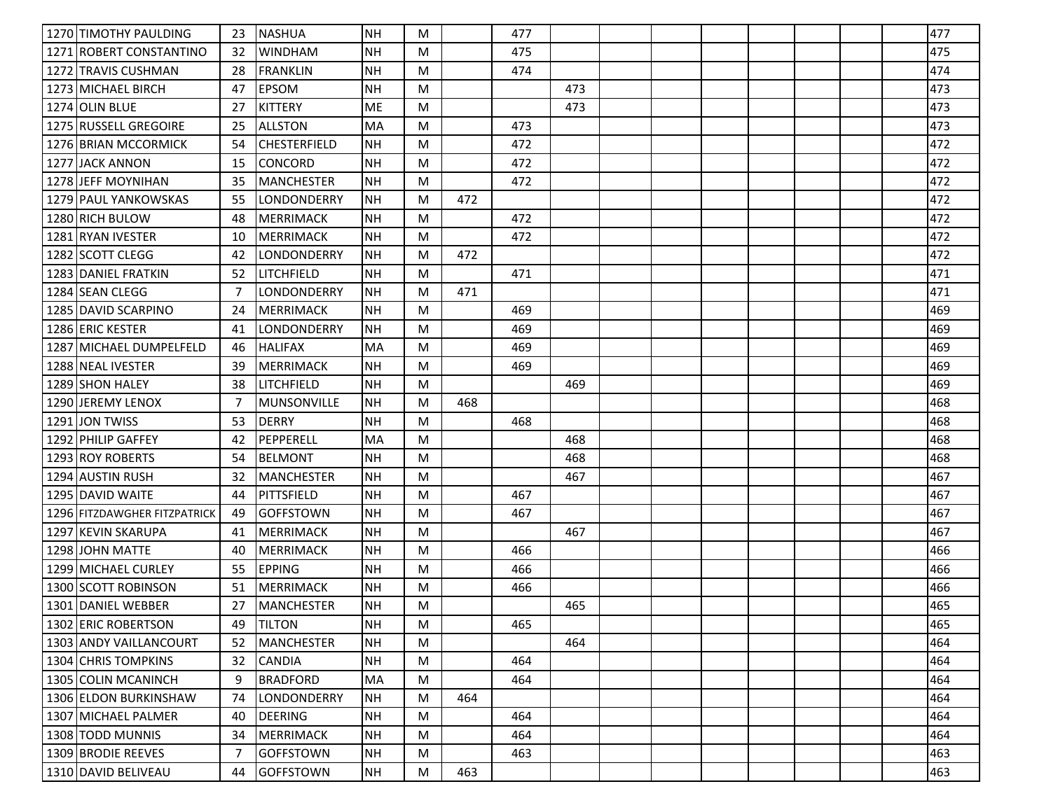| | | | | | | | | | | | | | | | | |
|---|---|---|---|---|---|---|---|---|---|---|---|---|---|---|---|---|
| 1270 | TIMOTHY PAULDING | 23 | NASHUA | NH | M | | 477 | | | | | | | | | 477 |
| 1271 | ROBERT CONSTANTINO | 32 | WINDHAM | NH | M | | 475 | | | | | | | | | 475 |
| 1272 | TRAVIS CUSHMAN | 28 | FRANKLIN | NH | M | | 474 | | | | | | | | | 474 |
| 1273 | MICHAEL BIRCH | 47 | EPSOM | NH | M | | | 473 | | | | | | | | 473 |
| 1274 | OLIN BLUE | 27 | KITTERY | ME | M | | | 473 | | | | | | | | 473 |
| 1275 | RUSSELL GREGOIRE | 25 | ALLSTON | MA | M | | 473 | | | | | | | | | 473 |
| 1276 | BRIAN MCCORMICK | 54 | CHESTERFIELD | NH | M | | 472 | | | | | | | | | 472 |
| 1277 | JACK ANNON | 15 | CONCORD | NH | M | | 472 | | | | | | | | | 472 |
| 1278 | JEFF MOYNIHAN | 35 | MANCHESTER | NH | M | | 472 | | | | | | | | | 472 |
| 1279 | PAUL YANKOWSKAS | 55 | LONDONDERRY | NH | M | 472 | | | | | | | | | | 472 |
| 1280 | RICH BULOW | 48 | MERRIMACK | NH | M | | 472 | | | | | | | | | 472 |
| 1281 | RYAN IVESTER | 10 | MERRIMACK | NH | M | | 472 | | | | | | | | | 472 |
| 1282 | SCOTT CLEGG | 42 | LONDONDERRY | NH | M | 472 | | | | | | | | | | 472 |
| 1283 | DANIEL FRATKIN | 52 | LITCHFIELD | NH | M | | 471 | | | | | | | | | 471 |
| 1284 | SEAN CLEGG | 7 | LONDONDERRY | NH | M | 471 | | | | | | | | | | 471 |
| 1285 | DAVID SCARPINO | 24 | MERRIMACK | NH | M | | 469 | | | | | | | | | 469 |
| 1286 | ERIC KESTER | 41 | LONDONDERRY | NH | M | | 469 | | | | | | | | | 469 |
| 1287 | MICHAEL DUMPELFELD | 46 | HALIFAX | MA | M | | 469 | | | | | | | | | 469 |
| 1288 | NEAL IVESTER | 39 | MERRIMACK | NH | M | | 469 | | | | | | | | | 469 |
| 1289 | SHON HALEY | 38 | LITCHFIELD | NH | M | | | 469 | | | | | | | | 469 |
| 1290 | JEREMY LENOX | 7 | MUNSONVILLE | NH | M | 468 | | | | | | | | | | 468 |
| 1291 | JON TWISS | 53 | DERRY | NH | M | | 468 | | | | | | | | | 468 |
| 1292 | PHILIP GAFFEY | 42 | PEPPERELL | MA | M | | | 468 | | | | | | | | 468 |
| 1293 | ROY ROBERTS | 54 | BELMONT | NH | M | | | 468 | | | | | | | | 468 |
| 1294 | AUSTIN RUSH | 32 | MANCHESTER | NH | M | | | 467 | | | | | | | | 467 |
| 1295 | DAVID WAITE | 44 | PITTSFIELD | NH | M | | 467 | | | | | | | | | 467 |
| 1296 | FITZDAWGHER FITZPATRICK | 49 | GOFFSTOWN | NH | M | | 467 | | | | | | | | | 467 |
| 1297 | KEVIN SKARUPA | 41 | MERRIMACK | NH | M | | | 467 | | | | | | | | 467 |
| 1298 | JOHN MATTE | 40 | MERRIMACK | NH | M | | 466 | | | | | | | | | 466 |
| 1299 | MICHAEL CURLEY | 55 | EPPING | NH | M | | 466 | | | | | | | | | 466 |
| 1300 | SCOTT ROBINSON | 51 | MERRIMACK | NH | M | | 466 | | | | | | | | | 466 |
| 1301 | DANIEL WEBBER | 27 | MANCHESTER | NH | M | | | 465 | | | | | | | | 465 |
| 1302 | ERIC ROBERTSON | 49 | TILTON | NH | M | | 465 | | | | | | | | | 465 |
| 1303 | ANDY VAILLANCOURT | 52 | MANCHESTER | NH | M | | | 464 | | | | | | | | 464 |
| 1304 | CHRIS TOMPKINS | 32 | CANDIA | NH | M | | 464 | | | | | | | | | 464 |
| 1305 | COLIN MCANINCH | 9 | BRADFORD | MA | M | | 464 | | | | | | | | | 464 |
| 1306 | ELDON BURKINSHAW | 74 | LONDONDERRY | NH | M | 464 | | | | | | | | | | 464 |
| 1307 | MICHAEL PALMER | 40 | DEERING | NH | M | | 464 | | | | | | | | | 464 |
| 1308 | TODD MUNNIS | 34 | MERRIMACK | NH | M | | 464 | | | | | | | | | 464 |
| 1309 | BRODIE REEVES | 7 | GOFFSTOWN | NH | M | | 463 | | | | | | | | | 463 |
| 1310 | DAVID BELIVEAU | 44 | GOFFSTOWN | NH | M | 463 | | | | | | | | | | 463 |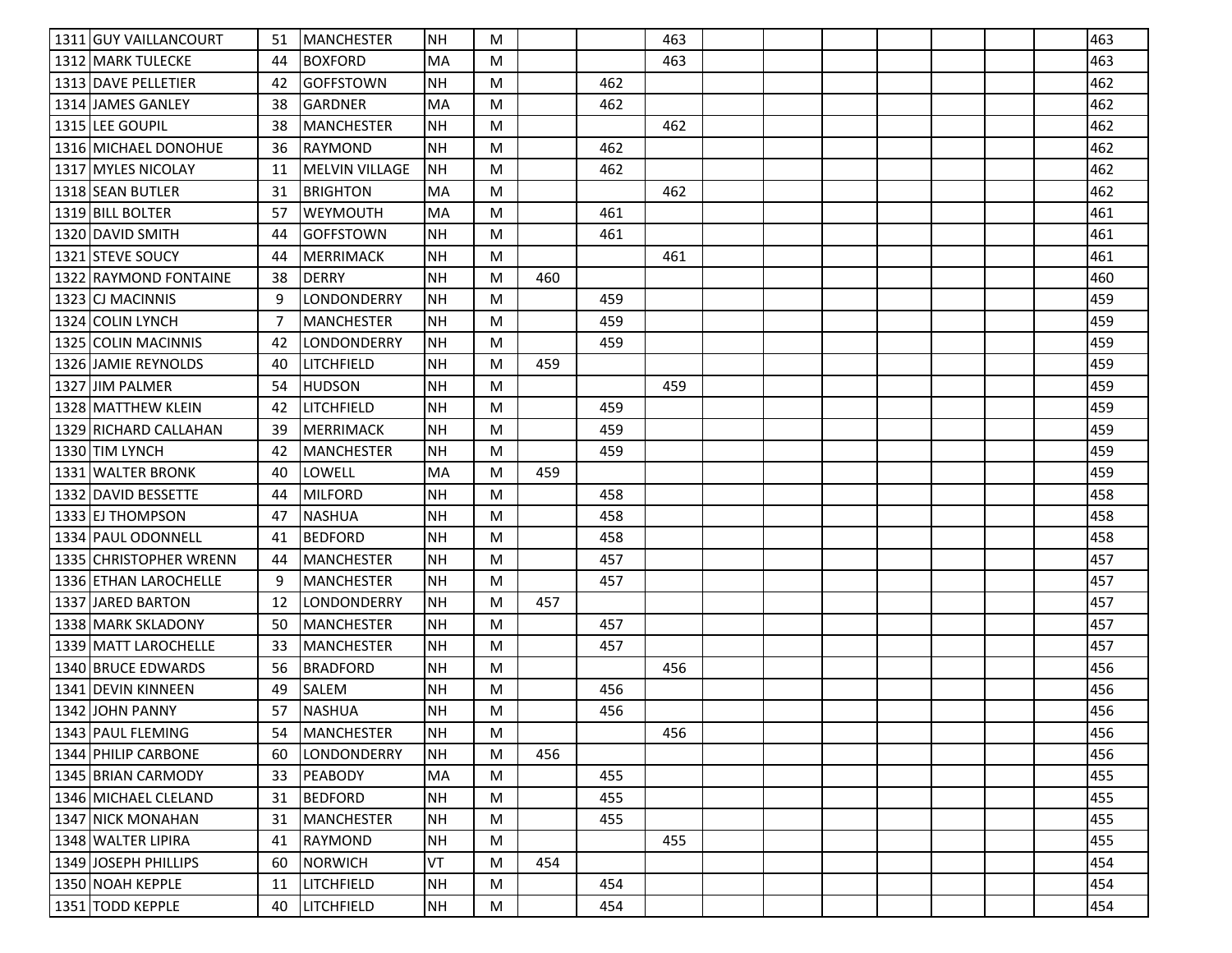| | | | | | | | | | | | | | | | | |
|---|---|---|---|---|---|---|---|---|---|---|---|---|---|---|---|---|
| 1311 | GUY VAILLANCOURT | 51 | MANCHESTER | NH | M | | | 463 | | | | | | | | 463 |
| 1312 | MARK TULECKE | 44 | BOXFORD | MA | M | | | 463 | | | | | | | | 463 |
| 1313 | DAVE PELLETIER | 42 | GOFFSTOWN | NH | M | | 462 | | | | | | | | | 462 |
| 1314 | JAMES GANLEY | 38 | GARDNER | MA | M | | 462 | | | | | | | | | 462 |
| 1315 | LEE GOUPIL | 38 | MANCHESTER | NH | M | | | 462 | | | | | | | | 462 |
| 1316 | MICHAEL DONOHUE | 36 | RAYMOND | NH | M | | 462 | | | | | | | | | 462 |
| 1317 | MYLES NICOLAY | 11 | MELVIN VILLAGE | NH | M | | 462 | | | | | | | | | 462 |
| 1318 | SEAN BUTLER | 31 | BRIGHTON | MA | M | | | 462 | | | | | | | | 462 |
| 1319 | BILL BOLTER | 57 | WEYMOUTH | MA | M | | 461 | | | | | | | | | 461 |
| 1320 | DAVID SMITH | 44 | GOFFSTOWN | NH | M | | 461 | | | | | | | | | 461 |
| 1321 | STEVE SOUCY | 44 | MERRIMACK | NH | M | | | 461 | | | | | | | | 461 |
| 1322 | RAYMOND FONTAINE | 38 | DERRY | NH | M | 460 | | | | | | | | | | 460 |
| 1323 | CJ MACINNIS | 9 | LONDONDERRY | NH | M | | 459 | | | | | | | | | 459 |
| 1324 | COLIN LYNCH | 7 | MANCHESTER | NH | M | | 459 | | | | | | | | | 459 |
| 1325 | COLIN MACINNIS | 42 | LONDONDERRY | NH | M | | 459 | | | | | | | | | 459 |
| 1326 | JAMIE REYNOLDS | 40 | LITCHFIELD | NH | M | 459 | | | | | | | | | | 459 |
| 1327 | JIM PALMER | 54 | HUDSON | NH | M | | | 459 | | | | | | | | 459 |
| 1328 | MATTHEW KLEIN | 42 | LITCHFIELD | NH | M | | 459 | | | | | | | | | 459 |
| 1329 | RICHARD CALLAHAN | 39 | MERRIMACK | NH | M | | 459 | | | | | | | | | 459 |
| 1330 | TIM LYNCH | 42 | MANCHESTER | NH | M | | 459 | | | | | | | | | 459 |
| 1331 | WALTER BRONK | 40 | LOWELL | MA | M | 459 | | | | | | | | | | 459 |
| 1332 | DAVID BESSETTE | 44 | MILFORD | NH | M | | 458 | | | | | | | | | 458 |
| 1333 | EJ THOMPSON | 47 | NASHUA | NH | M | | 458 | | | | | | | | | 458 |
| 1334 | PAUL ODONNELL | 41 | BEDFORD | NH | M | | 458 | | | | | | | | | 458 |
| 1335 | CHRISTOPHER WRENN | 44 | MANCHESTER | NH | M | | 457 | | | | | | | | | 457 |
| 1336 | ETHAN LAROCHELLE | 9 | MANCHESTER | NH | M | | 457 | | | | | | | | | 457 |
| 1337 | JARED BARTON | 12 | LONDONDERRY | NH | M | 457 | | | | | | | | | | 457 |
| 1338 | MARK SKLADONY | 50 | MANCHESTER | NH | M | | 457 | | | | | | | | | 457 |
| 1339 | MATT LAROCHELLE | 33 | MANCHESTER | NH | M | | 457 | | | | | | | | | 457 |
| 1340 | BRUCE EDWARDS | 56 | BRADFORD | NH | M | | | 456 | | | | | | | | 456 |
| 1341 | DEVIN KINNEEN | 49 | SALEM | NH | M | | 456 | | | | | | | | | 456 |
| 1342 | JOHN PANNY | 57 | NASHUA | NH | M | | 456 | | | | | | | | | 456 |
| 1343 | PAUL FLEMING | 54 | MANCHESTER | NH | M | | | 456 | | | | | | | | 456 |
| 1344 | PHILIP CARBONE | 60 | LONDONDERRY | NH | M | 456 | | | | | | | | | | 456 |
| 1345 | BRIAN CARMODY | 33 | PEABODY | MA | M | | 455 | | | | | | | | | 455 |
| 1346 | MICHAEL CLELAND | 31 | BEDFORD | NH | M | | 455 | | | | | | | | | 455 |
| 1347 | NICK MONAHAN | 31 | MANCHESTER | NH | M | | 455 | | | | | | | | | 455 |
| 1348 | WALTER LIPIRA | 41 | RAYMOND | NH | M | | | 455 | | | | | | | | 455 |
| 1349 | JOSEPH PHILLIPS | 60 | NORWICH | VT | M | 454 | | | | | | | | | | 454 |
| 1350 | NOAH KEPPLE | 11 | LITCHFIELD | NH | M | | 454 | | | | | | | | | 454 |
| 1351 | TODD KEPPLE | 40 | LITCHFIELD | NH | M | | 454 | | | | | | | | | 454 |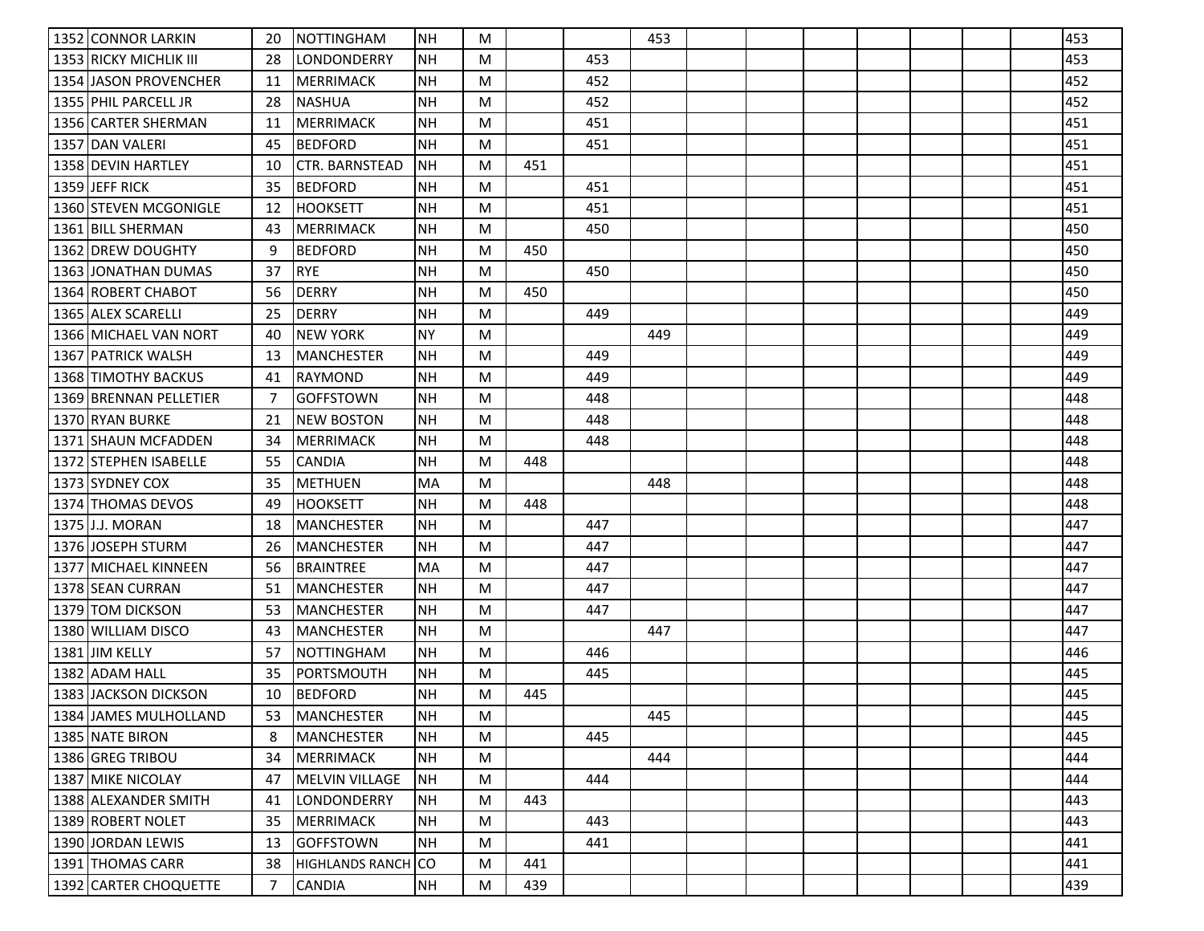| | | | | | | | | | | | | | | | | |
|---|---|---|---|---|---|---|---|---|---|---|---|---|---|---|---|---|
| 1352 | CONNOR LARKIN | 20 | NOTTINGHAM | NH | M | | | 453 | | | | | | | | 453 |
| 1353 | RICKY MICHLIK III | 28 | LONDONDERRY | NH | M | | 453 | | | | | | | | | 453 |
| 1354 | JASON PROVENCHER | 11 | MERRIMACK | NH | M | | 452 | | | | | | | | | 452 |
| 1355 | PHIL PARCELL JR | 28 | NASHUA | NH | M | | 452 | | | | | | | | | 452 |
| 1356 | CARTER SHERMAN | 11 | MERRIMACK | NH | M | | 451 | | | | | | | | | 451 |
| 1357 | DAN VALERI | 45 | BEDFORD | NH | M | | 451 | | | | | | | | | 451 |
| 1358 | DEVIN HARTLEY | 10 | CTR. BARNSTEAD | NH | M | 451 | | | | | | | | | | 451 |
| 1359 | JEFF RICK | 35 | BEDFORD | NH | M | | 451 | | | | | | | | | 451 |
| 1360 | STEVEN MCGONIGLE | 12 | HOOKSETT | NH | M | | 451 | | | | | | | | | 451 |
| 1361 | BILL SHERMAN | 43 | MERRIMACK | NH | M | | 450 | | | | | | | | | 450 |
| 1362 | DREW DOUGHTY | 9 | BEDFORD | NH | M | 450 | | | | | | | | | | 450 |
| 1363 | JONATHAN DUMAS | 37 | RYE | NH | M | | 450 | | | | | | | | | 450 |
| 1364 | ROBERT CHABOT | 56 | DERRY | NH | M | 450 | | | | | | | | | | 450 |
| 1365 | ALEX SCARELLI | 25 | DERRY | NH | M | | 449 | | | | | | | | | 449 |
| 1366 | MICHAEL VAN NORT | 40 | NEW YORK | NY | M | | | 449 | | | | | | | | 449 |
| 1367 | PATRICK WALSH | 13 | MANCHESTER | NH | M | | 449 | | | | | | | | | 449 |
| 1368 | TIMOTHY BACKUS | 41 | RAYMOND | NH | M | | 449 | | | | | | | | | 449 |
| 1369 | BRENNAN PELLETIER | 7 | GOFFSTOWN | NH | M | | 448 | | | | | | | | | 448 |
| 1370 | RYAN BURKE | 21 | NEW BOSTON | NH | M | | 448 | | | | | | | | | 448 |
| 1371 | SHAUN MCFADDEN | 34 | MERRIMACK | NH | M | | 448 | | | | | | | | | 448 |
| 1372 | STEPHEN ISABELLE | 55 | CANDIA | NH | M | 448 | | | | | | | | | | 448 |
| 1373 | SYDNEY COX | 35 | METHUEN | MA | M | | | 448 | | | | | | | | 448 |
| 1374 | THOMAS DEVOS | 49 | HOOKSETT | NH | M | 448 | | | | | | | | | | 448 |
| 1375 | J.J. MORAN | 18 | MANCHESTER | NH | M | | 447 | | | | | | | | | 447 |
| 1376 | JOSEPH STURM | 26 | MANCHESTER | NH | M | | 447 | | | | | | | | | 447 |
| 1377 | MICHAEL KINNEEN | 56 | BRAINTREE | MA | M | | 447 | | | | | | | | | 447 |
| 1378 | SEAN CURRAN | 51 | MANCHESTER | NH | M | | 447 | | | | | | | | | 447 |
| 1379 | TOM DICKSON | 53 | MANCHESTER | NH | M | | 447 | | | | | | | | | 447 |
| 1380 | WILLIAM DISCO | 43 | MANCHESTER | NH | M | | | 447 | | | | | | | | 447 |
| 1381 | JIM KELLY | 57 | NOTTINGHAM | NH | M | | 446 | | | | | | | | | 446 |
| 1382 | ADAM HALL | 35 | PORTSMOUTH | NH | M | | 445 | | | | | | | | | 445 |
| 1383 | JACKSON DICKSON | 10 | BEDFORD | NH | M | 445 | | | | | | | | | | 445 |
| 1384 | JAMES MULHOLLAND | 53 | MANCHESTER | NH | M | | | 445 | | | | | | | | 445 |
| 1385 | NATE BIRON | 8 | MANCHESTER | NH | M | | 445 | | | | | | | | | 445 |
| 1386 | GREG TRIBOU | 34 | MERRIMACK | NH | M | | | 444 | | | | | | | | 444 |
| 1387 | MIKE NICOLAY | 47 | MELVIN VILLAGE | NH | M | | 444 | | | | | | | | | 444 |
| 1388 | ALEXANDER SMITH | 41 | LONDONDERRY | NH | M | 443 | | | | | | | | | | 443 |
| 1389 | ROBERT NOLET | 35 | MERRIMACK | NH | M | | 443 | | | | | | | | | 443 |
| 1390 | JORDAN LEWIS | 13 | GOFFSTOWN | NH | M | | 441 | | | | | | | | | 441 |
| 1391 | THOMAS CARR | 38 | HIGHLANDS RANCH | CO | M | 441 | | | | | | | | | | 441 |
| 1392 | CARTER CHOQUETTE | 7 | CANDIA | NH | M | 439 | | | | | | | | | | 439 |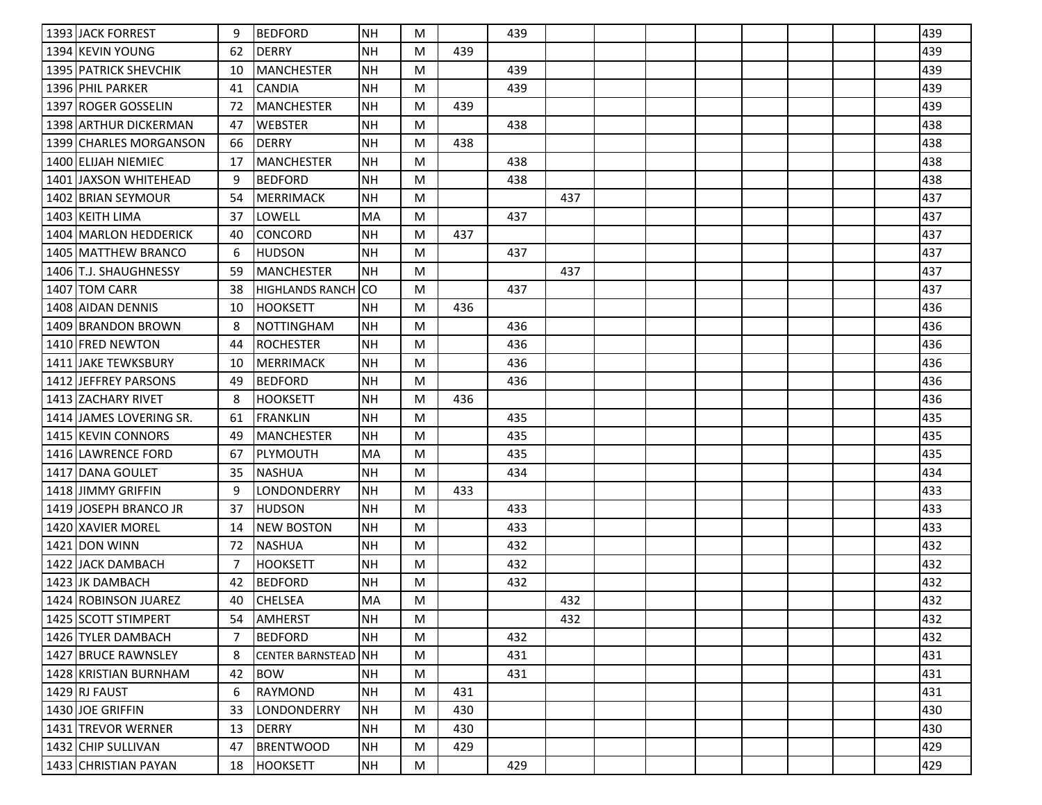| | | | | | | | | | | | | | | | |
|---|---|---|---|---|---|---|---|---|---|---|---|---|---|---|---|
| 1393 JACK FORREST | 9 | BEDFORD | NH | M | | 439 | | | | | | | | | 439 |
| 1394 KEVIN YOUNG | 62 | DERRY | NH | M | 439 | | | | | | | | | | 439 |
| 1395 PATRICK SHEVCHIK | 10 | MANCHESTER | NH | M | | 439 | | | | | | | | | 439 |
| 1396 PHIL PARKER | 41 | CANDIA | NH | M | | 439 | | | | | | | | | 439 |
| 1397 ROGER GOSSELIN | 72 | MANCHESTER | NH | M | 439 | | | | | | | | | | 439 |
| 1398 ARTHUR DICKERMAN | 47 | WEBSTER | NH | M | | 438 | | | | | | | | | 438 |
| 1399 CHARLES MORGANSON | 66 | DERRY | NH | M | 438 | | | | | | | | | | 438 |
| 1400 ELIJAH NIEMIEC | 17 | MANCHESTER | NH | M | | 438 | | | | | | | | | 438 |
| 1401 JAXSON WHITEHEAD | 9 | BEDFORD | NH | M | | 438 | | | | | | | | | 438 |
| 1402 BRIAN SEYMOUR | 54 | MERRIMACK | NH | M | | | 437 | | | | | | | | 437 |
| 1403 KEITH LIMA | 37 | LOWELL | MA | M | | 437 | | | | | | | | | 437 |
| 1404 MARLON HEDDERICK | 40 | CONCORD | NH | M | 437 | | | | | | | | | | 437 |
| 1405 MATTHEW BRANCO | 6 | HUDSON | NH | M | | 437 | | | | | | | | | 437 |
| 1406 T.J. SHAUGHNESSY | 59 | MANCHESTER | NH | M | | | 437 | | | | | | | | 437 |
| 1407 TOM CARR | 38 | HIGHLANDS RANCH | CO | M | | 437 | | | | | | | | | 437 |
| 1408 AIDAN DENNIS | 10 | HOOKSETT | NH | M | 436 | | | | | | | | | | 436 |
| 1409 BRANDON BROWN | 8 | NOTTINGHAM | NH | M | | 436 | | | | | | | | | 436 |
| 1410 FRED NEWTON | 44 | ROCHESTER | NH | M | | 436 | | | | | | | | | 436 |
| 1411 JAKE TEWKSBURY | 10 | MERRIMACK | NH | M | | 436 | | | | | | | | | 436 |
| 1412 JEFFREY PARSONS | 49 | BEDFORD | NH | M | | 436 | | | | | | | | | 436 |
| 1413 ZACHARY RIVET | 8 | HOOKSETT | NH | M | 436 | | | | | | | | | | 436 |
| 1414 JAMES LOVERING SR. | 61 | FRANKLIN | NH | M | | 435 | | | | | | | | | 435 |
| 1415 KEVIN CONNORS | 49 | MANCHESTER | NH | M | | 435 | | | | | | | | | 435 |
| 1416 LAWRENCE FORD | 67 | PLYMOUTH | MA | M | | 435 | | | | | | | | | 435 |
| 1417 DANA GOULET | 35 | NASHUA | NH | M | | 434 | | | | | | | | | 434 |
| 1418 JIMMY GRIFFIN | 9 | LONDONDERRY | NH | M | 433 | | | | | | | | | | 433 |
| 1419 JOSEPH BRANCO JR | 37 | HUDSON | NH | M | | 433 | | | | | | | | | 433 |
| 1420 XAVIER MOREL | 14 | NEW BOSTON | NH | M | | 433 | | | | | | | | | 433 |
| 1421 DON WINN | 72 | NASHUA | NH | M | | 432 | | | | | | | | | 432 |
| 1422 JACK DAMBACH | 7 | HOOKSETT | NH | M | | 432 | | | | | | | | | 432 |
| 1423 JK DAMBACH | 42 | BEDFORD | NH | M | | 432 | | | | | | | | | 432 |
| 1424 ROBINSON JUAREZ | 40 | CHELSEA | MA | M | | | 432 | | | | | | | | 432 |
| 1425 SCOTT STIMPERT | 54 | AMHERST | NH | M | | | 432 | | | | | | | | 432 |
| 1426 TYLER DAMBACH | 7 | BEDFORD | NH | M | | 432 | | | | | | | | | 432 |
| 1427 BRUCE RAWNSLEY | 8 | CENTER BARNSTEAD | NH | M | | 431 | | | | | | | | | 431 |
| 1428 KRISTIAN BURNHAM | 42 | BOW | NH | M | | 431 | | | | | | | | | 431 |
| 1429 RJ FAUST | 6 | RAYMOND | NH | M | 431 | | | | | | | | | | 431 |
| 1430 JOE GRIFFIN | 33 | LONDONDERRY | NH | M | 430 | | | | | | | | | | 430 |
| 1431 TREVOR WERNER | 13 | DERRY | NH | M | 430 | | | | | | | | | | 430 |
| 1432 CHIP SULLIVAN | 47 | BRENTWOOD | NH | M | 429 | | | | | | | | | | 429 |
| 1433 CHRISTIAN PAYAN | 18 | HOOKSETT | NH | M | | 429 | | | | | | | | | 429 |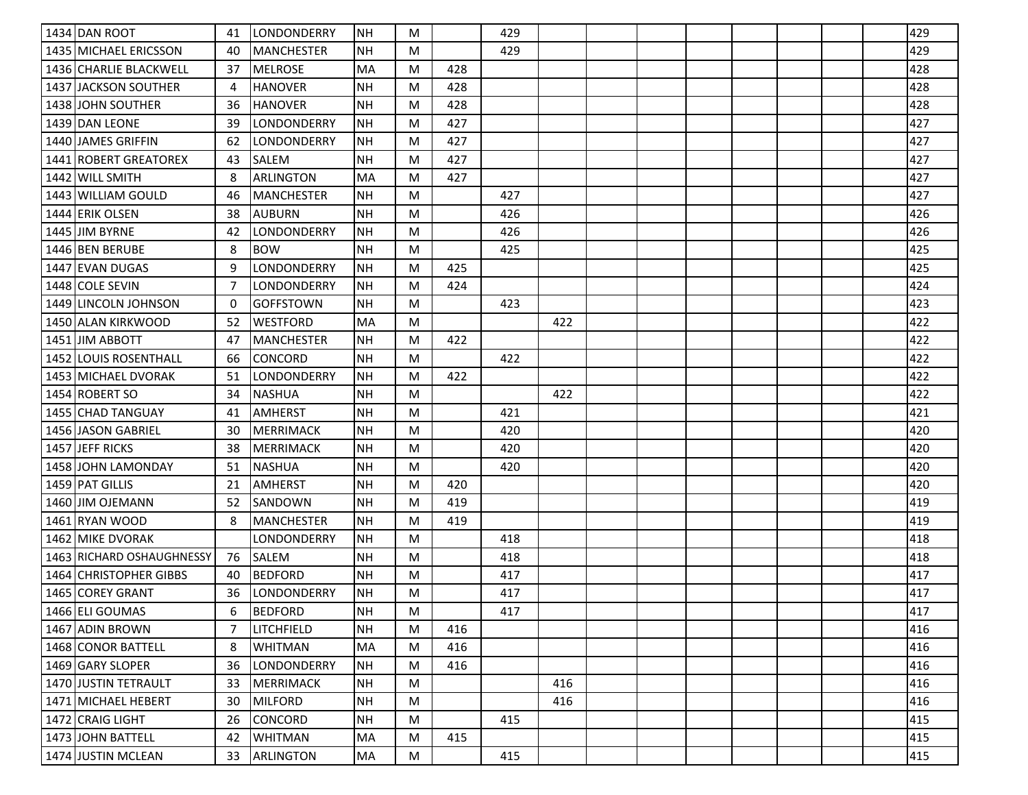| | | | | | | | | | | | | | | | | |
|---|---|---|---|---|---|---|---|---|---|---|---|---|---|---|---|---|
| 1434 | DAN ROOT | 41 | LONDONDERRY | NH | M | | 429 | | | | | | | | | 429 |
| 1435 | MICHAEL ERICSSON | 40 | MANCHESTER | NH | M | | 429 | | | | | | | | | 429 |
| 1436 | CHARLIE BLACKWELL | 37 | MELROSE | MA | M | 428 | | | | | | | | | | 428 |
| 1437 | JACKSON SOUTHER | 4 | HANOVER | NH | M | 428 | | | | | | | | | | 428 |
| 1438 | JOHN SOUTHER | 36 | HANOVER | NH | M | 428 | | | | | | | | | | 428 |
| 1439 | DAN LEONE | 39 | LONDONDERRY | NH | M | 427 | | | | | | | | | | 427 |
| 1440 | JAMES GRIFFIN | 62 | LONDONDERRY | NH | M | 427 | | | | | | | | | | 427 |
| 1441 | ROBERT GREATOREX | 43 | SALEM | NH | M | 427 | | | | | | | | | | 427 |
| 1442 | WILL SMITH | 8 | ARLINGTON | MA | M | 427 | | | | | | | | | | 427 |
| 1443 | WILLIAM GOULD | 46 | MANCHESTER | NH | M | | 427 | | | | | | | | | 427 |
| 1444 | ERIK OLSEN | 38 | AUBURN | NH | M | | 426 | | | | | | | | | 426 |
| 1445 | JIM BYRNE | 42 | LONDONDERRY | NH | M | | 426 | | | | | | | | | 426 |
| 1446 | BEN BERUBE | 8 | BOW | NH | M | | 425 | | | | | | | | | 425 |
| 1447 | EVAN DUGAS | 9 | LONDONDERRY | NH | M | 425 | | | | | | | | | | 425 |
| 1448 | COLE SEVIN | 7 | LONDONDERRY | NH | M | 424 | | | | | | | | | | 424 |
| 1449 | LINCOLN JOHNSON | 0 | GOFFSTOWN | NH | M | | 423 | | | | | | | | | 423 |
| 1450 | ALAN KIRKWOOD | 52 | WESTFORD | MA | M | | | 422 | | | | | | | | 422 |
| 1451 | JIM ABBOTT | 47 | MANCHESTER | NH | M | 422 | | | | | | | | | | 422 |
| 1452 | LOUIS ROSENTHALL | 66 | CONCORD | NH | M | | 422 | | | | | | | | | 422 |
| 1453 | MICHAEL DVORAK | 51 | LONDONDERRY | NH | M | 422 | | | | | | | | | | 422 |
| 1454 | ROBERT SO | 34 | NASHUA | NH | M | | | 422 | | | | | | | | 422 |
| 1455 | CHAD TANGUAY | 41 | AMHERST | NH | M | | 421 | | | | | | | | | 421 |
| 1456 | JASON GABRIEL | 30 | MERRIMACK | NH | M | | 420 | | | | | | | | | 420 |
| 1457 | JEFF RICKS | 38 | MERRIMACK | NH | M | | 420 | | | | | | | | | 420 |
| 1458 | JOHN LAMONDAY | 51 | NASHUA | NH | M | | 420 | | | | | | | | | 420 |
| 1459 | PAT GILLIS | 21 | AMHERST | NH | M | 420 | | | | | | | | | | 420 |
| 1460 | JIM OJEMANN | 52 | SANDOWN | NH | M | 419 | | | | | | | | | | 419 |
| 1461 | RYAN WOOD | 8 | MANCHESTER | NH | M | 419 | | | | | | | | | | 419 |
| 1462 | MIKE DVORAK | | LONDONDERRY | NH | M | | 418 | | | | | | | | | 418 |
| 1463 | RICHARD OSHAUGHNESSY | 76 | SALEM | NH | M | | 418 | | | | | | | | | 418 |
| 1464 | CHRISTOPHER GIBBS | 40 | BEDFORD | NH | M | | 417 | | | | | | | | | 417 |
| 1465 | COREY GRANT | 36 | LONDONDERRY | NH | M | | 417 | | | | | | | | | 417 |
| 1466 | ELI GOUMAS | 6 | BEDFORD | NH | M | | 417 | | | | | | | | | 417 |
| 1467 | ADIN BROWN | 7 | LITCHFIELD | NH | M | 416 | | | | | | | | | | 416 |
| 1468 | CONOR BATTELL | 8 | WHITMAN | MA | M | 416 | | | | | | | | | | 416 |
| 1469 | GARY SLOPER | 36 | LONDONDERRY | NH | M | 416 | | | | | | | | | | 416 |
| 1470 | JUSTIN TETRAULT | 33 | MERRIMACK | NH | M | | | 416 | | | | | | | | 416 |
| 1471 | MICHAEL HEBERT | 30 | MILFORD | NH | M | | | 416 | | | | | | | | 416 |
| 1472 | CRAIG LIGHT | 26 | CONCORD | NH | M | | 415 | | | | | | | | | 415 |
| 1473 | JOHN BATTELL | 42 | WHITMAN | MA | M | 415 | | | | | | | | | | 415 |
| 1474 | JUSTIN MCLEAN | 33 | ARLINGTON | MA | M | | 415 | | | | | | | | | 415 |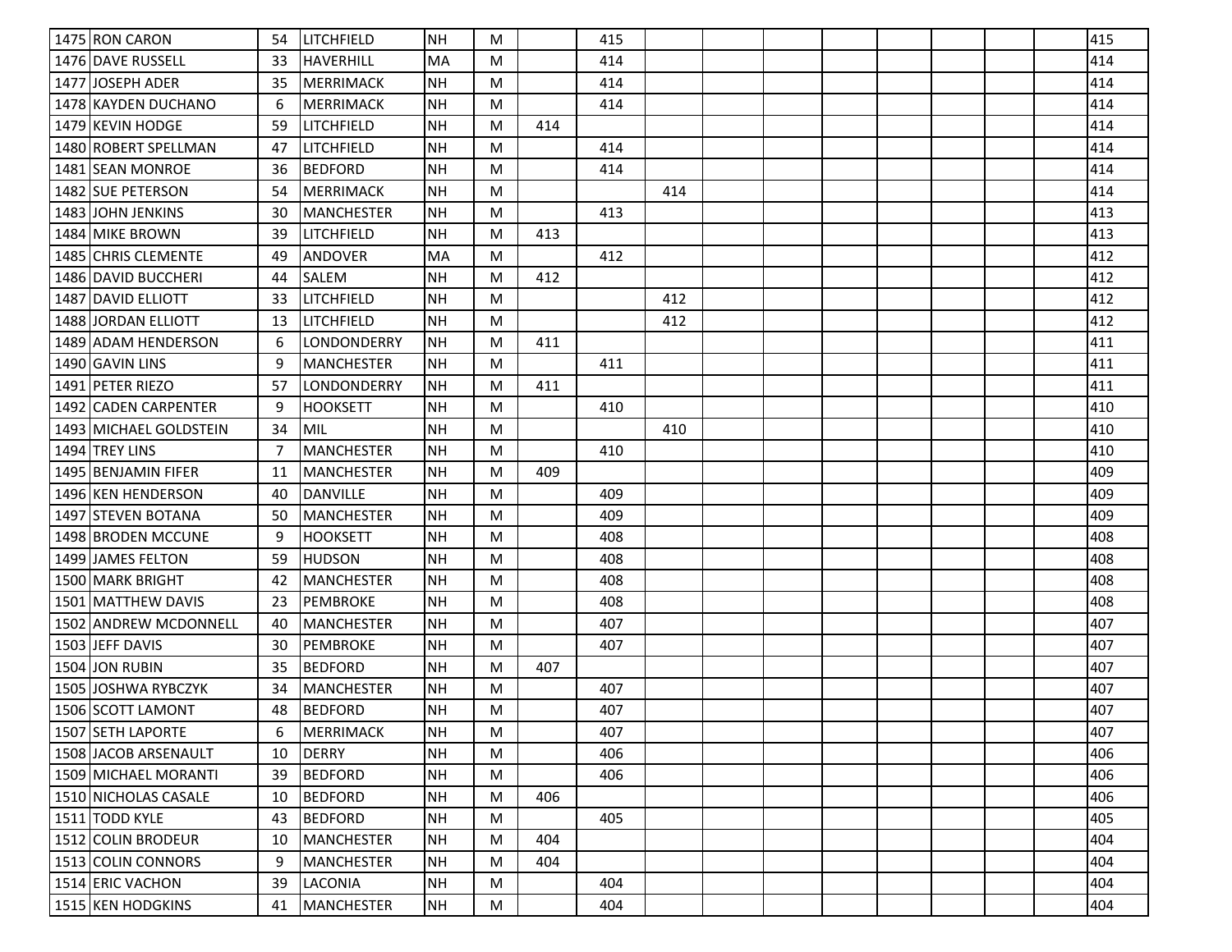| | | | | | | | | | | | | | | | | |
|---|---|---|---|---|---|---|---|---|---|---|---|---|---|---|---|---|
| 1475 | RON CARON | 54 | LITCHFIELD | NH | M | | 415 | | | | | | | | | 415 |
| 1476 | DAVE RUSSELL | 33 | HAVERHILL | MA | M | | 414 | | | | | | | | | 414 |
| 1477 | JOSEPH ADER | 35 | MERRIMACK | NH | M | | 414 | | | | | | | | | 414 |
| 1478 | KAYDEN DUCHANO | 6 | MERRIMACK | NH | M | | 414 | | | | | | | | | 414 |
| 1479 | KEVIN HODGE | 59 | LITCHFIELD | NH | M | 414 | | | | | | | | | | 414 |
| 1480 | ROBERT SPELLMAN | 47 | LITCHFIELD | NH | M | | 414 | | | | | | | | | 414 |
| 1481 | SEAN MONROE | 36 | BEDFORD | NH | M | | 414 | | | | | | | | | 414 |
| 1482 | SUE PETERSON | 54 | MERRIMACK | NH | M | | | 414 | | | | | | | | 414 |
| 1483 | JOHN JENKINS | 30 | MANCHESTER | NH | M | | 413 | | | | | | | | | 413 |
| 1484 | MIKE BROWN | 39 | LITCHFIELD | NH | M | 413 | | | | | | | | | | 413 |
| 1485 | CHRIS CLEMENTE | 49 | ANDOVER | MA | M | | 412 | | | | | | | | | 412 |
| 1486 | DAVID BUCCHERI | 44 | SALEM | NH | M | 412 | | | | | | | | | | 412 |
| 1487 | DAVID ELLIOTT | 33 | LITCHFIELD | NH | M | | | 412 | | | | | | | | 412 |
| 1488 | JORDAN ELLIOTT | 13 | LITCHFIELD | NH | M | | | 412 | | | | | | | | 412 |
| 1489 | ADAM HENDERSON | 6 | LONDONDERRY | NH | M | 411 | | | | | | | | | | 411 |
| 1490 | GAVIN LINS | 9 | MANCHESTER | NH | M | | 411 | | | | | | | | | 411 |
| 1491 | PETER RIEZO | 57 | LONDONDERRY | NH | M | 411 | | | | | | | | | | 411 |
| 1492 | CADEN CARPENTER | 9 | HOOKSETT | NH | M | | 410 | | | | | | | | | 410 |
| 1493 | MICHAEL GOLDSTEIN | 34 | MIL | NH | M | | | 410 | | | | | | | | 410 |
| 1494 | TREY LINS | 7 | MANCHESTER | NH | M | | 410 | | | | | | | | | 410 |
| 1495 | BENJAMIN FIFER | 11 | MANCHESTER | NH | M | 409 | | | | | | | | | | 409 |
| 1496 | KEN HENDERSON | 40 | DANVILLE | NH | M | | 409 | | | | | | | | | 409 |
| 1497 | STEVEN BOTANA | 50 | MANCHESTER | NH | M | | 409 | | | | | | | | | 409 |
| 1498 | BRODEN MCCUNE | 9 | HOOKSETT | NH | M | | 408 | | | | | | | | | 408 |
| 1499 | JAMES FELTON | 59 | HUDSON | NH | M | | 408 | | | | | | | | | 408 |
| 1500 | MARK BRIGHT | 42 | MANCHESTER | NH | M | | 408 | | | | | | | | | 408 |
| 1501 | MATTHEW DAVIS | 23 | PEMBROKE | NH | M | | 408 | | | | | | | | | 408 |
| 1502 | ANDREW MCDONNELL | 40 | MANCHESTER | NH | M | | 407 | | | | | | | | | 407 |
| 1503 | JEFF DAVIS | 30 | PEMBROKE | NH | M | | 407 | | | | | | | | | 407 |
| 1504 | JON RUBIN | 35 | BEDFORD | NH | M | 407 | | | | | | | | | | 407 |
| 1505 | JOSHWA RYBCZYK | 34 | MANCHESTER | NH | M | | 407 | | | | | | | | | 407 |
| 1506 | SCOTT LAMONT | 48 | BEDFORD | NH | M | | 407 | | | | | | | | | 407 |
| 1507 | SETH LAPORTE | 6 | MERRIMACK | NH | M | | 407 | | | | | | | | | 407 |
| 1508 | JACOB ARSENAULT | 10 | DERRY | NH | M | | 406 | | | | | | | | | 406 |
| 1509 | MICHAEL MORANTI | 39 | BEDFORD | NH | M | | 406 | | | | | | | | | 406 |
| 1510 | NICHOLAS CASALE | 10 | BEDFORD | NH | M | 406 | | | | | | | | | | 406 |
| 1511 | TODD KYLE | 43 | BEDFORD | NH | M | | 405 | | | | | | | | | 405 |
| 1512 | COLIN BRODEUR | 10 | MANCHESTER | NH | M | 404 | | | | | | | | | | 404 |
| 1513 | COLIN CONNORS | 9 | MANCHESTER | NH | M | 404 | | | | | | | | | | 404 |
| 1514 | ERIC VACHON | 39 | LACONIA | NH | M | | 404 | | | | | | | | | 404 |
| 1515 | KEN HODGKINS | 41 | MANCHESTER | NH | M | | 404 | | | | | | | | | 404 |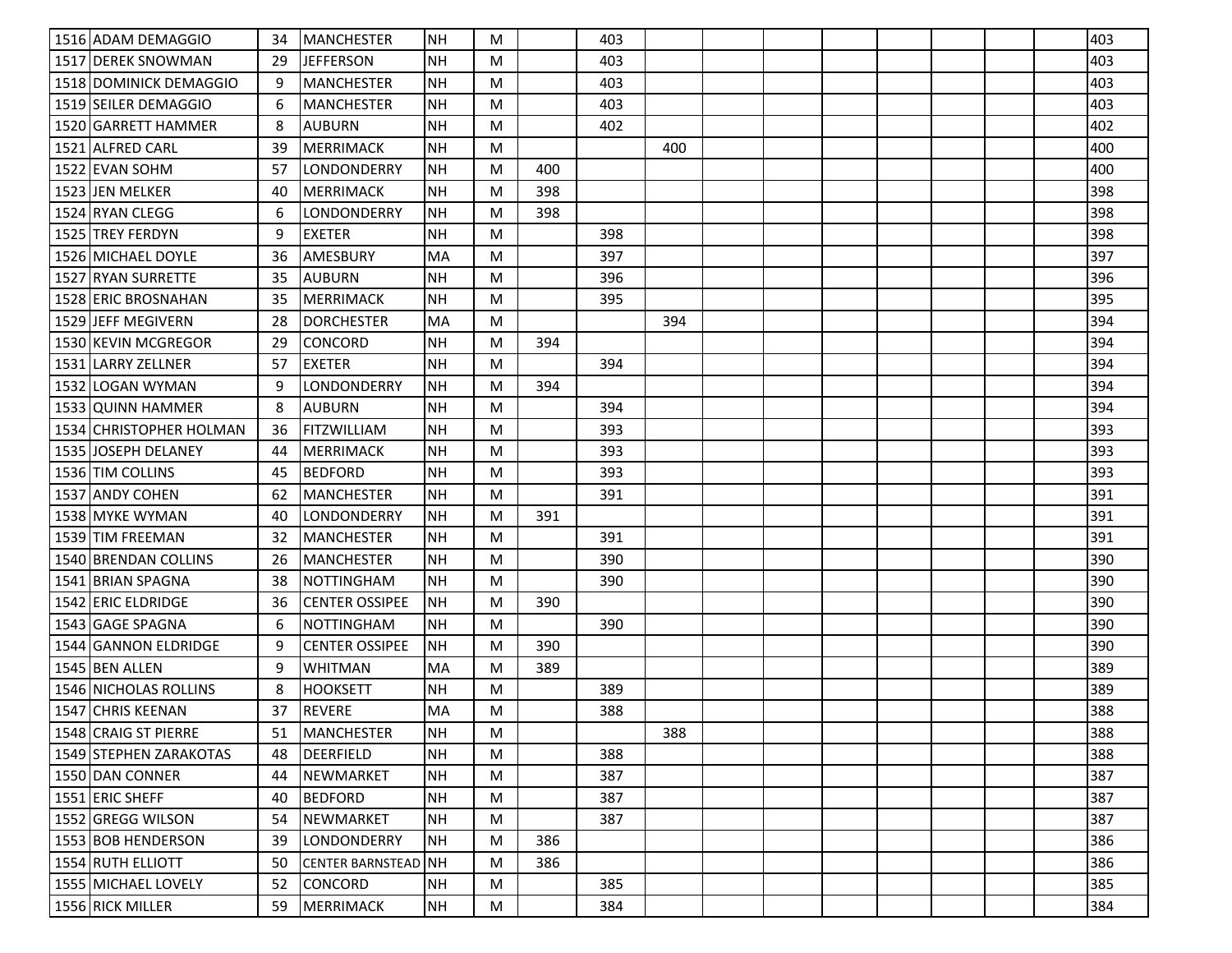| | | | | | | | | | | | | | | | | |
|---|---|---|---|---|---|---|---|---|---|---|---|---|---|---|---|---|
| 1516 | ADAM DEMAGGIO | 34 | MANCHESTER | NH | M | | 403 | | | | | | | | | 403 |
| 1517 | DEREK SNOWMAN | 29 | JEFFERSON | NH | M | | 403 | | | | | | | | | 403 |
| 1518 | DOMINICK DEMAGGIO | 9 | MANCHESTER | NH | M | | 403 | | | | | | | | | 403 |
| 1519 | SEILER DEMAGGIO | 6 | MANCHESTER | NH | M | | 403 | | | | | | | | | 403 |
| 1520 | GARRETT HAMMER | 8 | AUBURN | NH | M | | 402 | | | | | | | | | 402 |
| 1521 | ALFRED CARL | 39 | MERRIMACK | NH | M | | | 400 | | | | | | | | 400 |
| 1522 | EVAN SOHM | 57 | LONDONDERRY | NH | M | 400 | | | | | | | | | | 400 |
| 1523 | JEN MELKER | 40 | MERRIMACK | NH | M | 398 | | | | | | | | | | 398 |
| 1524 | RYAN CLEGG | 6 | LONDONDERRY | NH | M | 398 | | | | | | | | | | 398 |
| 1525 | TREY FERDYN | 9 | EXETER | NH | M | | 398 | | | | | | | | | 398 |
| 1526 | MICHAEL DOYLE | 36 | AMESBURY | MA | M | | 397 | | | | | | | | | 397 |
| 1527 | RYAN SURRETTE | 35 | AUBURN | NH | M | | 396 | | | | | | | | | 396 |
| 1528 | ERIC BROSNAHAN | 35 | MERRIMACK | NH | M | | 395 | | | | | | | | | 395 |
| 1529 | JEFF MEGIVERN | 28 | DORCHESTER | MA | M | | | 394 | | | | | | | | 394 |
| 1530 | KEVIN MCGREGOR | 29 | CONCORD | NH | M | 394 | | | | | | | | | | 394 |
| 1531 | LARRY ZELLNER | 57 | EXETER | NH | M | | 394 | | | | | | | | | 394 |
| 1532 | LOGAN WYMAN | 9 | LONDONDERRY | NH | M | 394 | | | | | | | | | | 394 |
| 1533 | QUINN HAMMER | 8 | AUBURN | NH | M | | 394 | | | | | | | | | 394 |
| 1534 | CHRISTOPHER HOLMAN | 36 | FITZWILLIAM | NH | M | | 393 | | | | | | | | | 393 |
| 1535 | JOSEPH DELANEY | 44 | MERRIMACK | NH | M | | 393 | | | | | | | | | 393 |
| 1536 | TIM COLLINS | 45 | BEDFORD | NH | M | | 393 | | | | | | | | | 393 |
| 1537 | ANDY COHEN | 62 | MANCHESTER | NH | M | | 391 | | | | | | | | | 391 |
| 1538 | MYKE WYMAN | 40 | LONDONDERRY | NH | M | 391 | | | | | | | | | | 391 |
| 1539 | TIM FREEMAN | 32 | MANCHESTER | NH | M | | 391 | | | | | | | | | 391 |
| 1540 | BRENDAN COLLINS | 26 | MANCHESTER | NH | M | | 390 | | | | | | | | | 390 |
| 1541 | BRIAN SPAGNA | 38 | NOTTINGHAM | NH | M | | 390 | | | | | | | | | 390 |
| 1542 | ERIC ELDRIDGE | 36 | CENTER OSSIPEE | NH | M | 390 | | | | | | | | | | 390 |
| 1543 | GAGE SPAGNA | 6 | NOTTINGHAM | NH | M | | 390 | | | | | | | | | 390 |
| 1544 | GANNON ELDRIDGE | 9 | CENTER OSSIPEE | NH | M | 390 | | | | | | | | | | 390 |
| 1545 | BEN ALLEN | 9 | WHITMAN | MA | M | 389 | | | | | | | | | | 389 |
| 1546 | NICHOLAS ROLLINS | 8 | HOOKSETT | NH | M | | 389 | | | | | | | | | 389 |
| 1547 | CHRIS KEENAN | 37 | REVERE | MA | M | | 388 | | | | | | | | | 388 |
| 1548 | CRAIG ST PIERRE | 51 | MANCHESTER | NH | M | | | 388 | | | | | | | | 388 |
| 1549 | STEPHEN ZARAKOTAS | 48 | DEERFIELD | NH | M | | 388 | | | | | | | | | 388 |
| 1550 | DAN CONNER | 44 | NEWMARKET | NH | M | | 387 | | | | | | | | | 387 |
| 1551 | ERIC SHEFF | 40 | BEDFORD | NH | M | | 387 | | | | | | | | | 387 |
| 1552 | GREGG WILSON | 54 | NEWMARKET | NH | M | | 387 | | | | | | | | | 387 |
| 1553 | BOB HENDERSON | 39 | LONDONDERRY | NH | M | 386 | | | | | | | | | | 386 |
| 1554 | RUTH ELLIOTT | 50 | CENTER BARNSTEAD | NH | M | 386 | | | | | | | | | | 386 |
| 1555 | MICHAEL LOVELY | 52 | CONCORD | NH | M | | 385 | | | | | | | | | 385 |
| 1556 | RICK MILLER | 59 | MERRIMACK | NH | M | | 384 | | | | | | | | | 384 |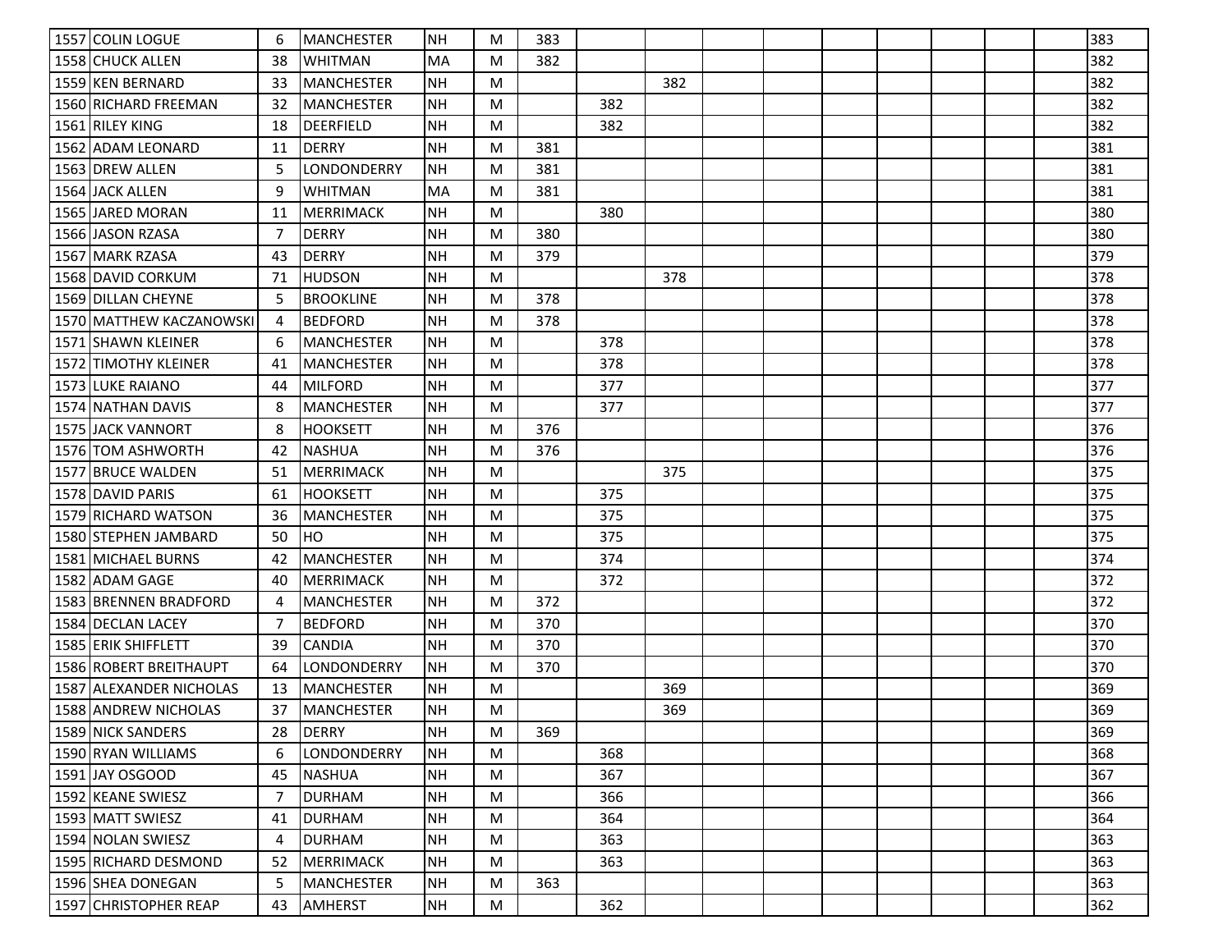| | | | | | | | | | | | | | | | | |
|---|---|---|---|---|---|---|---|---|---|---|---|---|---|---|---|---|
| 1557 | COLIN LOGUE | 6 | MANCHESTER | NH | M | 383 | | | | | | | | | | 383 |
| 1558 | CHUCK ALLEN | 38 | WHITMAN | MA | M | 382 | | | | | | | | | | 382 |
| 1559 | KEN BERNARD | 33 | MANCHESTER | NH | M | | | 382 | | | | | | | | 382 |
| 1560 | RICHARD FREEMAN | 32 | MANCHESTER | NH | M | | 382 | | | | | | | | | 382 |
| 1561 | RILEY KING | 18 | DEERFIELD | NH | M | | 382 | | | | | | | | | 382 |
| 1562 | ADAM LEONARD | 11 | DERRY | NH | M | 381 | | | | | | | | | | 381 |
| 1563 | DREW ALLEN | 5 | LONDONDERRY | NH | M | 381 | | | | | | | | | | 381 |
| 1564 | JACK ALLEN | 9 | WHITMAN | MA | M | 381 | | | | | | | | | | 381 |
| 1565 | JARED MORAN | 11 | MERRIMACK | NH | M | | 380 | | | | | | | | | 380 |
| 1566 | JASON RZASA | 7 | DERRY | NH | M | 380 | | | | | | | | | | 380 |
| 1567 | MARK RZASA | 43 | DERRY | NH | M | 379 | | | | | | | | | | 379 |
| 1568 | DAVID CORKUM | 71 | HUDSON | NH | M | | | 378 | | | | | | | | 378 |
| 1569 | DILLAN CHEYNE | 5 | BROOKLINE | NH | M | 378 | | | | | | | | | | 378 |
| 1570 | MATTHEW KACZANOWSKI | 4 | BEDFORD | NH | M | 378 | | | | | | | | | | 378 |
| 1571 | SHAWN KLEINER | 6 | MANCHESTER | NH | M | | 378 | | | | | | | | | 378 |
| 1572 | TIMOTHY KLEINER | 41 | MANCHESTER | NH | M | | 378 | | | | | | | | | 378 |
| 1573 | LUKE RAIANO | 44 | MILFORD | NH | M | | 377 | | | | | | | | | 377 |
| 1574 | NATHAN DAVIS | 8 | MANCHESTER | NH | M | | 377 | | | | | | | | | 377 |
| 1575 | JACK VANNORT | 8 | HOOKSETT | NH | M | 376 | | | | | | | | | | 376 |
| 1576 | TOM ASHWORTH | 42 | NASHUA | NH | M | 376 | | | | | | | | | | 376 |
| 1577 | BRUCE WALDEN | 51 | MERRIMACK | NH | M | | | 375 | | | | | | | | 375 |
| 1578 | DAVID PARIS | 61 | HOOKSETT | NH | M | | 375 | | | | | | | | | 375 |
| 1579 | RICHARD WATSON | 36 | MANCHESTER | NH | M | | 375 | | | | | | | | | 375 |
| 1580 | STEPHEN JAMBARD | 50 | HO | NH | M | | 375 | | | | | | | | | 375 |
| 1581 | MICHAEL BURNS | 42 | MANCHESTER | NH | M | | 374 | | | | | | | | | 374 |
| 1582 | ADAM GAGE | 40 | MERRIMACK | NH | M | | 372 | | | | | | | | | 372 |
| 1583 | BRENNEN BRADFORD | 4 | MANCHESTER | NH | M | 372 | | | | | | | | | | 372 |
| 1584 | DECLAN LACEY | 7 | BEDFORD | NH | M | 370 | | | | | | | | | | 370 |
| 1585 | ERIK SHIFFLETT | 39 | CANDIA | NH | M | 370 | | | | | | | | | | 370 |
| 1586 | ROBERT BREITHAUPT | 64 | LONDONDERRY | NH | M | 370 | | | | | | | | | | 370 |
| 1587 | ALEXANDER NICHOLAS | 13 | MANCHESTER | NH | M | | | 369 | | | | | | | | 369 |
| 1588 | ANDREW NICHOLAS | 37 | MANCHESTER | NH | M | | | 369 | | | | | | | | 369 |
| 1589 | NICK SANDERS | 28 | DERRY | NH | M | 369 | | | | | | | | | | 369 |
| 1590 | RYAN WILLIAMS | 6 | LONDONDERRY | NH | M | | 368 | | | | | | | | | 368 |
| 1591 | JAY OSGOOD | 45 | NASHUA | NH | M | | 367 | | | | | | | | | 367 |
| 1592 | KEANE SWIESZ | 7 | DURHAM | NH | M | | 366 | | | | | | | | | 366 |
| 1593 | MATT SWIESZ | 41 | DURHAM | NH | M | | 364 | | | | | | | | | 364 |
| 1594 | NOLAN SWIESZ | 4 | DURHAM | NH | M | | 363 | | | | | | | | | 363 |
| 1595 | RICHARD DESMOND | 52 | MERRIMACK | NH | M | | 363 | | | | | | | | | 363 |
| 1596 | SHEA DONEGAN | 5 | MANCHESTER | NH | M | 363 | | | | | | | | | | 363 |
| 1597 | CHRISTOPHER REAP | 43 | AMHERST | NH | M | | 362 | | | | | | | | | 362 |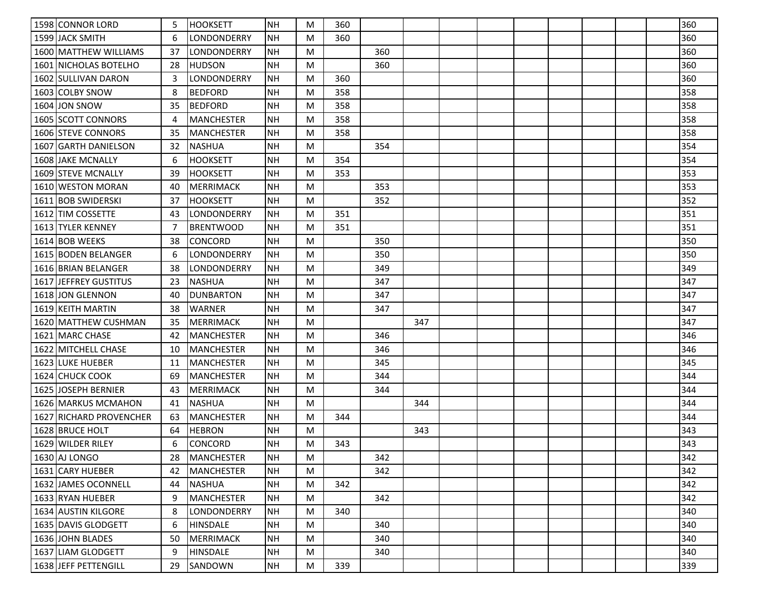| | | | | | | | | | | | | | | | |
|---|---|---|---|---|---|---|---|---|---|---|---|---|---|---|---|
| 1598 CONNOR LORD | 5 | HOOKSETT | NH | M | 360 | | | | | | | | | | 360 |
| 1599 JACK SMITH | 6 | LONDONDERRY | NH | M | 360 | | | | | | | | | | 360 |
| 1600 MATTHEW WILLIAMS | 37 | LONDONDERRY | NH | M | | 360 | | | | | | | | | 360 |
| 1601 NICHOLAS BOTELHO | 28 | HUDSON | NH | M | | 360 | | | | | | | | | 360 |
| 1602 SULLIVAN DARON | 3 | LONDONDERRY | NH | M | 360 | | | | | | | | | | 360 |
| 1603 COLBY SNOW | 8 | BEDFORD | NH | M | 358 | | | | | | | | | | 358 |
| 1604 JON SNOW | 35 | BEDFORD | NH | M | 358 | | | | | | | | | | 358 |
| 1605 SCOTT CONNORS | 4 | MANCHESTER | NH | M | 358 | | | | | | | | | | 358 |
| 1606 STEVE CONNORS | 35 | MANCHESTER | NH | M | 358 | | | | | | | | | | 358 |
| 1607 GARTH DANIELSON | 32 | NASHUA | NH | M | | 354 | | | | | | | | | 354 |
| 1608 JAKE MCNALLY | 6 | HOOKSETT | NH | M | 354 | | | | | | | | | | 354 |
| 1609 STEVE MCNALLY | 39 | HOOKSETT | NH | M | 353 | | | | | | | | | | 353 |
| 1610 WESTON MORAN | 40 | MERRIMACK | NH | M | | 353 | | | | | | | | | 353 |
| 1611 BOB SWIDERSKI | 37 | HOOKSETT | NH | M | | 352 | | | | | | | | | 352 |
| 1612 TIM COSSETTE | 43 | LONDONDERRY | NH | M | 351 | | | | | | | | | | 351 |
| 1613 TYLER KENNEY | 7 | BRENTWOOD | NH | M | 351 | | | | | | | | | | 351 |
| 1614 BOB WEEKS | 38 | CONCORD | NH | M | | 350 | | | | | | | | | 350 |
| 1615 BODEN BELANGER | 6 | LONDONDERRY | NH | M | | 350 | | | | | | | | | 350 |
| 1616 BRIAN BELANGER | 38 | LONDONDERRY | NH | M | | 349 | | | | | | | | | 349 |
| 1617 JEFFREY GUSTITUS | 23 | NASHUA | NH | M | | 347 | | | | | | | | | 347 |
| 1618 JON GLENNON | 40 | DUNBARTON | NH | M | | 347 | | | | | | | | | 347 |
| 1619 KEITH MARTIN | 38 | WARNER | NH | M | | 347 | | | | | | | | | 347 |
| 1620 MATTHEW CUSHMAN | 35 | MERRIMACK | NH | M | | | 347 | | | | | | | | 347 |
| 1621 MARC CHASE | 42 | MANCHESTER | NH | M | | 346 | | | | | | | | | 346 |
| 1622 MITCHELL CHASE | 10 | MANCHESTER | NH | M | | 346 | | | | | | | | | 346 |
| 1623 LUKE HUEBER | 11 | MANCHESTER | NH | M | | 345 | | | | | | | | | 345 |
| 1624 CHUCK COOK | 69 | MANCHESTER | NH | M | | 344 | | | | | | | | | 344 |
| 1625 JOSEPH BERNIER | 43 | MERRIMACK | NH | M | | 344 | | | | | | | | | 344 |
| 1626 MARKUS MCMAHON | 41 | NASHUA | NH | M | | | 344 | | | | | | | | 344 |
| 1627 RICHARD PROVENCHER | 63 | MANCHESTER | NH | M | 344 | | | | | | | | | | 344 |
| 1628 BRUCE HOLT | 64 | HEBRON | NH | M | | | 343 | | | | | | | | 343 |
| 1629 WILDER RILEY | 6 | CONCORD | NH | M | 343 | | | | | | | | | | 343 |
| 1630 AJ LONGO | 28 | MANCHESTER | NH | M | | 342 | | | | | | | | | 342 |
| 1631 CARY HUEBER | 42 | MANCHESTER | NH | M | | 342 | | | | | | | | | 342 |
| 1632 JAMES OCONNELL | 44 | NASHUA | NH | M | 342 | | | | | | | | | | 342 |
| 1633 RYAN HUEBER | 9 | MANCHESTER | NH | M | | 342 | | | | | | | | | 342 |
| 1634 AUSTIN KILGORE | 8 | LONDONDERRY | NH | M | 340 | | | | | | | | | | 340 |
| 1635 DAVIS GLODGETT | 6 | HINSDALE | NH | M | | 340 | | | | | | | | | 340 |
| 1636 JOHN BLADES | 50 | MERRIMACK | NH | M | | 340 | | | | | | | | | 340 |
| 1637 LIAM GLODGETT | 9 | HINSDALE | NH | M | | 340 | | | | | | | | | 340 |
| 1638 JEFF PETTENGILL | 29 | SANDOWN | NH | M | 339 | | | | | | | | | | 339 |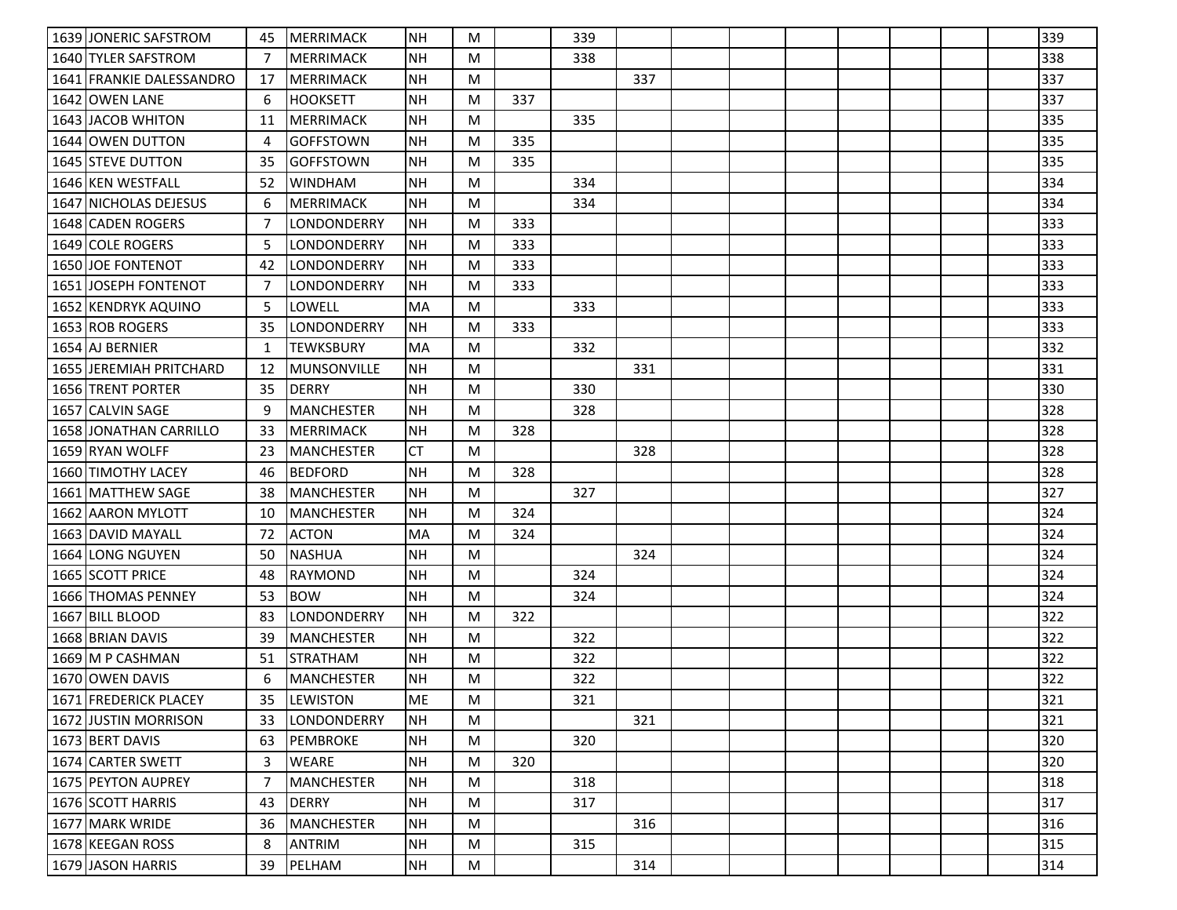| | | | | | | | | | | | | | | | | |
|---|---|---|---|---|---|---|---|---|---|---|---|---|---|---|---|---|
| 1639 | JONERIC SAFSTROM | 45 | MERRIMACK | NH | M | | 339 | | | | | | | | | 339 |
| 1640 | TYLER SAFSTROM | 7 | MERRIMACK | NH | M | | 338 | | | | | | | | | 338 |
| 1641 | FRANKIE DALESSANDRO | 17 | MERRIMACK | NH | M | | | 337 | | | | | | | | 337 |
| 1642 | OWEN LANE | 6 | HOOKSETT | NH | M | 337 | | | | | | | | | | 337 |
| 1643 | JACOB WHITON | 11 | MERRIMACK | NH | M | | 335 | | | | | | | | | 335 |
| 1644 | OWEN DUTTON | 4 | GOFFSTOWN | NH | M | 335 | | | | | | | | | | 335 |
| 1645 | STEVE DUTTON | 35 | GOFFSTOWN | NH | M | 335 | | | | | | | | | | 335 |
| 1646 | KEN WESTFALL | 52 | WINDHAM | NH | M | | 334 | | | | | | | | | 334 |
| 1647 | NICHOLAS DEJESUS | 6 | MERRIMACK | NH | M | | 334 | | | | | | | | | 334 |
| 1648 | CADEN ROGERS | 7 | LONDONDERRY | NH | M | 333 | | | | | | | | | | 333 |
| 1649 | COLE ROGERS | 5 | LONDONDERRY | NH | M | 333 | | | | | | | | | | 333 |
| 1650 | JOE FONTENOT | 42 | LONDONDERRY | NH | M | 333 | | | | | | | | | | 333 |
| 1651 | JOSEPH FONTENOT | 7 | LONDONDERRY | NH | M | 333 | | | | | | | | | | 333 |
| 1652 | KENDRYK AQUINO | 5 | LOWELL | MA | M | | 333 | | | | | | | | | 333 |
| 1653 | ROB ROGERS | 35 | LONDONDERRY | NH | M | 333 | | | | | | | | | | 333 |
| 1654 | AJ BERNIER | 1 | TEWKSBURY | MA | M | | 332 | | | | | | | | | 332 |
| 1655 | JEREMIAH PRITCHARD | 12 | MUNSONVILLE | NH | M | | | 331 | | | | | | | | 331 |
| 1656 | TRENT PORTER | 35 | DERRY | NH | M | | 330 | | | | | | | | | 330 |
| 1657 | CALVIN SAGE | 9 | MANCHESTER | NH | M | | 328 | | | | | | | | | 328 |
| 1658 | JONATHAN CARRILLO | 33 | MERRIMACK | NH | M | 328 | | | | | | | | | | 328 |
| 1659 | RYAN WOLFF | 23 | MANCHESTER | CT | M | | | 328 | | | | | | | | 328 |
| 1660 | TIMOTHY LACEY | 46 | BEDFORD | NH | M | 328 | | | | | | | | | | 328 |
| 1661 | MATTHEW SAGE | 38 | MANCHESTER | NH | M | | 327 | | | | | | | | | 327 |
| 1662 | AARON MYLOTT | 10 | MANCHESTER | NH | M | 324 | | | | | | | | | | 324 |
| 1663 | DAVID MAYALL | 72 | ACTON | MA | M | 324 | | | | | | | | | | 324 |
| 1664 | LONG NGUYEN | 50 | NASHUA | NH | M | | | 324 | | | | | | | | 324 |
| 1665 | SCOTT PRICE | 48 | RAYMOND | NH | M | | 324 | | | | | | | | | 324 |
| 1666 | THOMAS PENNEY | 53 | BOW | NH | M | | 324 | | | | | | | | | 324 |
| 1667 | BILL BLOOD | 83 | LONDONDERRY | NH | M | 322 | | | | | | | | | | 322 |
| 1668 | BRIAN DAVIS | 39 | MANCHESTER | NH | M | | 322 | | | | | | | | | 322 |
| 1669 | M P CASHMAN | 51 | STRATHAM | NH | M | | 322 | | | | | | | | | 322 |
| 1670 | OWEN DAVIS | 6 | MANCHESTER | NH | M | | 322 | | | | | | | | | 322 |
| 1671 | FREDERICK PLACEY | 35 | LEWISTON | ME | M | | 321 | | | | | | | | | 321 |
| 1672 | JUSTIN MORRISON | 33 | LONDONDERRY | NH | M | | | 321 | | | | | | | | 321 |
| 1673 | BERT DAVIS | 63 | PEMBROKE | NH | M | | 320 | | | | | | | | | 320 |
| 1674 | CARTER SWETT | 3 | WEARE | NH | M | 320 | | | | | | | | | | 320 |
| 1675 | PEYTON AUPREY | 7 | MANCHESTER | NH | M | | 318 | | | | | | | | | 318 |
| 1676 | SCOTT HARRIS | 43 | DERRY | NH | M | | 317 | | | | | | | | | 317 |
| 1677 | MARK WRIDE | 36 | MANCHESTER | NH | M | | | 316 | | | | | | | | 316 |
| 1678 | KEEGAN ROSS | 8 | ANTRIM | NH | M | | 315 | | | | | | | | | 315 |
| 1679 | JASON HARRIS | 39 | PELHAM | NH | M | | | 314 | | | | | | | | 314 |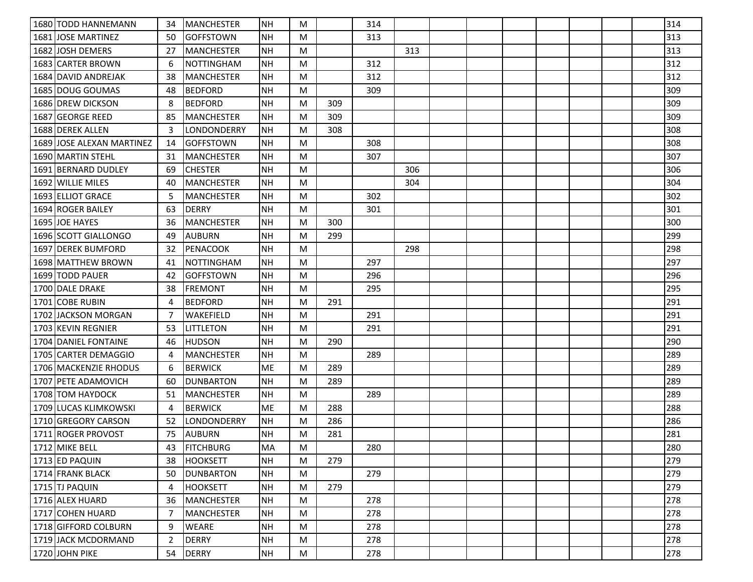| | | | | | | | | | | | | | | | | |
|---|---|---|---|---|---|---|---|---|---|---|---|---|---|---|---|---|
| 1680 | TODD HANNEMANN | 34 | MANCHESTER | NH | M | | 314 | | | | | | | | | 314 |
| 1681 | JOSE MARTINEZ | 50 | GOFFSTOWN | NH | M | | 313 | | | | | | | | | 313 |
| 1682 | JOSH DEMERS | 27 | MANCHESTER | NH | M | | | 313 | | | | | | | | 313 |
| 1683 | CARTER BROWN | 6 | NOTTINGHAM | NH | M | | 312 | | | | | | | | | 312 |
| 1684 | DAVID ANDREJAK | 38 | MANCHESTER | NH | M | | 312 | | | | | | | | | 312 |
| 1685 | DOUG GOUMAS | 48 | BEDFORD | NH | M | | 309 | | | | | | | | | 309 |
| 1686 | DREW DICKSON | 8 | BEDFORD | NH | M | 309 | | | | | | | | | | 309 |
| 1687 | GEORGE REED | 85 | MANCHESTER | NH | M | 309 | | | | | | | | | | 309 |
| 1688 | DEREK ALLEN | 3 | LONDONDERRY | NH | M | 308 | | | | | | | | | | 308 |
| 1689 | JOSE ALEXAN MARTINEZ | 14 | GOFFSTOWN | NH | M | | 308 | | | | | | | | | 308 |
| 1690 | MARTIN STEHL | 31 | MANCHESTER | NH | M | | 307 | | | | | | | | | 307 |
| 1691 | BERNARD DUDLEY | 69 | CHESTER | NH | M | | | 306 | | | | | | | | 306 |
| 1692 | WILLIE MILES | 40 | MANCHESTER | NH | M | | | 304 | | | | | | | | 304 |
| 1693 | ELLIOT GRACE | 5 | MANCHESTER | NH | M | | 302 | | | | | | | | | 302 |
| 1694 | ROGER BAILEY | 63 | DERRY | NH | M | | 301 | | | | | | | | | 301 |
| 1695 | JOE HAYES | 36 | MANCHESTER | NH | M | 300 | | | | | | | | | | 300 |
| 1696 | SCOTT GIALLONGO | 49 | AUBURN | NH | M | 299 | | | | | | | | | | 299 |
| 1697 | DEREK BUMFORD | 32 | PENACOOK | NH | M | | | 298 | | | | | | | | 298 |
| 1698 | MATTHEW BROWN | 41 | NOTTINGHAM | NH | M | | 297 | | | | | | | | | 297 |
| 1699 | TODD PAUER | 42 | GOFFSTOWN | NH | M | | 296 | | | | | | | | | 296 |
| 1700 | DALE DRAKE | 38 | FREMONT | NH | M | | 295 | | | | | | | | | 295 |
| 1701 | COBE RUBIN | 4 | BEDFORD | NH | M | 291 | | | | | | | | | | 291 |
| 1702 | JACKSON MORGAN | 7 | WAKEFIELD | NH | M | | 291 | | | | | | | | | 291 |
| 1703 | KEVIN REGNIER | 53 | LITTLETON | NH | M | | 291 | | | | | | | | | 291 |
| 1704 | DANIEL FONTAINE | 46 | HUDSON | NH | M | 290 | | | | | | | | | | 290 |
| 1705 | CARTER DEMAGGIO | 4 | MANCHESTER | NH | M | | 289 | | | | | | | | | 289 |
| 1706 | MACKENZIE RHODUS | 6 | BERWICK | ME | M | 289 | | | | | | | | | | 289 |
| 1707 | PETE ADAMOVICH | 60 | DUNBARTON | NH | M | 289 | | | | | | | | | | 289 |
| 1708 | TOM HAYDOCK | 51 | MANCHESTER | NH | M | | 289 | | | | | | | | | 289 |
| 1709 | LUCAS KLIMKOWSKI | 4 | BERWICK | ME | M | 288 | | | | | | | | | | 288 |
| 1710 | GREGORY CARSON | 52 | LONDONDERRY | NH | M | 286 | | | | | | | | | | 286 |
| 1711 | ROGER PROVOST | 75 | AUBURN | NH | M | 281 | | | | | | | | | | 281 |
| 1712 | MIKE BELL | 43 | FITCHBURG | MA | M | | 280 | | | | | | | | | 280 |
| 1713 | ED PAQUIN | 38 | HOOKSETT | NH | M | 279 | | | | | | | | | | 279 |
| 1714 | FRANK BLACK | 50 | DUNBARTON | NH | M | | 279 | | | | | | | | | 279 |
| 1715 | TJ PAQUIN | 4 | HOOKSETT | NH | M | 279 | | | | | | | | | | 279 |
| 1716 | ALEX HUARD | 36 | MANCHESTER | NH | M | | 278 | | | | | | | | | 278 |
| 1717 | COHEN HUARD | 7 | MANCHESTER | NH | M | | 278 | | | | | | | | | 278 |
| 1718 | GIFFORD COLBURN | 9 | WEARE | NH | M | | 278 | | | | | | | | | 278 |
| 1719 | JACK MCDORMAND | 2 | DERRY | NH | M | | 278 | | | | | | | | | 278 |
| 1720 | JOHN PIKE | 54 | DERRY | NH | M | | 278 | | | | | | | | | 278 |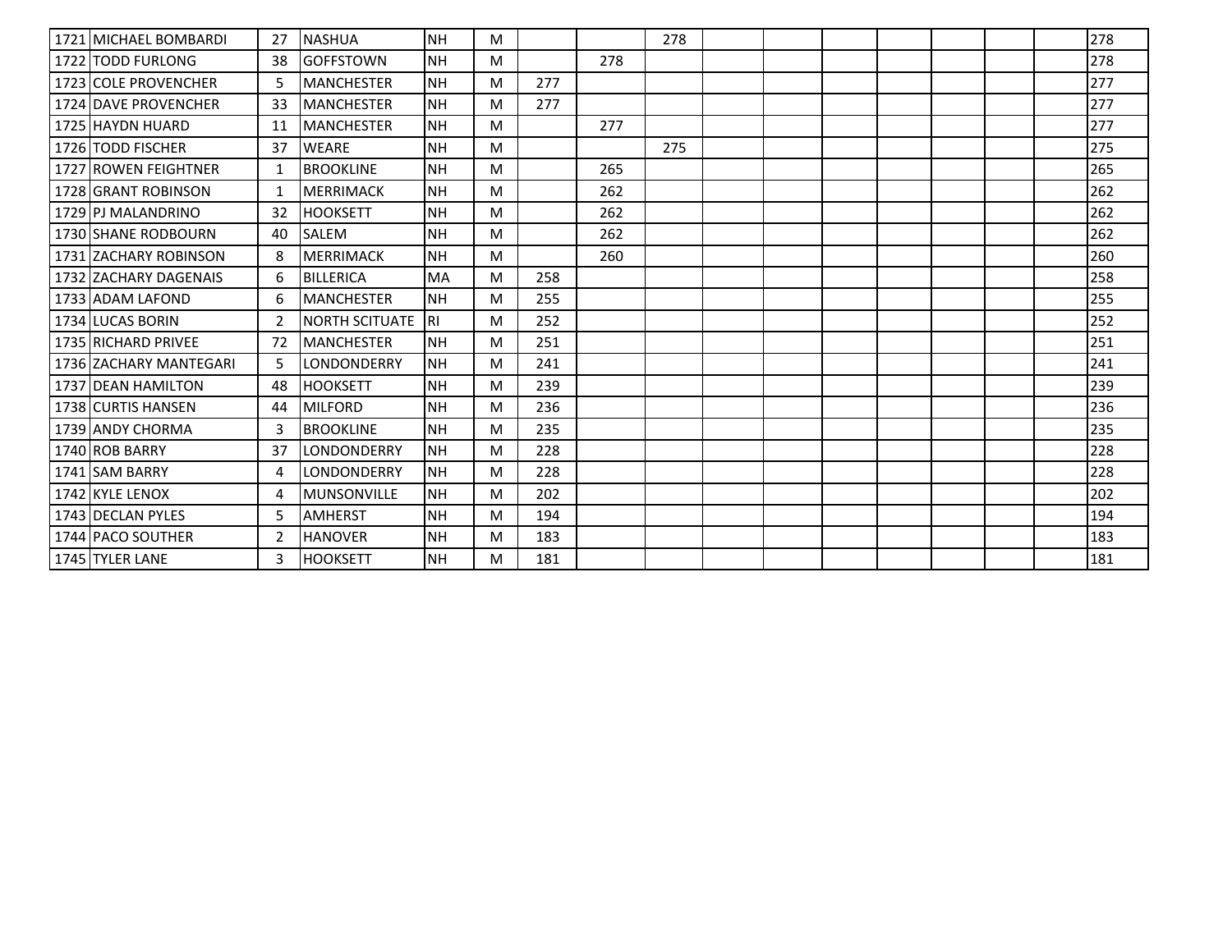| | | | | | | | | | | | | | | | | |
|---|---|---|---|---|---|---|---|---|---|---|---|---|---|---|---|---|
| 1721 | MICHAEL BOMBARDI | 27 | NASHUA | NH | M | | | 278 | | | | | | | | 278 |
| 1722 | TODD FURLONG | 38 | GOFFSTOWN | NH | M | | 278 | | | | | | | | | 278 |
| 1723 | COLE PROVENCHER | 5 | MANCHESTER | NH | M | 277 | | | | | | | | | | 277 |
| 1724 | DAVE PROVENCHER | 33 | MANCHESTER | NH | M | 277 | | | | | | | | | | 277 |
| 1725 | HAYDN HUARD | 11 | MANCHESTER | NH | M | | 277 | | | | | | | | | 277 |
| 1726 | TODD FISCHER | 37 | WEARE | NH | M | | | 275 | | | | | | | | 275 |
| 1727 | ROWEN FEIGHTNER | 1 | BROOKLINE | NH | M | | 265 | | | | | | | | | 265 |
| 1728 | GRANT ROBINSON | 1 | MERRIMACK | NH | M | | 262 | | | | | | | | | 262 |
| 1729 | PJ MALANDRINO | 32 | HOOKSETT | NH | M | | 262 | | | | | | | | | 262 |
| 1730 | SHANE RODBOURN | 40 | SALEM | NH | M | | 262 | | | | | | | | | 262 |
| 1731 | ZACHARY ROBINSON | 8 | MERRIMACK | NH | M | | 260 | | | | | | | | | 260 |
| 1732 | ZACHARY DAGENAIS | 6 | BILLERICA | MA | M | 258 | | | | | | | | | | 258 |
| 1733 | ADAM LAFOND | 6 | MANCHESTER | NH | M | 255 | | | | | | | | | | 255 |
| 1734 | LUCAS BORIN | 2 | NORTH SCITUATE | RI | M | 252 | | | | | | | | | | 252 |
| 1735 | RICHARD PRIVEE | 72 | MANCHESTER | NH | M | 251 | | | | | | | | | | 251 |
| 1736 | ZACHARY MANTEGARI | 5 | LONDONDERRY | NH | M | 241 | | | | | | | | | | 241 |
| 1737 | DEAN HAMILTON | 48 | HOOKSETT | NH | M | 239 | | | | | | | | | | 239 |
| 1738 | CURTIS HANSEN | 44 | MILFORD | NH | M | 236 | | | | | | | | | | 236 |
| 1739 | ANDY CHORMA | 3 | BROOKLINE | NH | M | 235 | | | | | | | | | | 235 |
| 1740 | ROB BARRY | 37 | LONDONDERRY | NH | M | 228 | | | | | | | | | | 228 |
| 1741 | SAM BARRY | 4 | LONDONDERRY | NH | M | 228 | | | | | | | | | | 228 |
| 1742 | KYLE LENOX | 4 | MUNSONVILLE | NH | M | 202 | | | | | | | | | | 202 |
| 1743 | DECLAN PYLES | 5 | AMHERST | NH | M | 194 | | | | | | | | | | 194 |
| 1744 | PACO SOUTHER | 2 | HANOVER | NH | M | 183 | | | | | | | | | | 183 |
| 1745 | TYLER LANE | 3 | HOOKSETT | NH | M | 181 | | | | | | | | | | 181 |